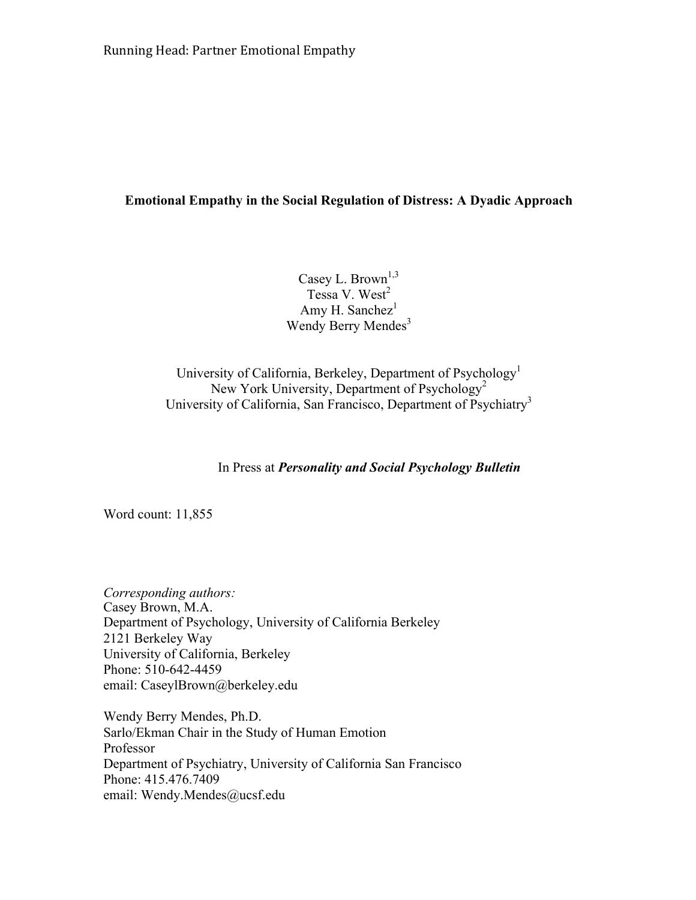Running Head: Partner Emotional Empathy

# Emotional Empathy in the Social Regulation of Distress: A Dyadic Approach

Casey L. Brown[1,3]
Tessa V. West[2]
Amy H. Sanchez[1]
Wendy Berry Mendes[3]

University of California, Berkeley, Department of Psychology[1]
New York University, Department of Psychology[2]
University of California, San Francisco, Department of Psychiatry[3]

In Press at ***Personality and Social Psychology Bulletin***

Word count: 11,855

*Corresponding authors:*
Casey Brown, M.A.
Department of Psychology, University of California Berkeley
2121 Berkeley Way
University of California, Berkeley
Phone: 510-642-4459
email: CaseylBrown@berkeley.edu

Wendy Berry Mendes, Ph.D.
Sarlo/Ekman Chair in the Study of Human Emotion
Professor
Department of Psychiatry, University of California San Francisco
Phone: 415.476.7409
email: Wendy.Mendes@ucsf.edu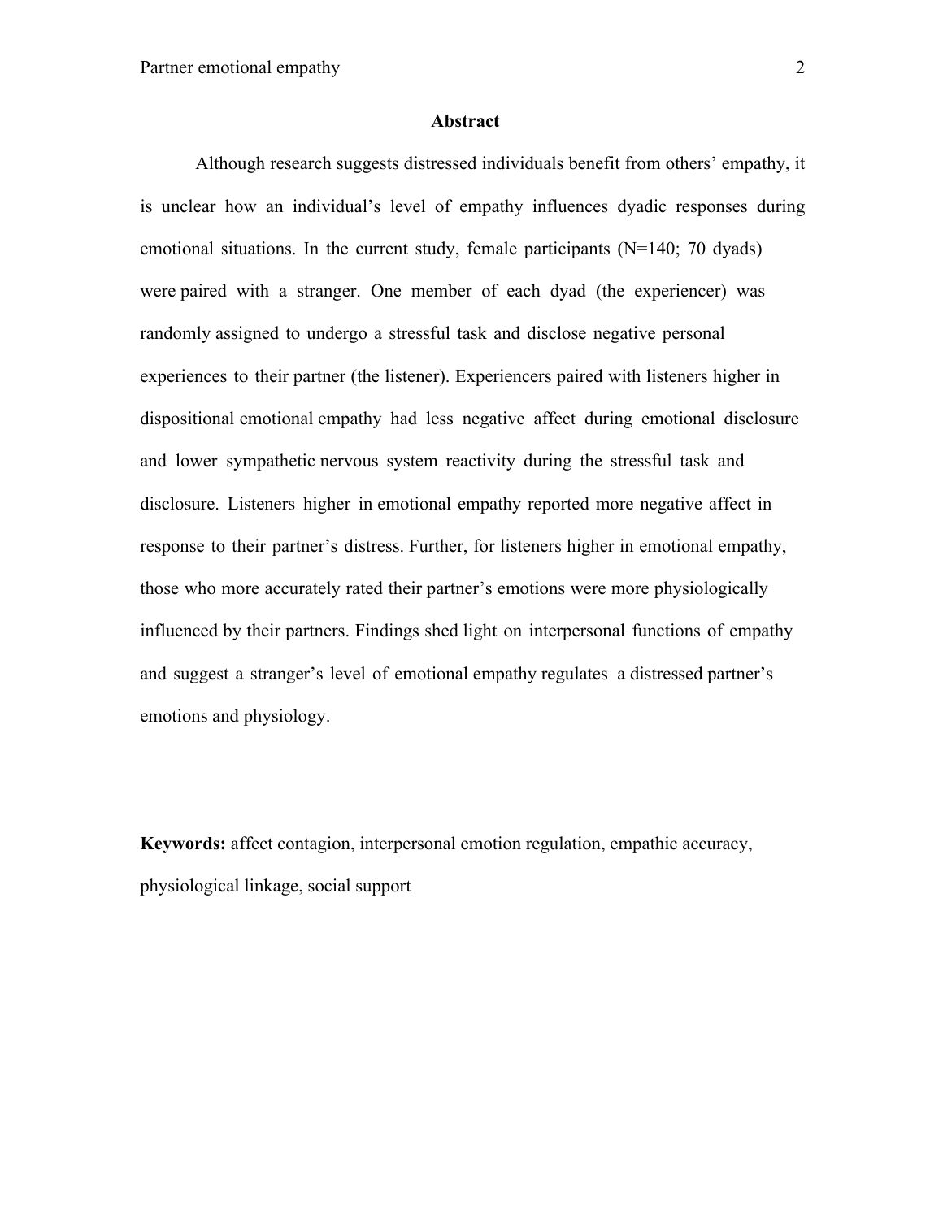## Abstract

Although research suggests distressed individuals benefit from others' empathy, it is unclear how an individual's level of empathy influences dyadic responses during emotional situations. In the current study, female participants (N=140; 70 dyads) were paired with a stranger. One member of each dyad (the experiencer) was randomly assigned to undergo a stressful task and disclose negative personal experiences to their partner (the listener). Experiencers paired with listeners higher in dispositional emotional empathy had less negative affect during emotional disclosure and lower sympathetic nervous system reactivity during the stressful task and disclosure. Listeners higher in emotional empathy reported more negative affect in response to their partner's distress. Further, for listeners higher in emotional empathy, those who more accurately rated their partner's emotions were more physiologically influenced by their partners. Findings shed light on interpersonal functions of empathy and suggest a stranger's level of emotional empathy regulates a distressed partner's emotions and physiology.

**Keywords:** affect contagion, interpersonal emotion regulation, empathic accuracy, physiological linkage, social support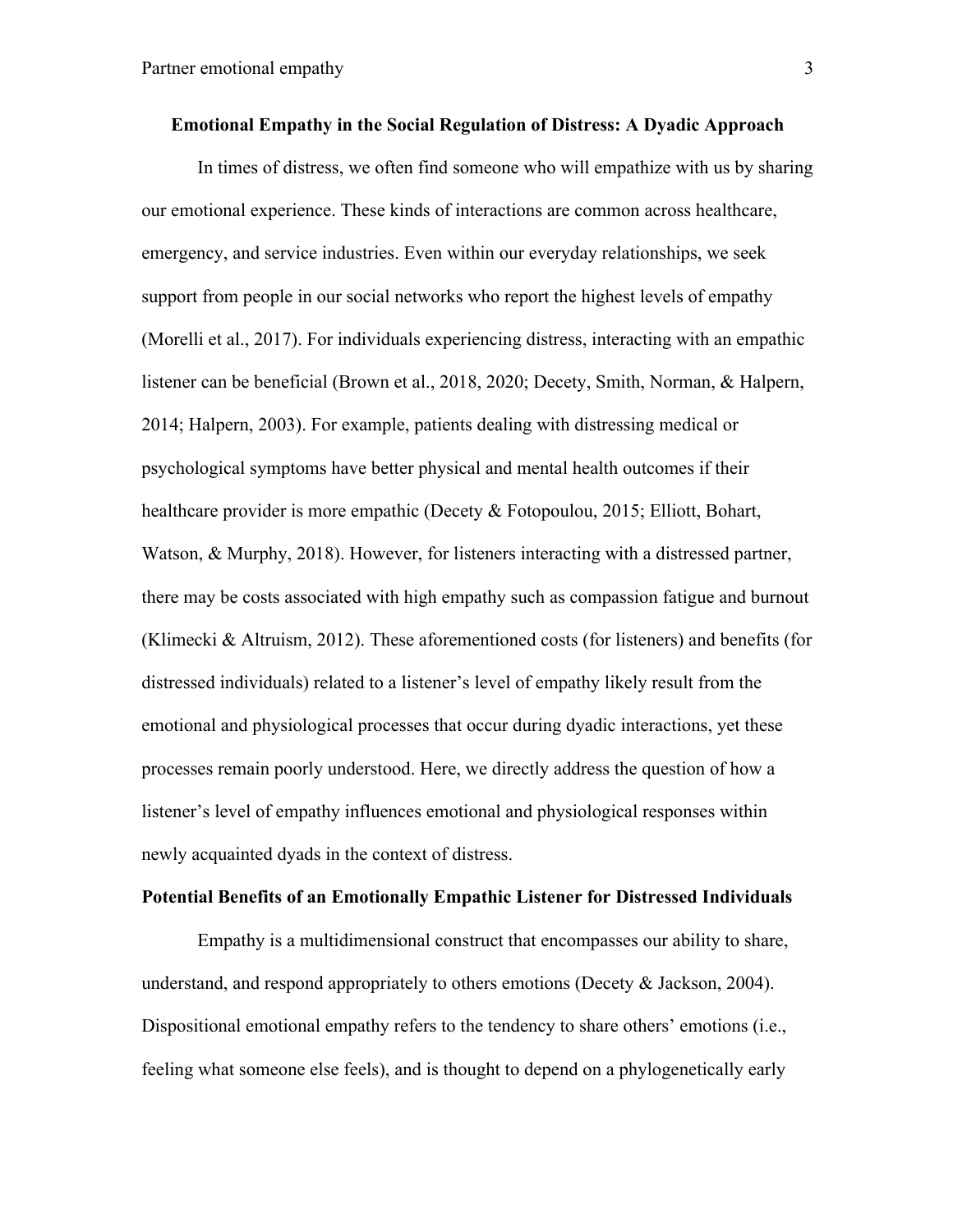# Emotional Empathy in the Social Regulation of Distress: A Dyadic Approach

In times of distress, we often find someone who will empathize with us by sharing our emotional experience. These kinds of interactions are common across healthcare, emergency, and service industries. Even within our everyday relationships, we seek support from people in our social networks who report the highest levels of empathy (Morelli et al., 2017). For individuals experiencing distress, interacting with an empathic listener can be beneficial (Brown et al., 2018, 2020; Decety, Smith, Norman, & Halpern, 2014; Halpern, 2003). For example, patients dealing with distressing medical or psychological symptoms have better physical and mental health outcomes if their healthcare provider is more empathic (Decety & Fotopoulou, 2015; Elliott, Bohart, Watson, & Murphy, 2018). However, for listeners interacting with a distressed partner, there may be costs associated with high empathy such as compassion fatigue and burnout (Klimecki & Altruism, 2012). These aforementioned costs (for listeners) and benefits (for distressed individuals) related to a listener's level of empathy likely result from the emotional and physiological processes that occur during dyadic interactions, yet these processes remain poorly understood. Here, we directly address the question of how a listener's level of empathy influences emotional and physiological responses within newly acquainted dyads in the context of distress.

## Potential Benefits of an Emotionally Empathic Listener for Distressed Individuals

Empathy is a multidimensional construct that encompasses our ability to share, understand, and respond appropriately to others emotions (Decety & Jackson, 2004). Dispositional emotional empathy refers to the tendency to share others' emotions (i.e., feeling what someone else feels), and is thought to depend on a phylogenetically early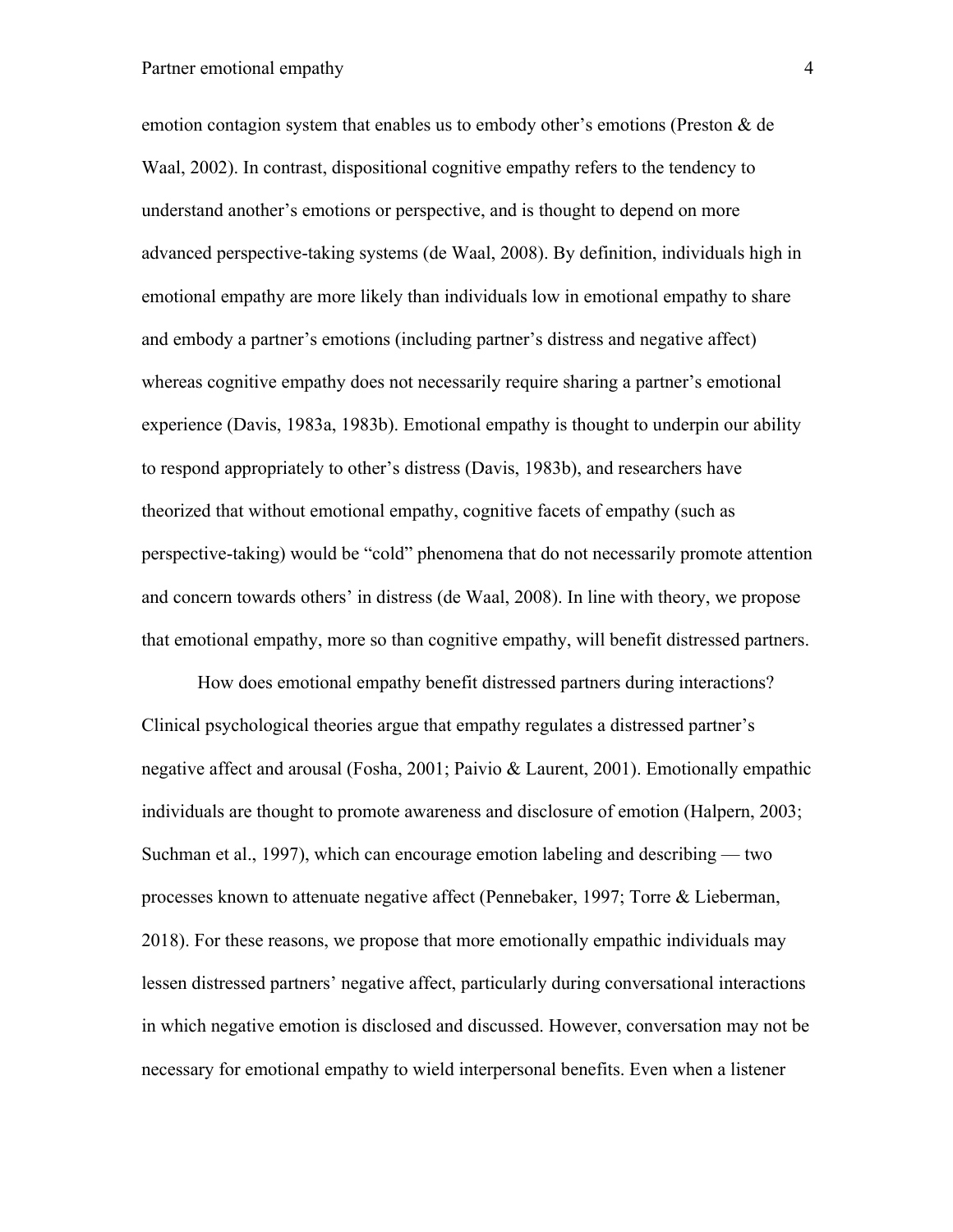emotion contagion system that enables us to embody other's emotions (Preston & de Waal, 2002). In contrast, dispositional cognitive empathy refers to the tendency to understand another's emotions or perspective, and is thought to depend on more advanced perspective-taking systems (de Waal, 2008). By definition, individuals high in emotional empathy are more likely than individuals low in emotional empathy to share and embody a partner's emotions (including partner's distress and negative affect) whereas cognitive empathy does not necessarily require sharing a partner's emotional experience (Davis, 1983a, 1983b). Emotional empathy is thought to underpin our ability to respond appropriately to other's distress (Davis, 1983b), and researchers have theorized that without emotional empathy, cognitive facets of empathy (such as perspective-taking) would be "cold" phenomena that do not necessarily promote attention and concern towards others' in distress (de Waal, 2008). In line with theory, we propose that emotional empathy, more so than cognitive empathy, will benefit distressed partners.

How does emotional empathy benefit distressed partners during interactions? Clinical psychological theories argue that empathy regulates a distressed partner's negative affect and arousal (Fosha, 2001; Paivio & Laurent, 2001). Emotionally empathic individuals are thought to promote awareness and disclosure of emotion (Halpern, 2003; Suchman et al., 1997), which can encourage emotion labeling and describing — two processes known to attenuate negative affect (Pennebaker, 1997; Torre & Lieberman, 2018). For these reasons, we propose that more emotionally empathic individuals may lessen distressed partners' negative affect, particularly during conversational interactions in which negative emotion is disclosed and discussed. However, conversation may not be necessary for emotional empathy to wield interpersonal benefits. Even when a listener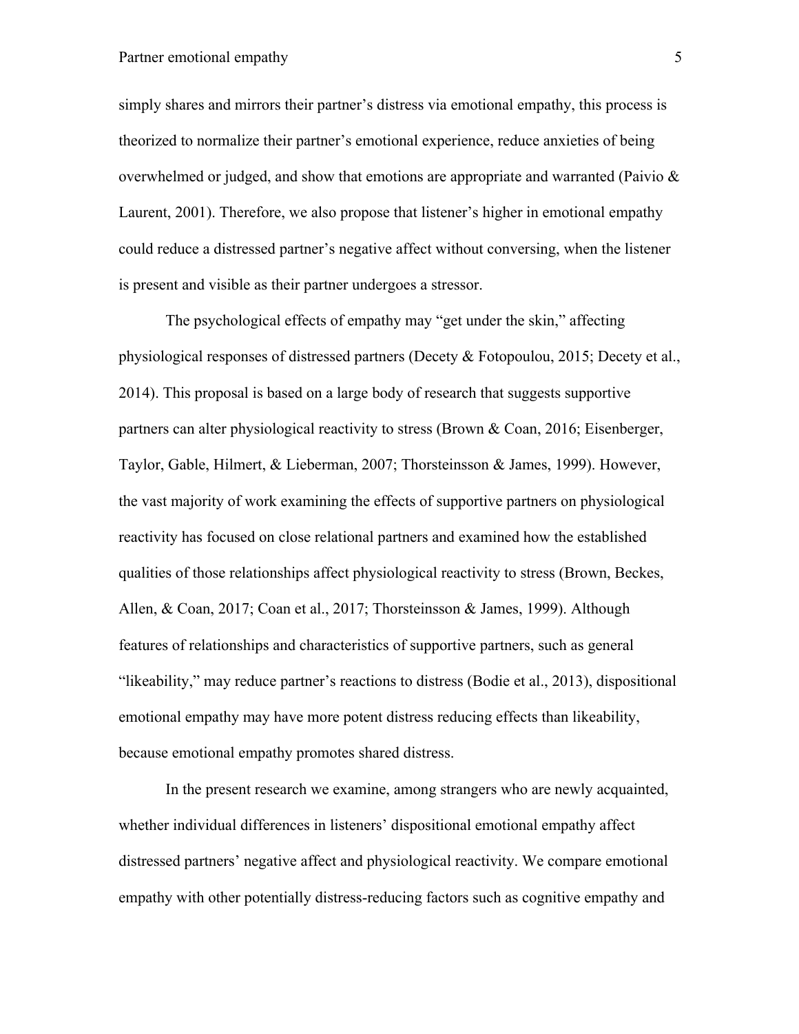simply shares and mirrors their partner's distress via emotional empathy, this process is theorized to normalize their partner's emotional experience, reduce anxieties of being overwhelmed or judged, and show that emotions are appropriate and warranted (Paivio & Laurent, 2001). Therefore, we also propose that listener's higher in emotional empathy could reduce a distressed partner's negative affect without conversing, when the listener is present and visible as their partner undergoes a stressor.

The psychological effects of empathy may "get under the skin," affecting physiological responses of distressed partners (Decety & Fotopoulou, 2015; Decety et al., 2014). This proposal is based on a large body of research that suggests supportive partners can alter physiological reactivity to stress (Brown & Coan, 2016; Eisenberger, Taylor, Gable, Hilmert, & Lieberman, 2007; Thorsteinsson & James, 1999). However, the vast majority of work examining the effects of supportive partners on physiological reactivity has focused on close relational partners and examined how the established qualities of those relationships affect physiological reactivity to stress (Brown, Beckes, Allen, & Coan, 2017; Coan et al., 2017; Thorsteinsson & James, 1999). Although features of relationships and characteristics of supportive partners, such as general "likeability," may reduce partner's reactions to distress (Bodie et al., 2013), dispositional emotional empathy may have more potent distress reducing effects than likeability, because emotional empathy promotes shared distress.

In the present research we examine, among strangers who are newly acquainted, whether individual differences in listeners' dispositional emotional empathy affect distressed partners' negative affect and physiological reactivity. We compare emotional empathy with other potentially distress-reducing factors such as cognitive empathy and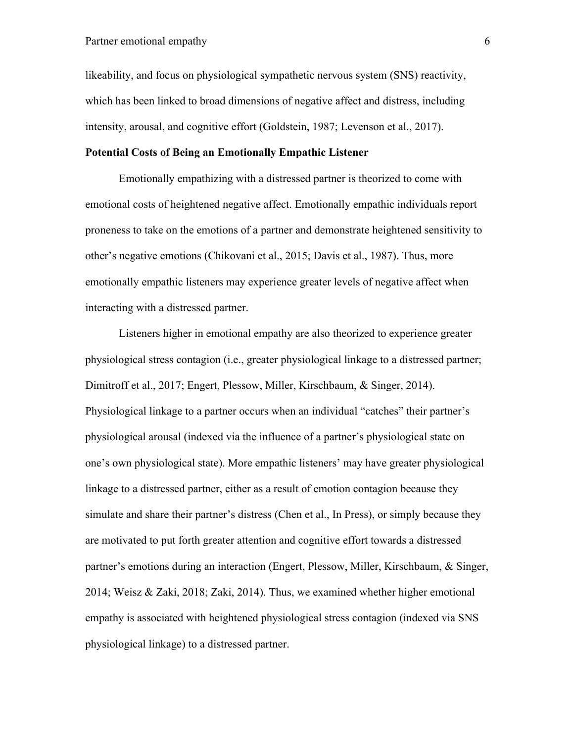likeability, and focus on physiological sympathetic nervous system (SNS) reactivity, which has been linked to broad dimensions of negative affect and distress, including intensity, arousal, and cognitive effort (Goldstein, 1987; Levenson et al., 2017).

**Potential Costs of Being an Emotionally Empathic Listener**

Emotionally empathizing with a distressed partner is theorized to come with emotional costs of heightened negative affect. Emotionally empathic individuals report proneness to take on the emotions of a partner and demonstrate heightened sensitivity to other's negative emotions (Chikovani et al., 2015; Davis et al., 1987). Thus, more emotionally empathic listeners may experience greater levels of negative affect when interacting with a distressed partner.

Listeners higher in emotional empathy are also theorized to experience greater physiological stress contagion (i.e., greater physiological linkage to a distressed partner; Dimitroff et al., 2017; Engert, Plessow, Miller, Kirschbaum, & Singer, 2014). Physiological linkage to a partner occurs when an individual "catches" their partner's physiological arousal (indexed via the influence of a partner's physiological state on one's own physiological state). More empathic listeners' may have greater physiological linkage to a distressed partner, either as a result of emotion contagion because they simulate and share their partner's distress (Chen et al., In Press), or simply because they are motivated to put forth greater attention and cognitive effort towards a distressed partner's emotions during an interaction (Engert, Plessow, Miller, Kirschbaum, & Singer, 2014; Weisz & Zaki, 2018; Zaki, 2014). Thus, we examined whether higher emotional empathy is associated with heightened physiological stress contagion (indexed via SNS physiological linkage) to a distressed partner.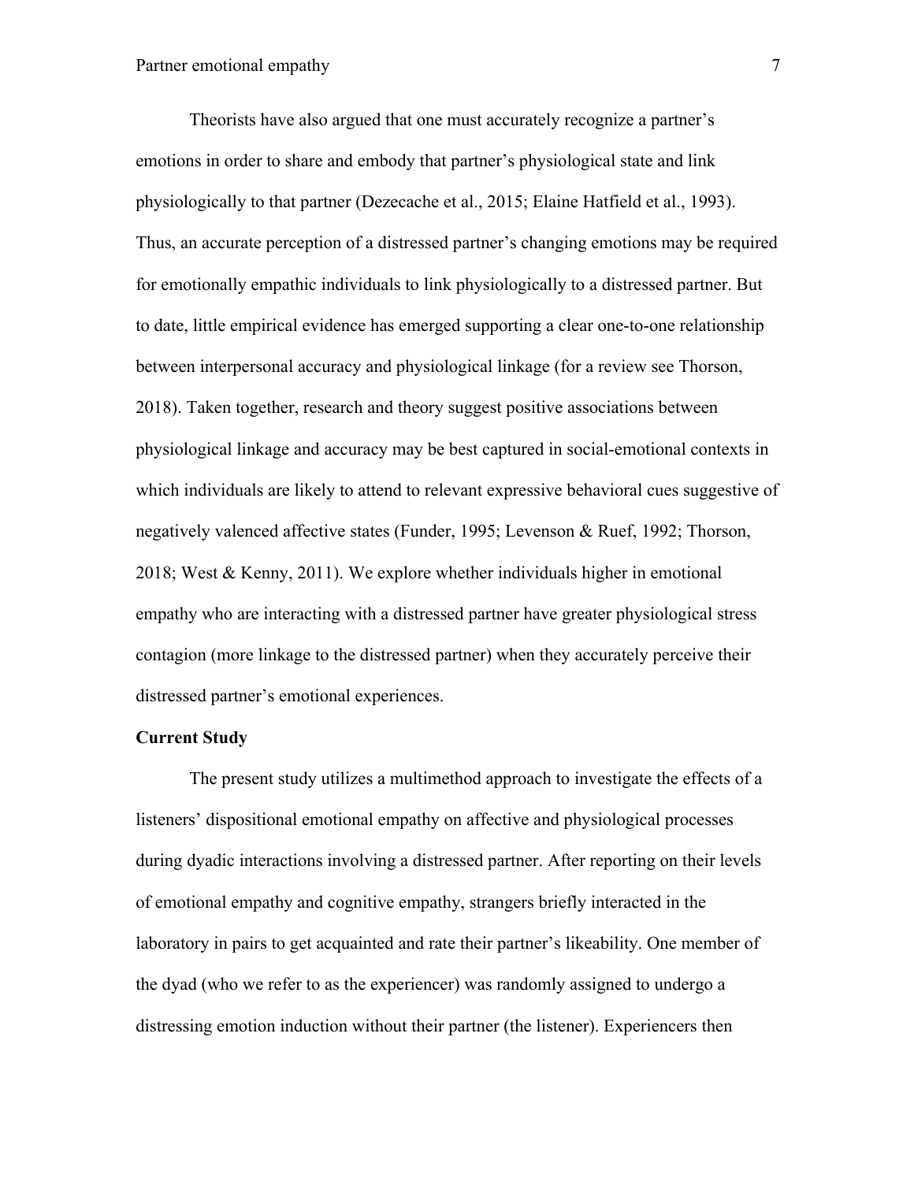Theorists have also argued that one must accurately recognize a partner's emotions in order to share and embody that partner's physiological state and link physiologically to that partner (Dezecache et al., 2015; Elaine Hatfield et al., 1993). Thus, an accurate perception of a distressed partner's changing emotions may be required for emotionally empathic individuals to link physiologically to a distressed partner. But to date, little empirical evidence has emerged supporting a clear one-to-one relationship between interpersonal accuracy and physiological linkage (for a review see Thorson, 2018). Taken together, research and theory suggest positive associations between physiological linkage and accuracy may be best captured in social-emotional contexts in which individuals are likely to attend to relevant expressive behavioral cues suggestive of negatively valenced affective states (Funder, 1995; Levenson & Ruef, 1992; Thorson, 2018; West & Kenny, 2011). We explore whether individuals higher in emotional empathy who are interacting with a distressed partner have greater physiological stress contagion (more linkage to the distressed partner) when they accurately perceive their distressed partner's emotional experiences.

## Current Study

The present study utilizes a multimethod approach to investigate the effects of a listeners' dispositional emotional empathy on affective and physiological processes during dyadic interactions involving a distressed partner. After reporting on their levels of emotional empathy and cognitive empathy, strangers briefly interacted in the laboratory in pairs to get acquainted and rate their partner's likeability. One member of the dyad (who we refer to as the experiencer) was randomly assigned to undergo a distressing emotion induction without their partner (the listener). Experiencers then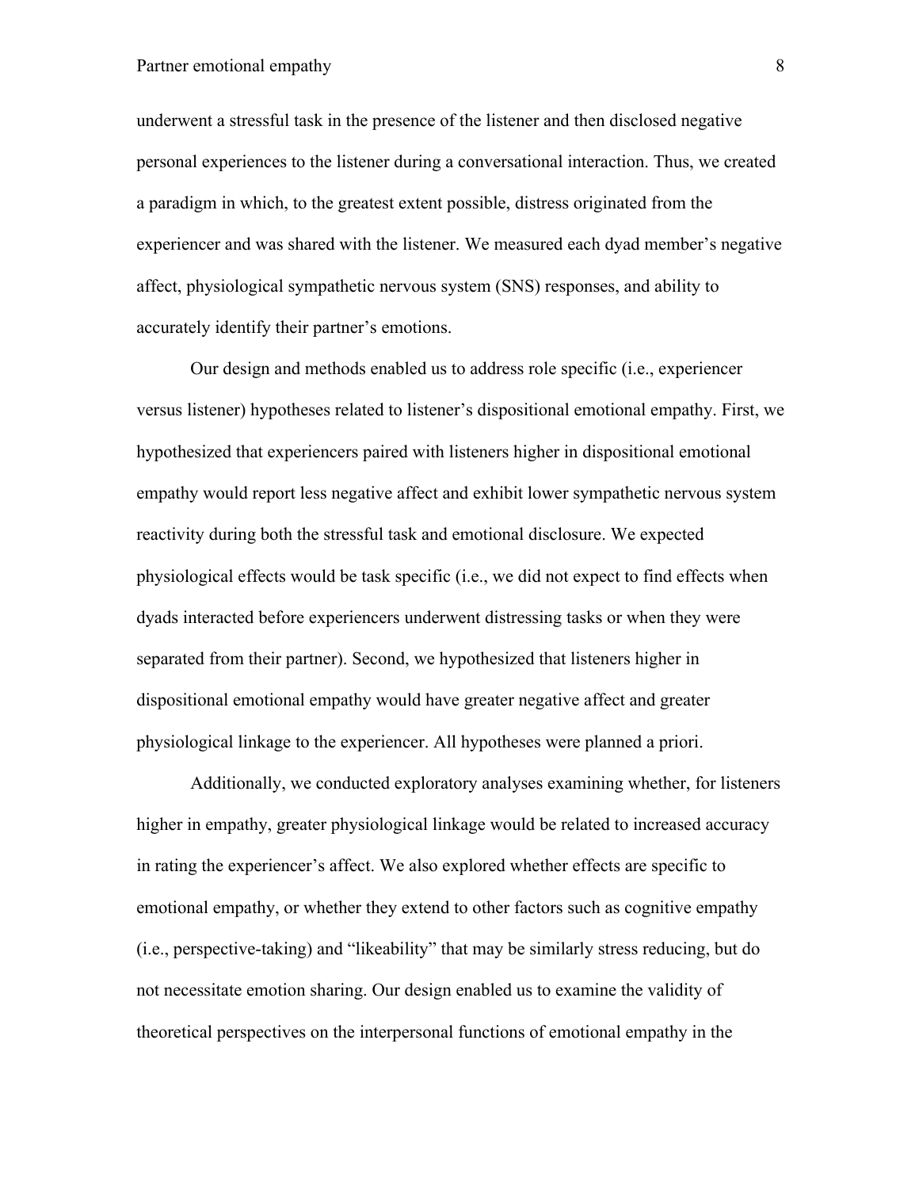underwent a stressful task in the presence of the listener and then disclosed negative personal experiences to the listener during a conversational interaction. Thus, we created a paradigm in which, to the greatest extent possible, distress originated from the experiencer and was shared with the listener. We measured each dyad member's negative affect, physiological sympathetic nervous system (SNS) responses, and ability to accurately identify their partner's emotions.

Our design and methods enabled us to address role specific (i.e., experiencer versus listener) hypotheses related to listener's dispositional emotional empathy. First, we hypothesized that experiencers paired with listeners higher in dispositional emotional empathy would report less negative affect and exhibit lower sympathetic nervous system reactivity during both the stressful task and emotional disclosure. We expected physiological effects would be task specific (i.e., we did not expect to find effects when dyads interacted before experiencers underwent distressing tasks or when they were separated from their partner). Second, we hypothesized that listeners higher in dispositional emotional empathy would have greater negative affect and greater physiological linkage to the experiencer. All hypotheses were planned a priori.

Additionally, we conducted exploratory analyses examining whether, for listeners higher in empathy, greater physiological linkage would be related to increased accuracy in rating the experiencer's affect. We also explored whether effects are specific to emotional empathy, or whether they extend to other factors such as cognitive empathy (i.e., perspective-taking) and "likeability" that may be similarly stress reducing, but do not necessitate emotion sharing. Our design enabled us to examine the validity of theoretical perspectives on the interpersonal functions of emotional empathy in the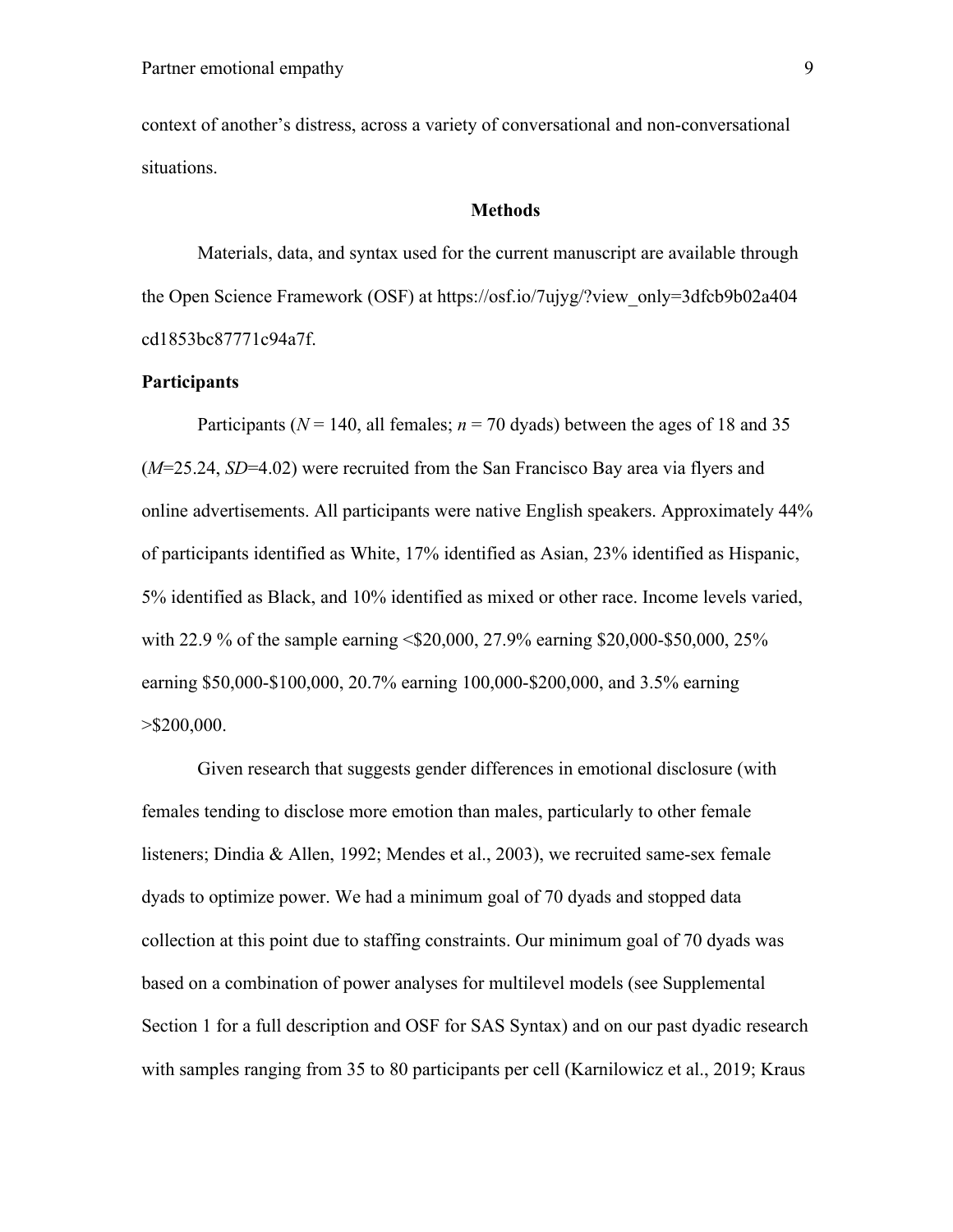context of another's distress, across a variety of conversational and non-conversational situations.

## Methods

Materials, data, and syntax used for the current manuscript are available through the Open Science Framework (OSF) at https://osf.io/7ujyg/?view_only=3dfcb9b02a404cd1853bc87771c94a7f.

### Participants

Participants ($N$ = 140, all females; $n$ = 70 dyads) between the ages of 18 and 35 ($M$=25.24, $SD$=4.02) were recruited from the San Francisco Bay area via flyers and online advertisements. All participants were native English speakers. Approximately 44% of participants identified as White, 17% identified as Asian, 23% identified as Hispanic, 5% identified as Black, and 10% identified as mixed or other race. Income levels varied, with 22.9 % of the sample earning <$20,000, 27.9% earning $20,000-$50,000, 25% earning $50,000-$100,000, 20.7% earning 100,000-$200,000, and 3.5% earning >$200,000.

Given research that suggests gender differences in emotional disclosure (with females tending to disclose more emotion than males, particularly to other female listeners; Dindia & Allen, 1992; Mendes et al., 2003), we recruited same-sex female dyads to optimize power. We had a minimum goal of 70 dyads and stopped data collection at this point due to staffing constraints. Our minimum goal of 70 dyads was based on a combination of power analyses for multilevel models (see Supplemental Section 1 for a full description and OSF for SAS Syntax) and on our past dyadic research with samples ranging from 35 to 80 participants per cell (Karnilowicz et al., 2019; Kraus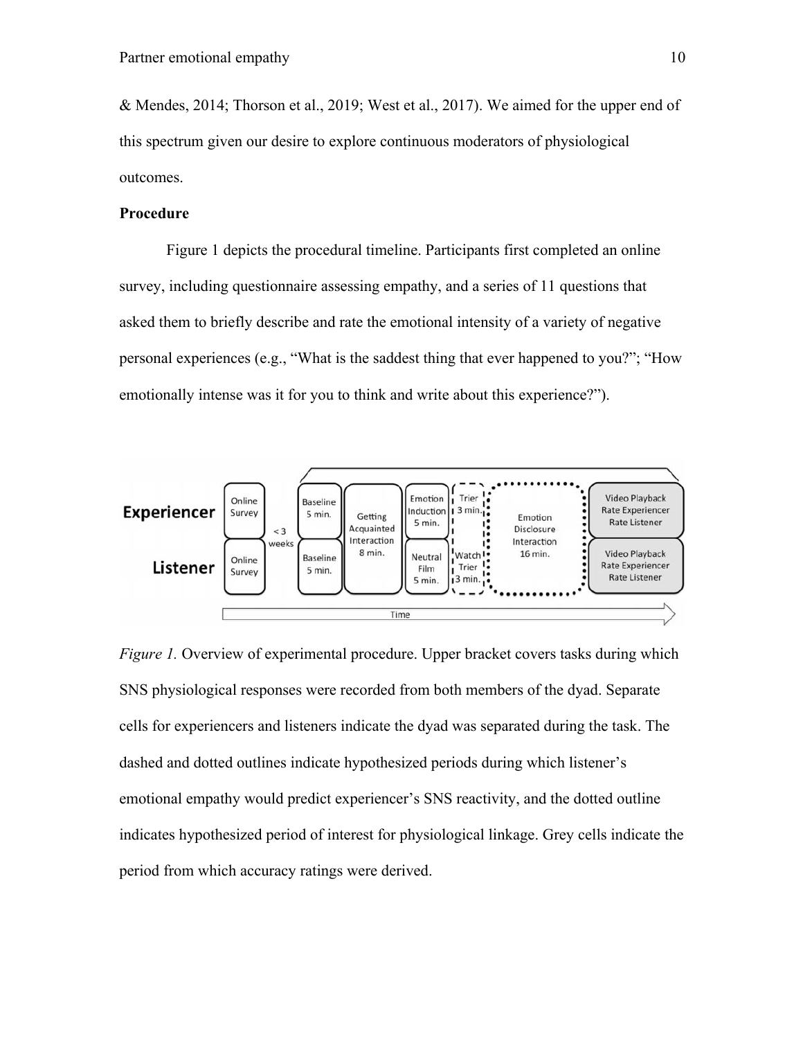& Mendes, 2014; Thorson et al., 2019; West et al., 2017). We aimed for the upper end of this spectrum given our desire to explore continuous moderators of physiological outcomes.

**Procedure**

Figure 1 depicts the procedural timeline. Participants first completed an online survey, including questionnaire assessing empathy, and a series of 11 questions that asked them to briefly describe and rate the emotional intensity of a variety of negative personal experiences (e.g., "What is the saddest thing that ever happened to you?"; "How emotionally intense was it for you to think and write about this experience?").

*Figure 1.* Overview of experimental procedure. Upper bracket covers tasks during which SNS physiological responses were recorded from both members of the dyad. Separate cells for experiencers and listeners indicate the dyad was separated during the task. The dashed and dotted outlines indicate hypothesized periods during which listener's emotional empathy would predict experiencer's SNS reactivity, and the dotted outline indicates hypothesized period of interest for physiological linkage. Grey cells indicate the period from which accuracy ratings were derived.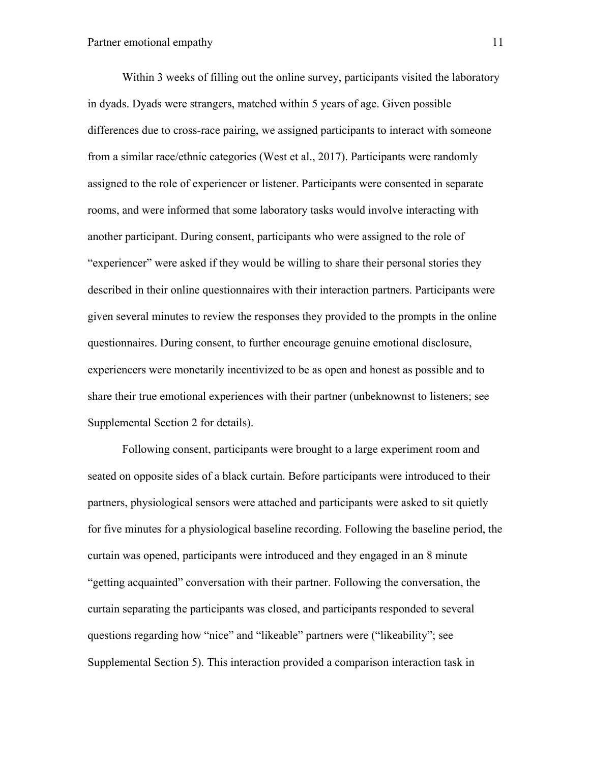Within 3 weeks of filling out the online survey, participants visited the laboratory in dyads. Dyads were strangers, matched within 5 years of age. Given possible differences due to cross-race pairing, we assigned participants to interact with someone from a similar race/ethnic categories (West et al., 2017). Participants were randomly assigned to the role of experiencer or listener. Participants were consented in separate rooms, and were informed that some laboratory tasks would involve interacting with another participant. During consent, participants who were assigned to the role of "experiencer" were asked if they would be willing to share their personal stories they described in their online questionnaires with their interaction partners. Participants were given several minutes to review the responses they provided to the prompts in the online questionnaires. During consent, to further encourage genuine emotional disclosure, experiencers were monetarily incentivized to be as open and honest as possible and to share their true emotional experiences with their partner (unbeknownst to listeners; see Supplemental Section 2 for details).

Following consent, participants were brought to a large experiment room and seated on opposite sides of a black curtain. Before participants were introduced to their partners, physiological sensors were attached and participants were asked to sit quietly for five minutes for a physiological baseline recording. Following the baseline period, the curtain was opened, participants were introduced and they engaged in an 8 minute "getting acquainted" conversation with their partner. Following the conversation, the curtain separating the participants was closed, and participants responded to several questions regarding how "nice" and "likeable" partners were ("likeability"; see Supplemental Section 5). This interaction provided a comparison interaction task in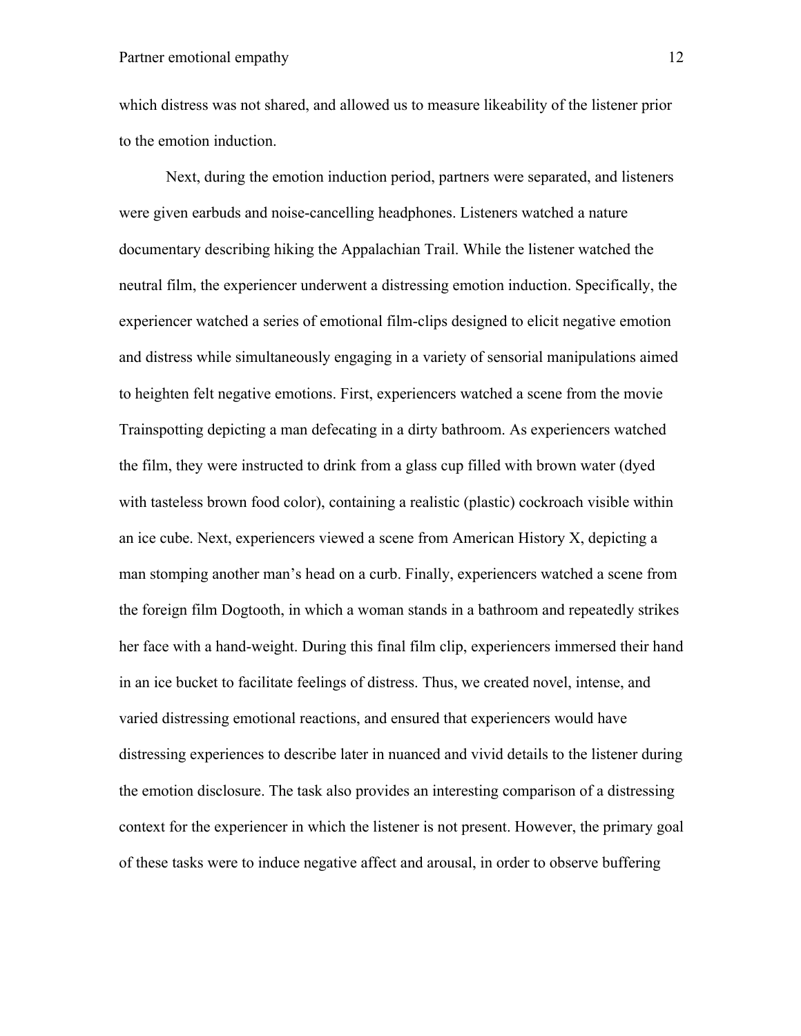which distress was not shared, and allowed us to measure likeability of the listener prior to the emotion induction.

Next, during the emotion induction period, partners were separated, and listeners were given earbuds and noise-cancelling headphones. Listeners watched a nature documentary describing hiking the Appalachian Trail. While the listener watched the neutral film, the experiencer underwent a distressing emotion induction. Specifically, the experiencer watched a series of emotional film-clips designed to elicit negative emotion and distress while simultaneously engaging in a variety of sensorial manipulations aimed to heighten felt negative emotions. First, experiencers watched a scene from the movie Trainspotting depicting a man defecating in a dirty bathroom. As experiencers watched the film, they were instructed to drink from a glass cup filled with brown water (dyed with tasteless brown food color), containing a realistic (plastic) cockroach visible within an ice cube. Next, experiencers viewed a scene from American History X, depicting a man stomping another man's head on a curb. Finally, experiencers watched a scene from the foreign film Dogtooth, in which a woman stands in a bathroom and repeatedly strikes her face with a hand-weight. During this final film clip, experiencers immersed their hand in an ice bucket to facilitate feelings of distress. Thus, we created novel, intense, and varied distressing emotional reactions, and ensured that experiencers would have distressing experiences to describe later in nuanced and vivid details to the listener during the emotion disclosure. The task also provides an interesting comparison of a distressing context for the experiencer in which the listener is not present. However, the primary goal of these tasks were to induce negative affect and arousal, in order to observe buffering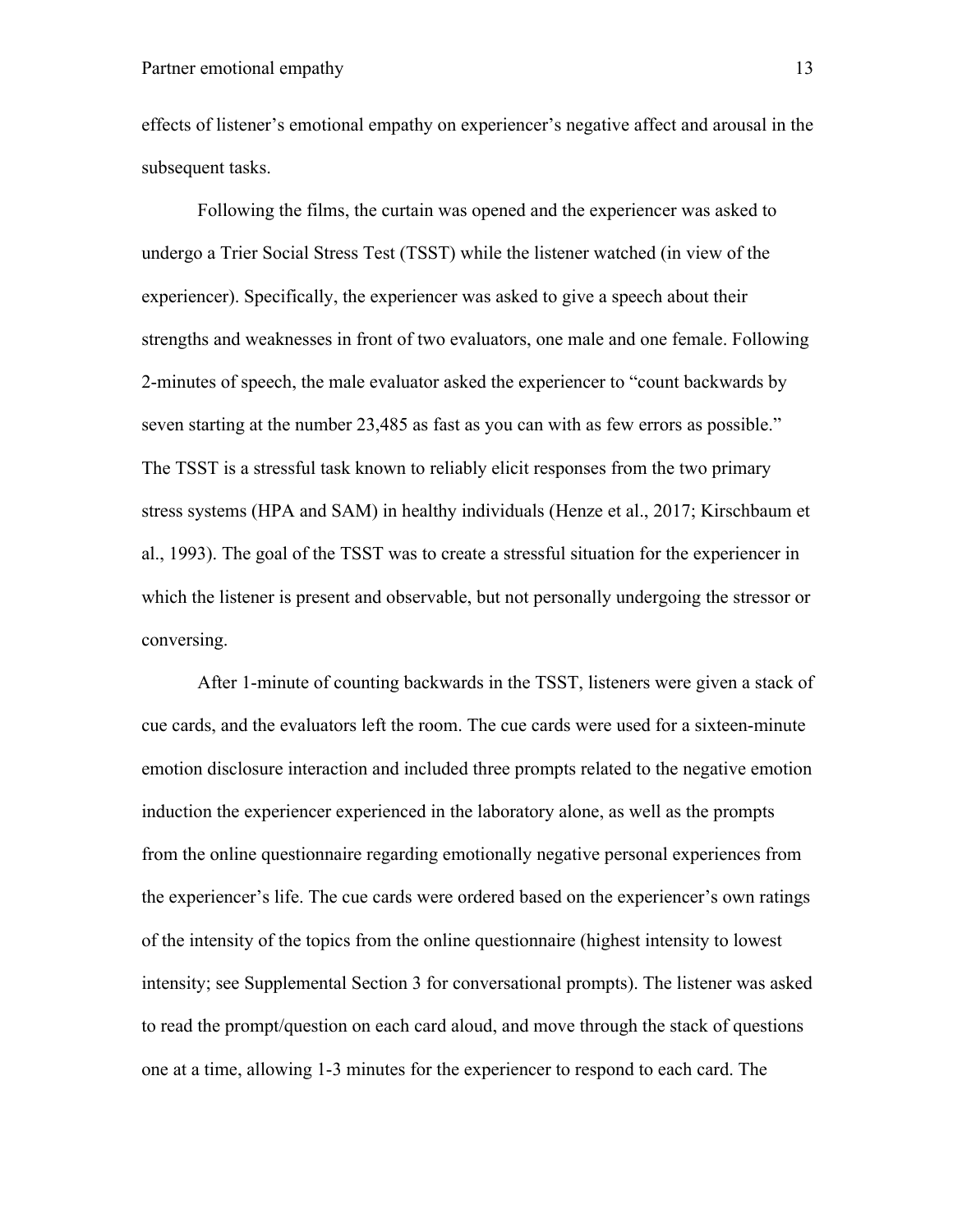effects of listener's emotional empathy on experiencer's negative affect and arousal in the subsequent tasks.

Following the films, the curtain was opened and the experiencer was asked to undergo a Trier Social Stress Test (TSST) while the listener watched (in view of the experiencer). Specifically, the experiencer was asked to give a speech about their strengths and weaknesses in front of two evaluators, one male and one female. Following 2-minutes of speech, the male evaluator asked the experiencer to "count backwards by seven starting at the number 23,485 as fast as you can with as few errors as possible." The TSST is a stressful task known to reliably elicit responses from the two primary stress systems (HPA and SAM) in healthy individuals (Henze et al., 2017; Kirschbaum et al., 1993). The goal of the TSST was to create a stressful situation for the experiencer in which the listener is present and observable, but not personally undergoing the stressor or conversing.

After 1-minute of counting backwards in the TSST, listeners were given a stack of cue cards, and the evaluators left the room. The cue cards were used for a sixteen-minute emotion disclosure interaction and included three prompts related to the negative emotion induction the experiencer experienced in the laboratory alone, as well as the prompts from the online questionnaire regarding emotionally negative personal experiences from the experiencer's life. The cue cards were ordered based on the experiencer's own ratings of the intensity of the topics from the online questionnaire (highest intensity to lowest intensity; see Supplemental Section 3 for conversational prompts). The listener was asked to read the prompt/question on each card aloud, and move through the stack of questions one at a time, allowing 1-3 minutes for the experiencer to respond to each card. The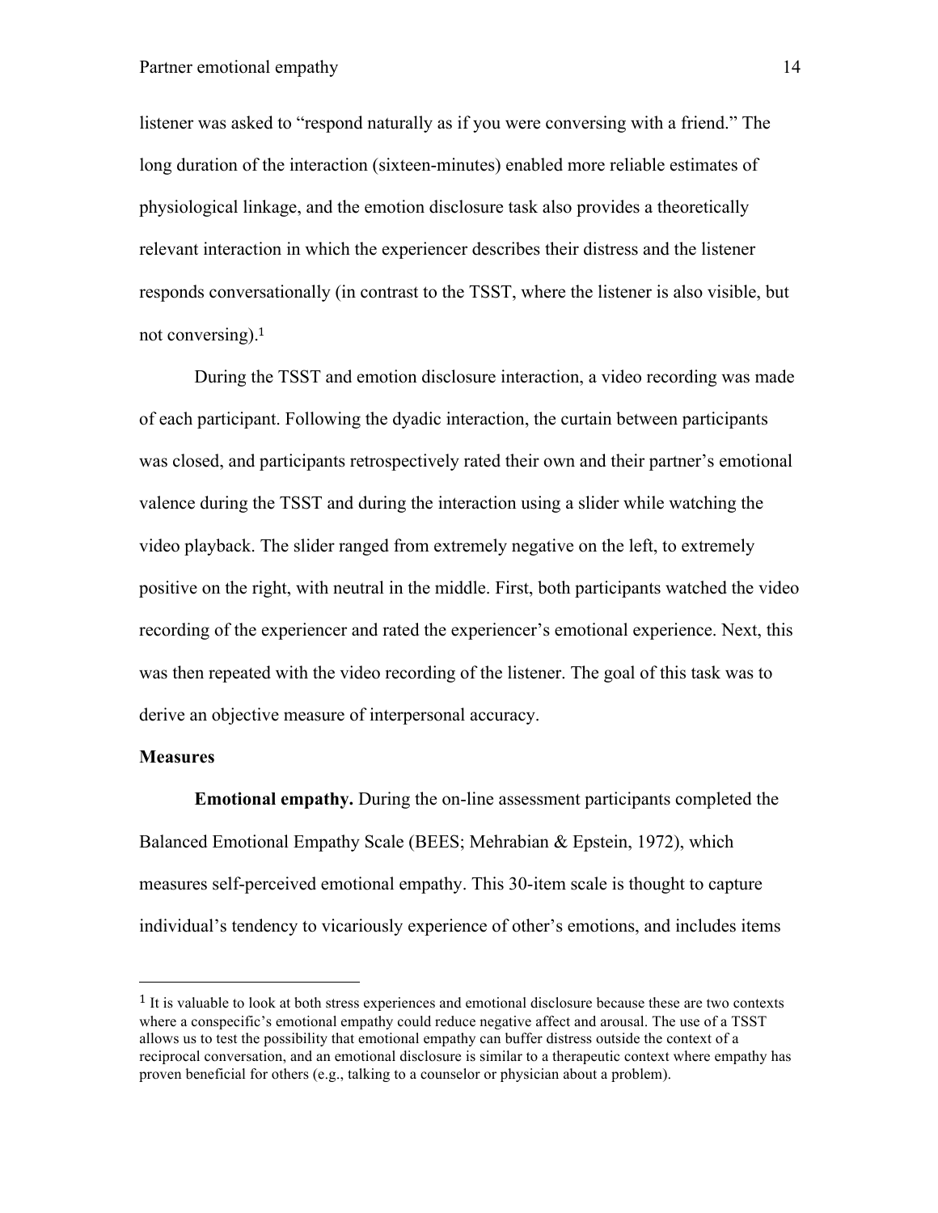listener was asked to "respond naturally as if you were conversing with a friend." The long duration of the interaction (sixteen-minutes) enabled more reliable estimates of physiological linkage, and the emotion disclosure task also provides a theoretically relevant interaction in which the experiencer describes their distress and the listener responds conversationally (in contrast to the TSST, where the listener is also visible, but not conversing).[1]

During the TSST and emotion disclosure interaction, a video recording was made of each participant. Following the dyadic interaction, the curtain between participants was closed, and participants retrospectively rated their own and their partner's emotional valence during the TSST and during the interaction using a slider while watching the video playback. The slider ranged from extremely negative on the left, to extremely positive on the right, with neutral in the middle. First, both participants watched the video recording of the experiencer and rated the experiencer's emotional experience. Next, this was then repeated with the video recording of the listener. The goal of this task was to derive an objective measure of interpersonal accuracy.

## Measures

**Emotional empathy.** During the on-line assessment participants completed the Balanced Emotional Empathy Scale (BEES; Mehrabian & Epstein, 1972), which measures self-perceived emotional empathy. This 30-item scale is thought to capture individual's tendency to vicariously experience of other's emotions, and includes items

---

[1] It is valuable to look at both stress experiences and emotional disclosure because these are two contexts where a conspecific's emotional empathy could reduce negative affect and arousal. The use of a TSST allows us to test the possibility that emotional empathy can buffer distress outside the context of a reciprocal conversation, and an emotional disclosure is similar to a therapeutic context where empathy has proven beneficial for others (e.g., talking to a counselor or physician about a problem).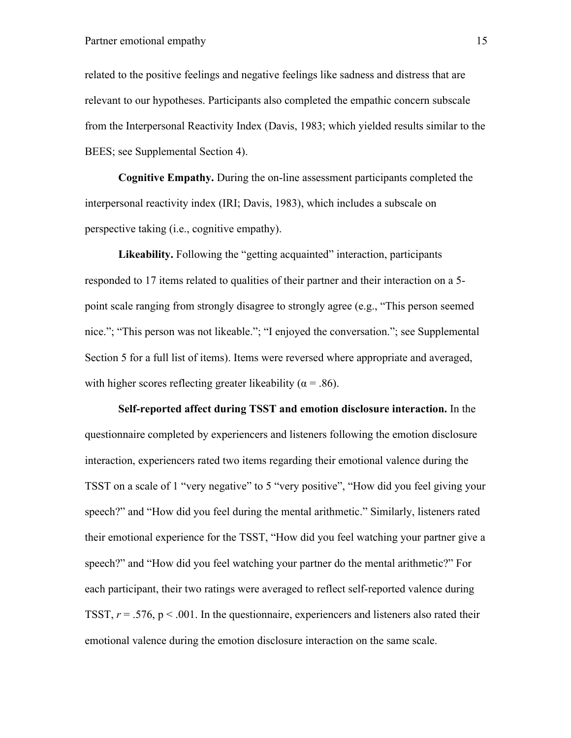related to the positive feelings and negative feelings like sadness and distress that are relevant to our hypotheses. Participants also completed the empathic concern subscale from the Interpersonal Reactivity Index (Davis, 1983; which yielded results similar to the BEES; see Supplemental Section 4).

**Cognitive Empathy.** During the on-line assessment participants completed the interpersonal reactivity index (IRI; Davis, 1983), which includes a subscale on perspective taking (i.e., cognitive empathy).

**Likeability.** Following the "getting acquainted" interaction, participants responded to 17 items related to qualities of their partner and their interaction on a 5-point scale ranging from strongly disagree to strongly agree (e.g., "This person seemed nice."; "This person was not likeable."; "I enjoyed the conversation."; see Supplemental Section 5 for a full list of items). Items were reversed where appropriate and averaged, with higher scores reflecting greater likeability ($\alpha = .86$).

**Self-reported affect during TSST and emotion disclosure interaction.** In the questionnaire completed by experiencers and listeners following the emotion disclosure interaction, experiencers rated two items regarding their emotional valence during the TSST on a scale of 1 "very negative" to 5 "very positive", "How did you feel giving your speech?" and "How did you feel during the mental arithmetic." Similarly, listeners rated their emotional experience for the TSST, "How did you feel watching your partner give a speech?" and "How did you feel watching your partner do the mental arithmetic?" For each participant, their two ratings were averaged to reflect self-reported valence during TSST, $r = .576$, $p < .001$. In the questionnaire, experiencers and listeners also rated their emotional valence during the emotion disclosure interaction on the same scale.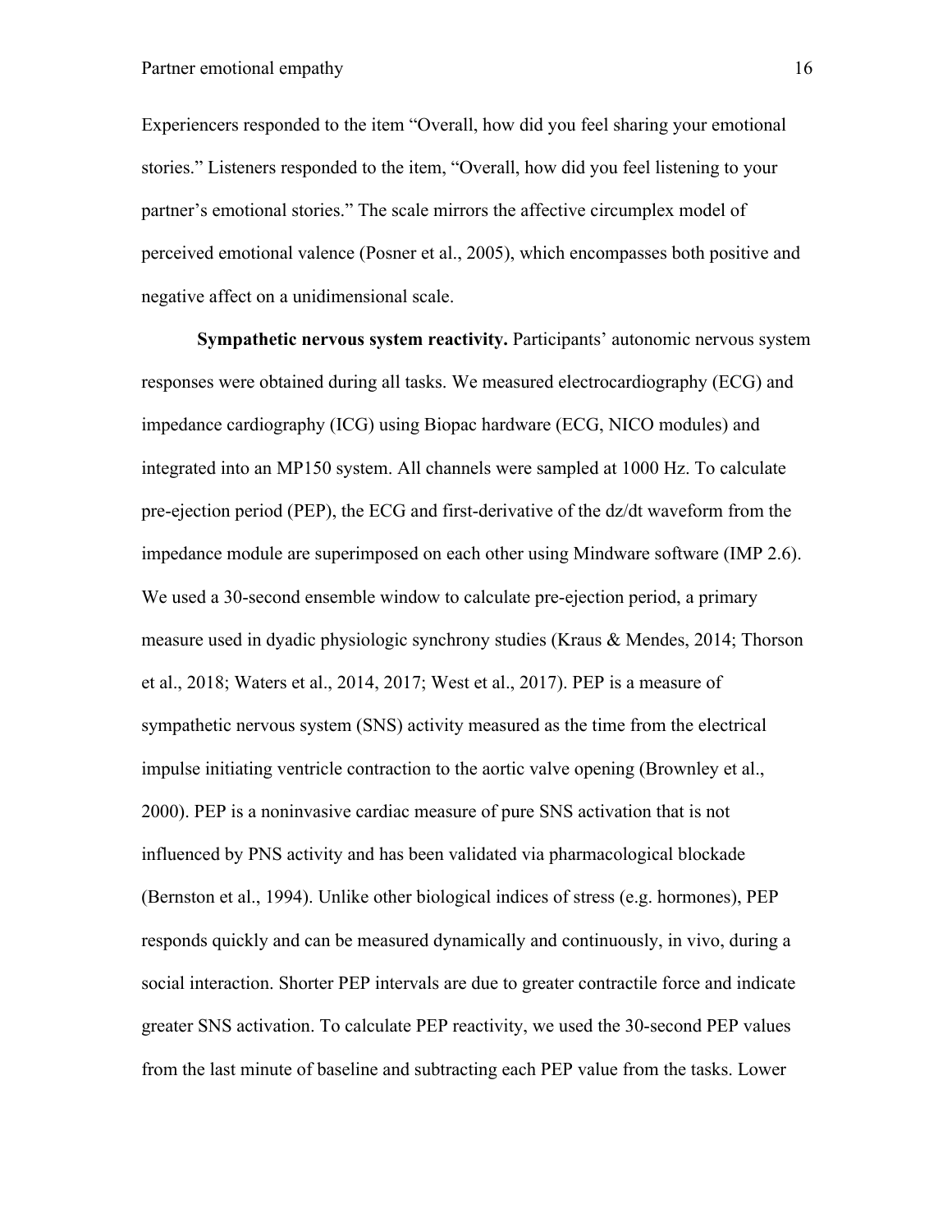Experiencers responded to the item "Overall, how did you feel sharing your emotional stories." Listeners responded to the item, "Overall, how did you feel listening to your partner's emotional stories." The scale mirrors the affective circumplex model of perceived emotional valence (Posner et al., 2005), which encompasses both positive and negative affect on a unidimensional scale.

**Sympathetic nervous system reactivity.** Participants' autonomic nervous system responses were obtained during all tasks. We measured electrocardiography (ECG) and impedance cardiography (ICG) using Biopac hardware (ECG, NICO modules) and integrated into an MP150 system. All channels were sampled at 1000 Hz. To calculate pre-ejection period (PEP), the ECG and first-derivative of the dz/dt waveform from the impedance module are superimposed on each other using Mindware software (IMP 2.6). We used a 30-second ensemble window to calculate pre-ejection period, a primary measure used in dyadic physiologic synchrony studies (Kraus & Mendes, 2014; Thorson et al., 2018; Waters et al., 2014, 2017; West et al., 2017). PEP is a measure of sympathetic nervous system (SNS) activity measured as the time from the electrical impulse initiating ventricle contraction to the aortic valve opening (Brownley et al., 2000). PEP is a noninvasive cardiac measure of pure SNS activation that is not influenced by PNS activity and has been validated via pharmacological blockade (Bernston et al., 1994). Unlike other biological indices of stress (e.g. hormones), PEP responds quickly and can be measured dynamically and continuously, in vivo, during a social interaction. Shorter PEP intervals are due to greater contractile force and indicate greater SNS activation. To calculate PEP reactivity, we used the 30-second PEP values from the last minute of baseline and subtracting each PEP value from the tasks. Lower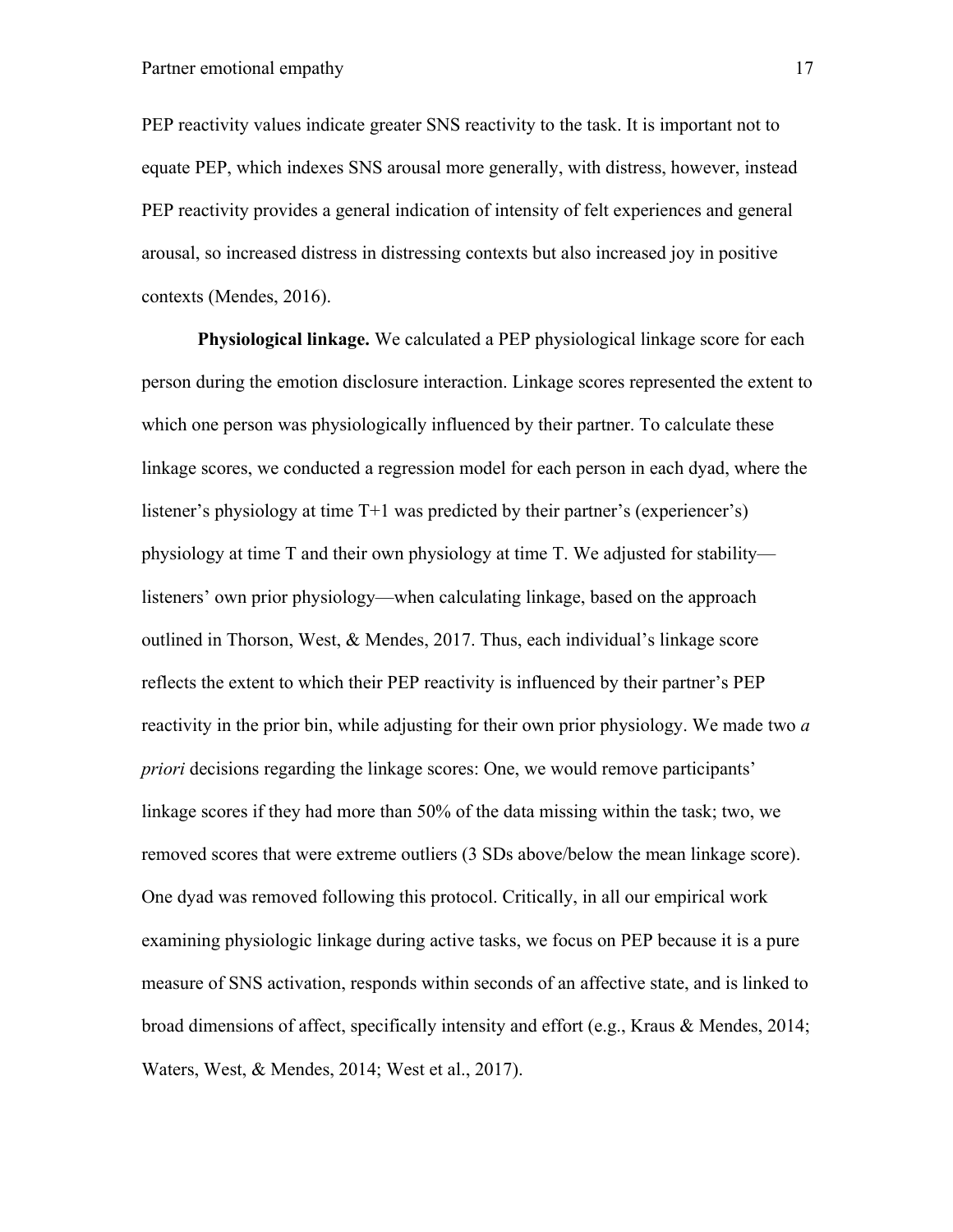PEP reactivity values indicate greater SNS reactivity to the task. It is important not to equate PEP, which indexes SNS arousal more generally, with distress, however, instead PEP reactivity provides a general indication of intensity of felt experiences and general arousal, so increased distress in distressing contexts but also increased joy in positive contexts (Mendes, 2016).

**Physiological linkage.** We calculated a PEP physiological linkage score for each person during the emotion disclosure interaction. Linkage scores represented the extent to which one person was physiologically influenced by their partner. To calculate these linkage scores, we conducted a regression model for each person in each dyad, where the listener's physiology at time T+1 was predicted by their partner's (experiencer's) physiology at time T and their own physiology at time T. We adjusted for stability—listeners' own prior physiology—when calculating linkage, based on the approach outlined in Thorson, West, & Mendes, 2017. Thus, each individual's linkage score reflects the extent to which their PEP reactivity is influenced by their partner's PEP reactivity in the prior bin, while adjusting for their own prior physiology. We made two *a priori* decisions regarding the linkage scores: One, we would remove participants' linkage scores if they had more than 50% of the data missing within the task; two, we removed scores that were extreme outliers (3 SDs above/below the mean linkage score). One dyad was removed following this protocol. Critically, in all our empirical work examining physiologic linkage during active tasks, we focus on PEP because it is a pure measure of SNS activation, responds within seconds of an affective state, and is linked to broad dimensions of affect, specifically intensity and effort (e.g., Kraus & Mendes, 2014; Waters, West, & Mendes, 2014; West et al., 2017).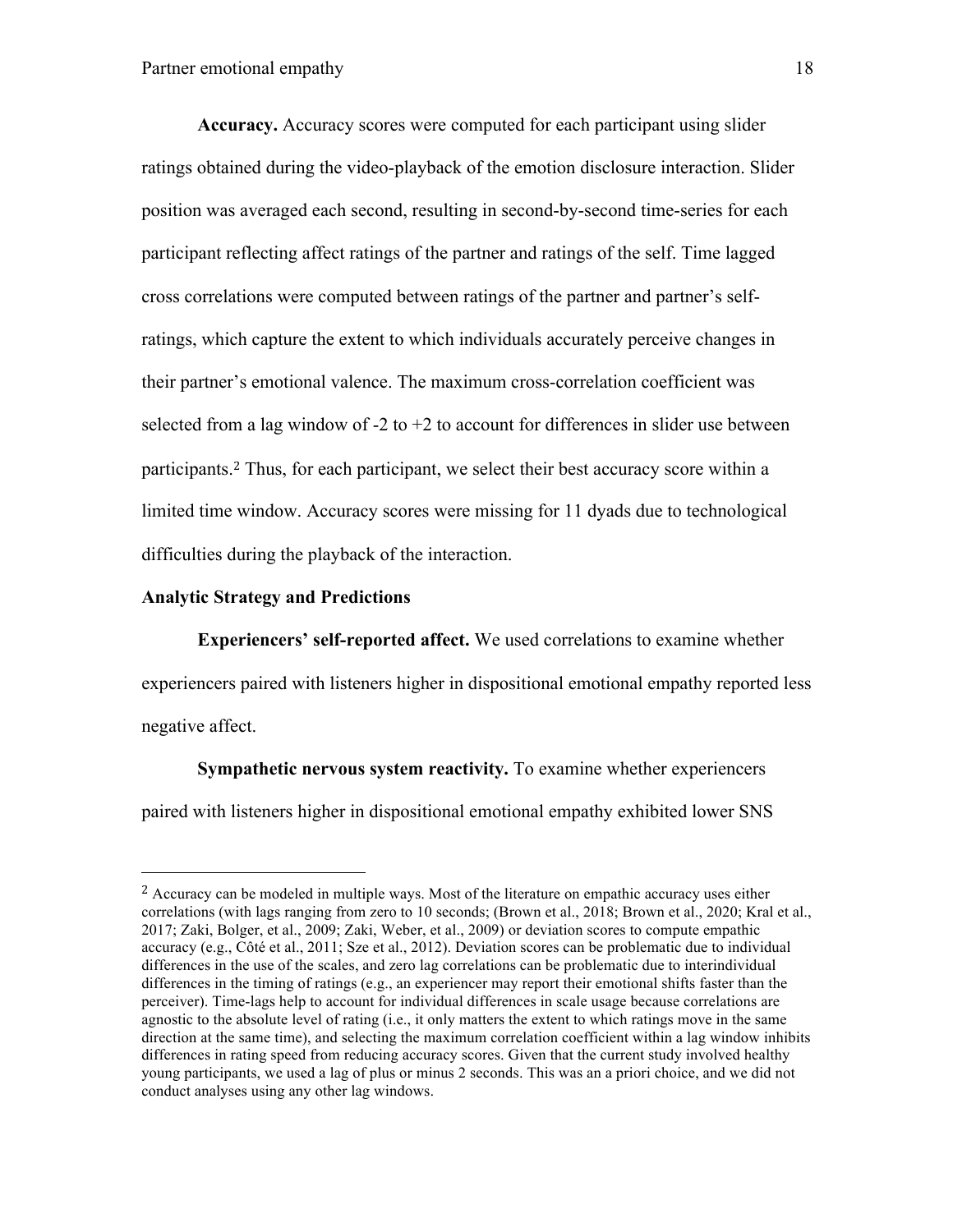**Accuracy.** Accuracy scores were computed for each participant using slider ratings obtained during the video-playback of the emotion disclosure interaction. Slider position was averaged each second, resulting in second-by-second time-series for each participant reflecting affect ratings of the partner and ratings of the self. Time lagged cross correlations were computed between ratings of the partner and partner's self-ratings, which capture the extent to which individuals accurately perceive changes in their partner's emotional valence. The maximum cross-correlation coefficient was selected from a lag window of -2 to +2 to account for differences in slider use between participants.[2] Thus, for each participant, we select their best accuracy score within a limited time window. Accuracy scores were missing for 11 dyads due to technological difficulties during the playback of the interaction.

## Analytic Strategy and Predictions

**Experiencers' self-reported affect.** We used correlations to examine whether experiencers paired with listeners higher in dispositional emotional empathy reported less negative affect.

**Sympathetic nervous system reactivity.** To examine whether experiencers paired with listeners higher in dispositional emotional empathy exhibited lower SNS

---

[2] Accuracy can be modeled in multiple ways. Most of the literature on empathic accuracy uses either correlations (with lags ranging from zero to 10 seconds; (Brown et al., 2018; Brown et al., 2020; Kral et al., 2017; Zaki, Bolger, et al., 2009; Zaki, Weber, et al., 2009) or deviation scores to compute empathic accuracy (e.g., Côté et al., 2011; Sze et al., 2012). Deviation scores can be problematic due to individual differences in the use of the scales, and zero lag correlations can be problematic due to interindividual differences in the timing of ratings (e.g., an experiencer may report their emotional shifts faster than the perceiver). Time-lags help to account for individual differences in scale usage because correlations are agnostic to the absolute level of rating (i.e., it only matters the extent to which ratings move in the same direction at the same time), and selecting the maximum correlation coefficient within a lag window inhibits differences in rating speed from reducing accuracy scores. Given that the current study involved healthy young participants, we used a lag of plus or minus 2 seconds. This was an a priori choice, and we did not conduct analyses using any other lag windows.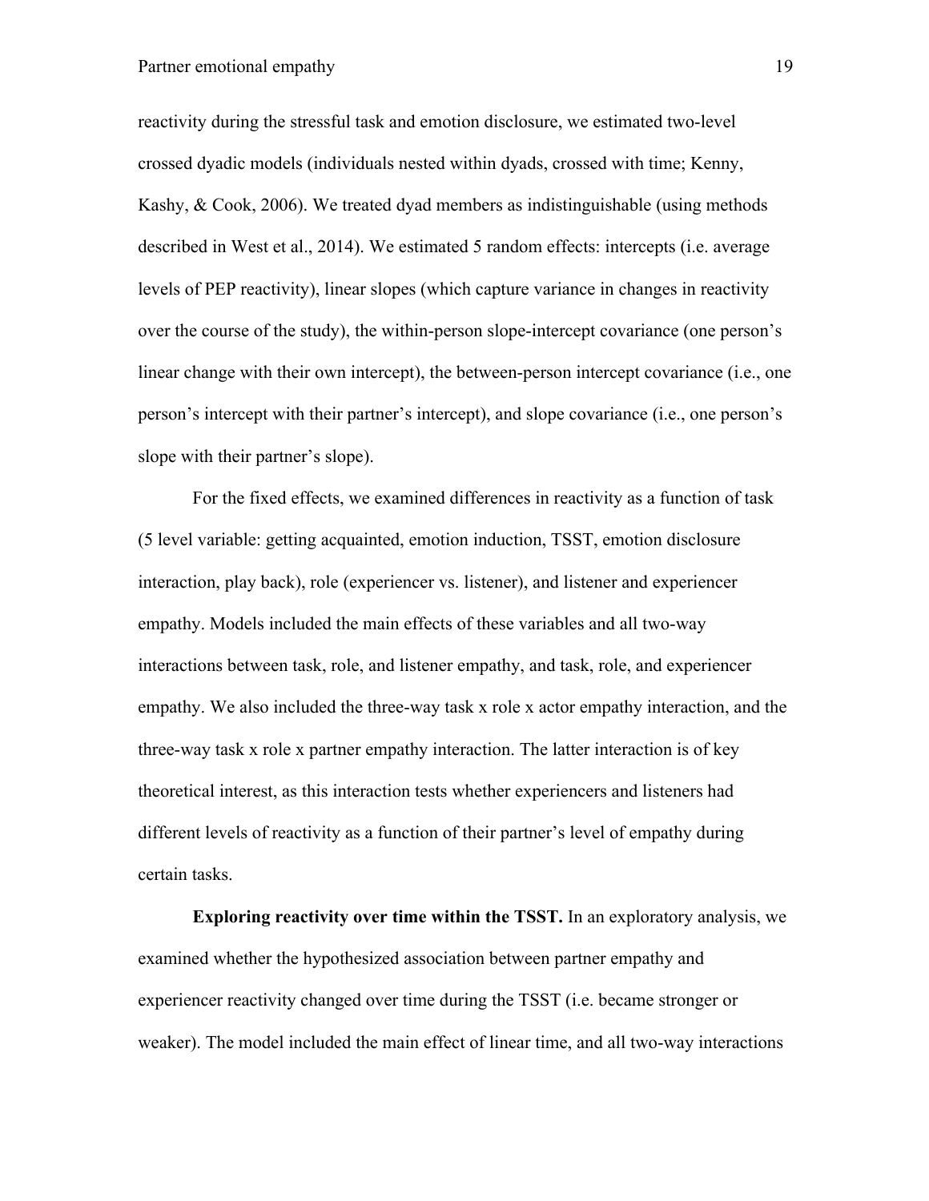reactivity during the stressful task and emotion disclosure, we estimated two-level crossed dyadic models (individuals nested within dyads, crossed with time; Kenny, Kashy, & Cook, 2006). We treated dyad members as indistinguishable (using methods described in West et al., 2014). We estimated 5 random effects: intercepts (i.e. average levels of PEP reactivity), linear slopes (which capture variance in changes in reactivity over the course of the study), the within-person slope-intercept covariance (one person's linear change with their own intercept), the between-person intercept covariance (i.e., one person's intercept with their partner's intercept), and slope covariance (i.e., one person's slope with their partner's slope).

For the fixed effects, we examined differences in reactivity as a function of task (5 level variable: getting acquainted, emotion induction, TSST, emotion disclosure interaction, play back), role (experiencer vs. listener), and listener and experiencer empathy. Models included the main effects of these variables and all two-way interactions between task, role, and listener empathy, and task, role, and experiencer empathy. We also included the three-way task x role x actor empathy interaction, and the three-way task x role x partner empathy interaction. The latter interaction is of key theoretical interest, as this interaction tests whether experiencers and listeners had different levels of reactivity as a function of their partner's level of empathy during certain tasks.

**Exploring reactivity over time within the TSST.** In an exploratory analysis, we examined whether the hypothesized association between partner empathy and experiencer reactivity changed over time during the TSST (i.e. became stronger or weaker). The model included the main effect of linear time, and all two-way interactions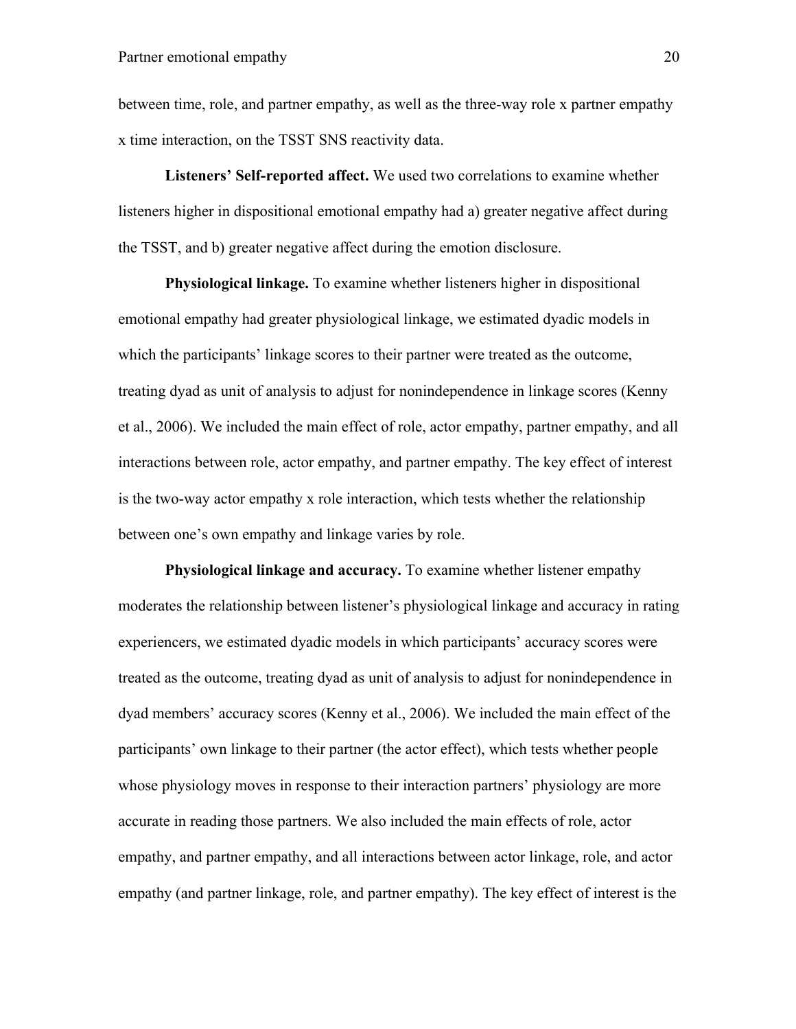between time, role, and partner empathy, as well as the three-way role x partner empathy x time interaction, on the TSST SNS reactivity data.

**Listeners' Self-reported affect.** We used two correlations to examine whether listeners higher in dispositional emotional empathy had a) greater negative affect during the TSST, and b) greater negative affect during the emotion disclosure.

**Physiological linkage.** To examine whether listeners higher in dispositional emotional empathy had greater physiological linkage, we estimated dyadic models in which the participants' linkage scores to their partner were treated as the outcome, treating dyad as unit of analysis to adjust for nonindependence in linkage scores (Kenny et al., 2006). We included the main effect of role, actor empathy, partner empathy, and all interactions between role, actor empathy, and partner empathy. The key effect of interest is the two-way actor empathy x role interaction, which tests whether the relationship between one's own empathy and linkage varies by role.

**Physiological linkage and accuracy.** To examine whether listener empathy moderates the relationship between listener's physiological linkage and accuracy in rating experiencers, we estimated dyadic models in which participants' accuracy scores were treated as the outcome, treating dyad as unit of analysis to adjust for nonindependence in dyad members' accuracy scores (Kenny et al., 2006). We included the main effect of the participants' own linkage to their partner (the actor effect), which tests whether people whose physiology moves in response to their interaction partners' physiology are more accurate in reading those partners. We also included the main effects of role, actor empathy, and partner empathy, and all interactions between actor linkage, role, and actor empathy (and partner linkage, role, and partner empathy). The key effect of interest is the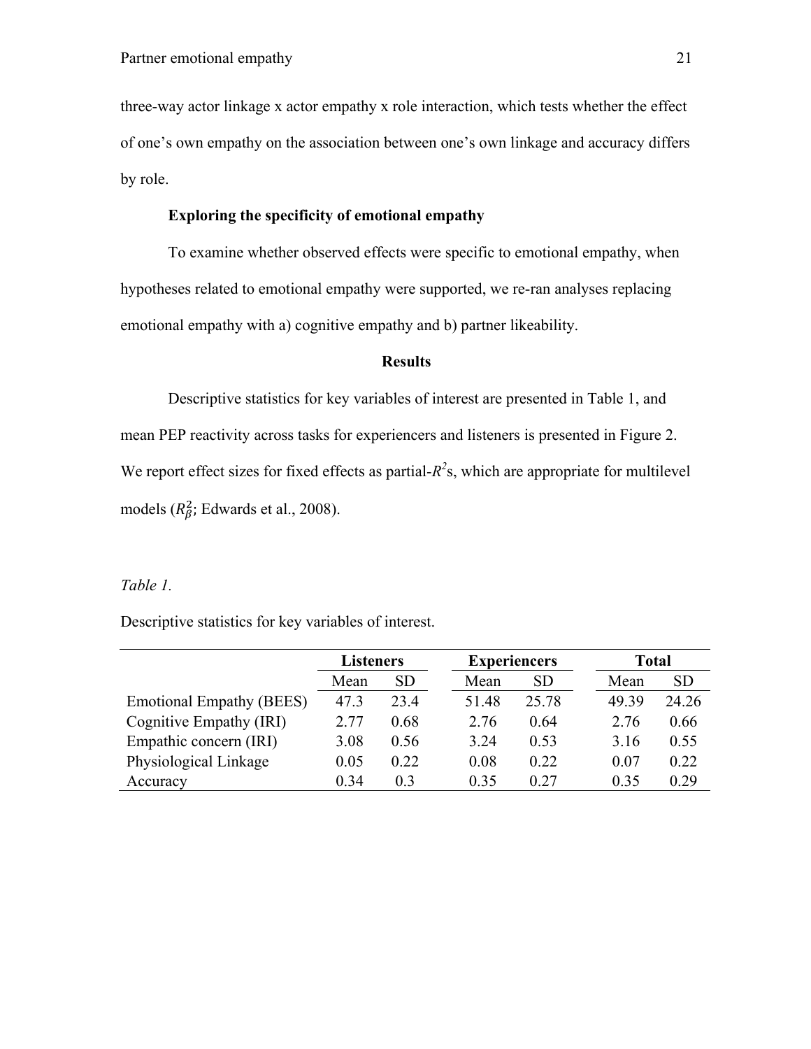three-way actor linkage x actor empathy x role interaction, which tests whether the effect of one's own empathy on the association between one's own linkage and accuracy differs by role.

### Exploring the specificity of emotional empathy

To examine whether observed effects were specific to emotional empathy, when hypotheses related to emotional empathy were supported, we re-ran analyses replacing emotional empathy with a) cognitive empathy and b) partner likeability.

## Results

Descriptive statistics for key variables of interest are presented in Table 1, and mean PEP reactivity across tasks for experiencers and listeners is presented in Figure 2. We report effect sizes for fixed effects as partial-$R^2$s, which are appropriate for multilevel models ($R^2_\beta$; Edwards et al., 2008).

*Table 1.*

Descriptive statistics for key variables of interest.

| | **Listeners** | | **Experiencers** | | **Total** | |
|---|---|---|---|---|---|---|
| | Mean | SD | Mean | SD | Mean | SD |
| Emotional Empathy (BEES) | 47.3 | 23.4 | 51.48 | 25.78 | 49.39 | 24.26 |
| Cognitive Empathy (IRI) | 2.77 | 0.68 | 2.76 | 0.64 | 2.76 | 0.66 |
| Empathic concern (IRI) | 3.08 | 0.56 | 3.24 | 0.53 | 3.16 | 0.55 |
| Physiological Linkage | 0.05 | 0.22 | 0.08 | 0.22 | 0.07 | 0.22 |
| Accuracy | 0.34 | 0.3 | 0.35 | 0.27 | 0.35 | 0.29 |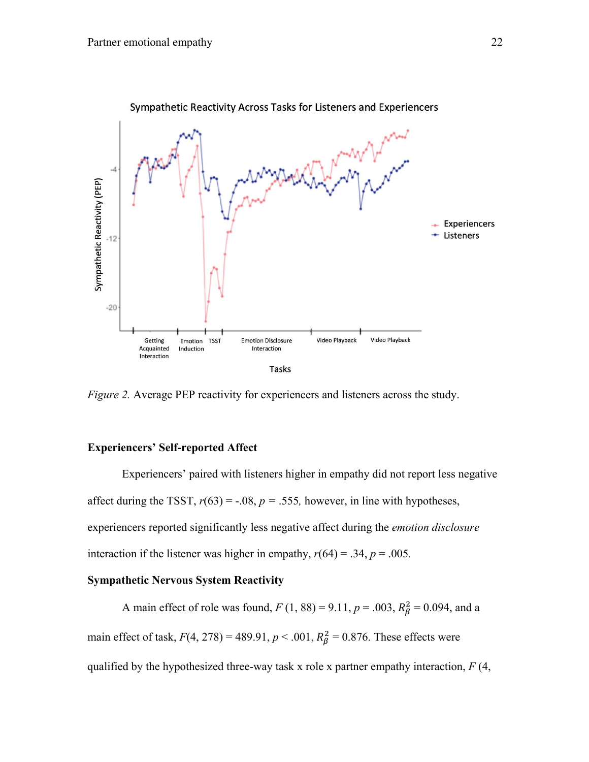*Figure 2.* Average PEP reactivity for experiencers and listeners across the study.

**Experiencers' Self-reported Affect**

Experiencers' paired with listeners higher in empathy did not report less negative affect during the TSST, $r(63) = -.08$, $p = .555$, however, in line with hypotheses, experiencers reported significantly less negative affect during the *emotion disclosure* interaction if the listener was higher in empathy, $r(64) = .34$, $p = .005$.

**Sympathetic Nervous System Reactivity**

A main effect of role was found, $F(1, 88) = 9.11$, $p = .003$, $R^2_\beta = 0.094$, and a main effect of task, $F(4, 278) = 489.91$, $p < .001$, $R^2_\beta = 0.876$. These effects were qualified by the hypothesized three-way task x role x partner empathy interaction, $F$ (4,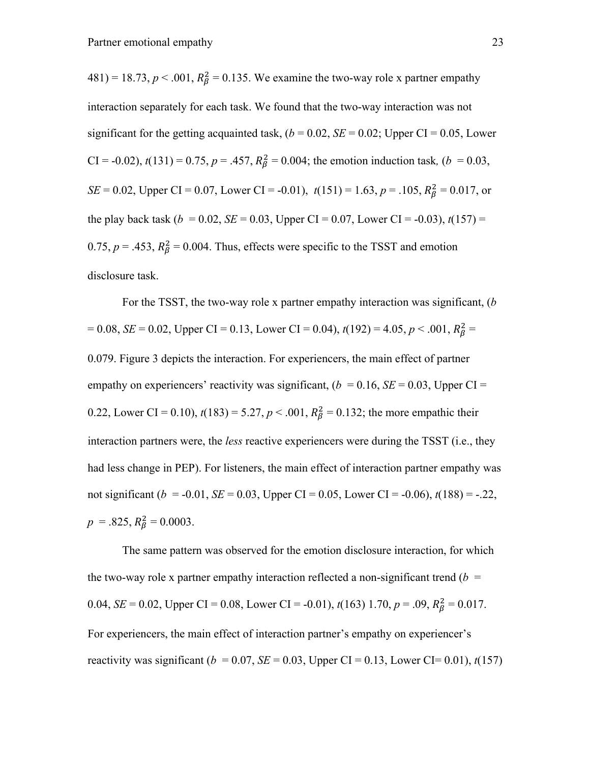481) = 18.73, $p$ < .001, $R_{\beta}^{2}$ = 0.135. We examine the two-way role x partner empathy interaction separately for each task. We found that the two-way interaction was not significant for the getting acquainted task, ($b$ = 0.02, $SE$ = 0.02; Upper CI = 0.05, Lower CI = -0.02), $t$(131) = 0.75, $p$ = .457, $R_{\beta}^{2}$ = 0.004; the emotion induction task, ($b$ = 0.03, $SE$ = 0.02, Upper CI = 0.07, Lower CI = -0.01), $t$(151) = 1.63, $p$ = .105, $R_{\beta}^{2}$ = 0.017, or the play back task ($b$ = 0.02, $SE$ = 0.03, Upper CI = 0.07, Lower CI = -0.03), $t$(157) = 0.75, $p$ = .453, $R_{\beta}^{2}$ = 0.004. Thus, effects were specific to the TSST and emotion disclosure task.

For the TSST, the two-way role x partner empathy interaction was significant, ($b$ = 0.08, $SE$ = 0.02, Upper CI = 0.13, Lower CI = 0.04), $t$(192) = 4.05, $p$ < .001, $R_{\beta}^{2}$ = 0.079. Figure 3 depicts the interaction. For experiencers, the main effect of partner empathy on experiencers' reactivity was significant, ($b$ = 0.16, $SE$ = 0.03, Upper CI = 0.22, Lower CI = 0.10), $t$(183) = 5.27, $p$ < .001, $R_{\beta}^{2}$ = 0.132; the more empathic their interaction partners were, the *less* reactive experiencers were during the TSST (i.e., they had less change in PEP). For listeners, the main effect of interaction partner empathy was not significant ($b$ = -0.01, $SE$ = 0.03, Upper CI = 0.05, Lower CI = -0.06), $t$(188) = -.22, $p$ = .825, $R_{\beta}^{2}$ = 0.0003.

The same pattern was observed for the emotion disclosure interaction, for which the two-way role x partner empathy interaction reflected a non-significant trend ($b$ = 0.04, $SE$ = 0.02, Upper CI = 0.08, Lower CI = -0.01), $t$(163) 1.70, $p$ = .09, $R_{\beta}^{2}$ = 0.017. For experiencers, the main effect of interaction partner's empathy on experiencer's reactivity was significant ($b$ = 0.07, $SE$ = 0.03, Upper CI = 0.13, Lower CI= 0.01), $t$(157)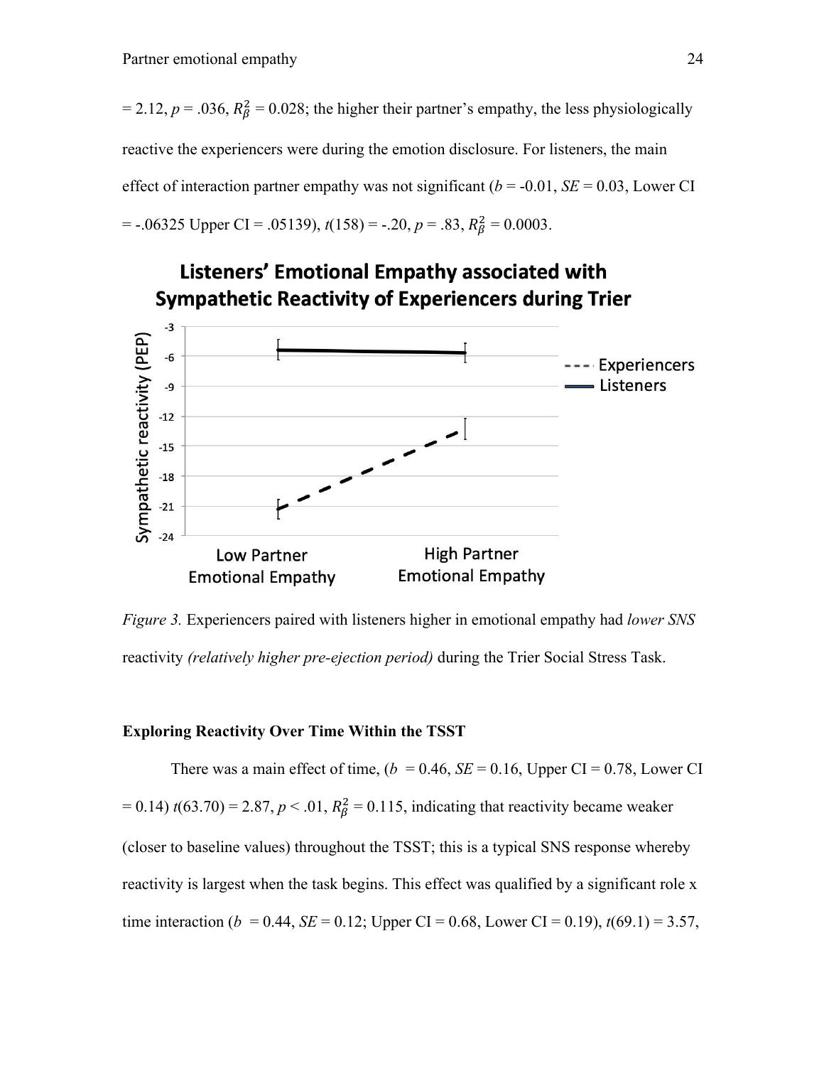= 2.12, *p* = .036, $R_\beta^2$ = 0.028; the higher their partner's empathy, the less physiologically reactive the experiencers were during the emotion disclosure. For listeners, the main effect of interaction partner empathy was not significant (*b* = -0.01, *SE* = 0.03, Lower CI = -.06325 Upper CI = .05139), *t*(158) = -.20, *p* = .83, $R_\beta^2$ = 0.0003.

*Figure 3.* Experiencers paired with listeners higher in emotional empathy had *lower SNS* reactivity *(relatively higher pre-ejection period)* during the Trier Social Stress Task.

### Exploring Reactivity Over Time Within the TSST

There was a main effect of time, (*b* = 0.46, *SE* = 0.16, Upper CI = 0.78, Lower CI = 0.14) *t*(63.70) = 2.87, *p* < .01, $R_\beta^2$ = 0.115, indicating that reactivity became weaker (closer to baseline values) throughout the TSST; this is a typical SNS response whereby reactivity is largest when the task begins. This effect was qualified by a significant role x time interaction (*b* = 0.44, *SE* = 0.12; Upper CI = 0.68, Lower CI = 0.19), *t*(69.1) = 3.57,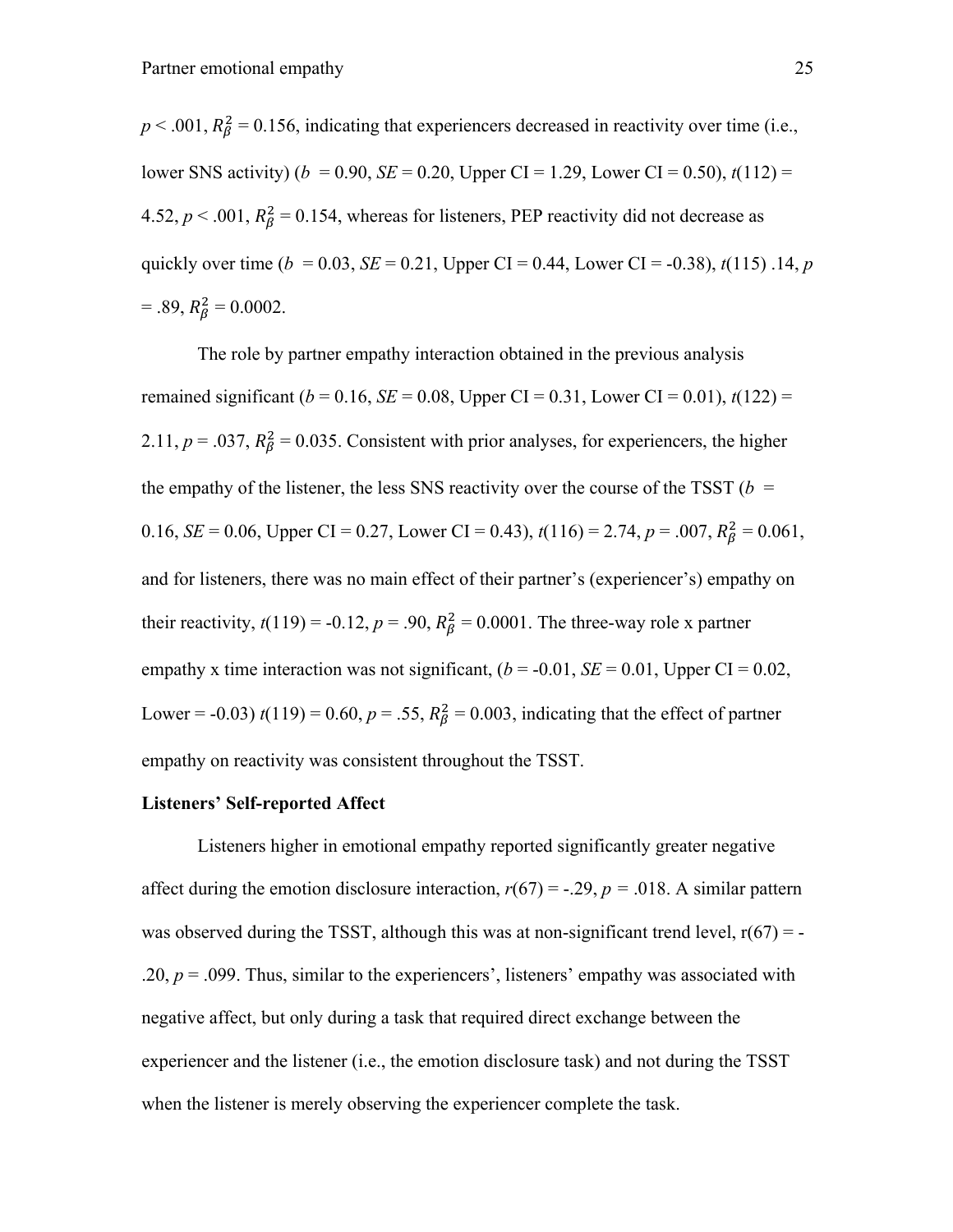$p < .001$, $R^2_\beta = 0.156$, indicating that experiencers decreased in reactivity over time (i.e., lower SNS activity) ($b = 0.90$, $SE = 0.20$, Upper CI = 1.29, Lower CI = 0.50), $t(112) = 4.52$, $p < .001$, $R^2_\beta = 0.154$, whereas for listeners, PEP reactivity did not decrease as quickly over time ($b = 0.03$, $SE = 0.21$, Upper CI = 0.44, Lower CI = -0.38), $t(115)$ .14, $p = .89$, $R^2_\beta = 0.0002$.

The role by partner empathy interaction obtained in the previous analysis remained significant ($b = 0.16$, $SE = 0.08$, Upper CI = 0.31, Lower CI = 0.01), $t(122) = 2.11$, $p = .037$, $R^2_\beta = 0.035$. Consistent with prior analyses, for experiencers, the higher the empathy of the listener, the less SNS reactivity over the course of the TSST ($b = 0.16$, $SE = 0.06$, Upper CI = 0.27, Lower CI = 0.43), $t(116) = 2.74$, $p = .007$, $R^2_\beta = 0.061$, and for listeners, there was no main effect of their partner's (experiencer's) empathy on their reactivity, $t(119) = -0.12$, $p = .90$, $R^2_\beta = 0.0001$. The three-way role x partner empathy x time interaction was not significant, ($b = -0.01$, $SE = 0.01$, Upper CI = 0.02, Lower = -0.03) $t(119) = 0.60$, $p = .55$, $R^2_\beta = 0.003$, indicating that the effect of partner empathy on reactivity was consistent throughout the TSST.

**Listeners' Self-reported Affect**

Listeners higher in emotional empathy reported significantly greater negative affect during the emotion disclosure interaction, $r(67) = -.29$, $p = .018$. A similar pattern was observed during the TSST, although this was at non-significant trend level, $r(67) = -.20$, $p = .099$. Thus, similar to the experiencers', listeners' empathy was associated with negative affect, but only during a task that required direct exchange between the experiencer and the listener (i.e., the emotion disclosure task) and not during the TSST when the listener is merely observing the experiencer complete the task.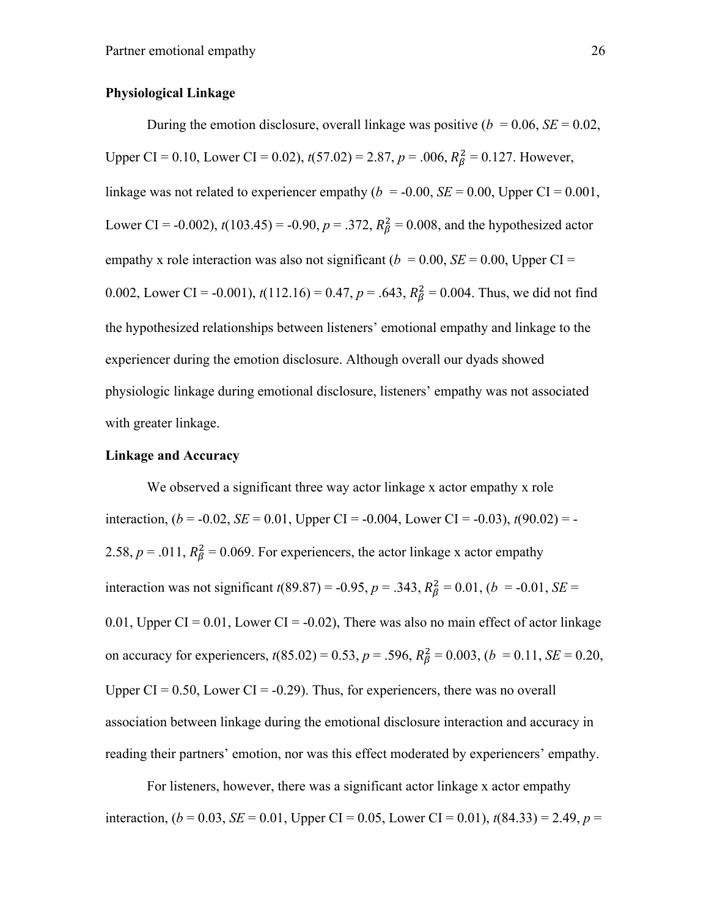**Physiological Linkage**

During the emotion disclosure, overall linkage was positive ($b$ = 0.06, $SE$ = 0.02, Upper CI = 0.10, Lower CI = 0.02), $t$(57.02) = 2.87, $p$ = .006, $R^2_\beta$ = 0.127. However, linkage was not related to experiencer empathy ($b$ = -0.00, $SE$ = 0.00, Upper CI = 0.001, Lower CI = -0.002), $t$(103.45) = -0.90, $p$ = .372, $R^2_\beta$ = 0.008, and the hypothesized actor empathy x role interaction was also not significant ($b$ = 0.00, $SE$ = 0.00, Upper CI = 0.002, Lower CI = -0.001), $t$(112.16) = 0.47, $p$ = .643, $R^2_\beta$ = 0.004. Thus, we did not find the hypothesized relationships between listeners' emotional empathy and linkage to the experiencer during the emotion disclosure. Although overall our dyads showed physiologic linkage during emotional disclosure, listeners' empathy was not associated with greater linkage.

**Linkage and Accuracy**

We observed a significant three way actor linkage x actor empathy x role interaction, ($b$ = -0.02, $SE$ = 0.01, Upper CI = -0.004, Lower CI = -0.03), $t$(90.02) = -2.58, $p$ = .011, $R^2_\beta$ = 0.069. For experiencers, the actor linkage x actor empathy interaction was not significant $t$(89.87) = -0.95, $p$ = .343, $R^2_\beta$ = 0.01, ($b$ = -0.01, $SE$ = 0.01, Upper CI = 0.01, Lower CI = -0.02), There was also no main effect of actor linkage on accuracy for experiencers, $t$(85.02) = 0.53, $p$ = .596, $R^2_\beta$ = 0.003, ($b$ = 0.11, $SE$ = 0.20, Upper CI = 0.50, Lower CI = -0.29). Thus, for experiencers, there was no overall association between linkage during the emotional disclosure interaction and accuracy in reading their partners' emotion, nor was this effect moderated by experiencers' empathy.

For listeners, however, there was a significant actor linkage x actor empathy interaction, ($b$ = 0.03, $SE$ = 0.01, Upper CI = 0.05, Lower CI = 0.01), $t$(84.33) = 2.49, $p$ =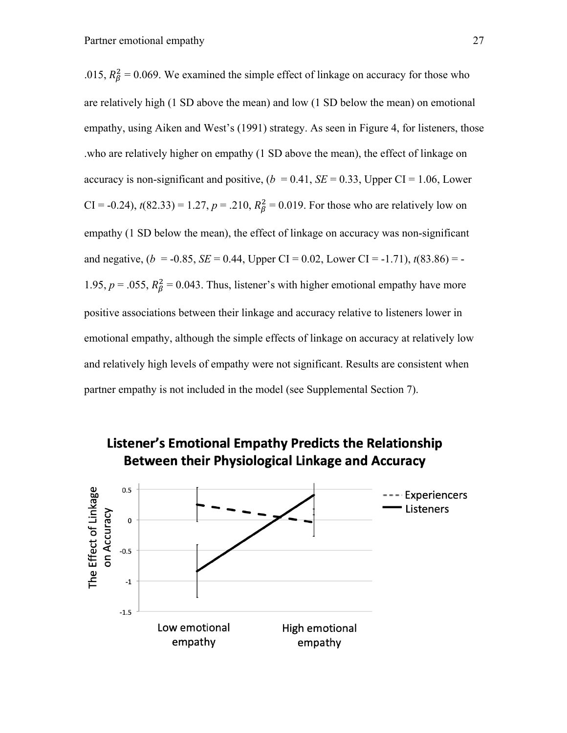.015, $R_\beta^2$ = 0.069. We examined the simple effect of linkage on accuracy for those who are relatively high (1 SD above the mean) and low (1 SD below the mean) on emotional empathy, using Aiken and West's (1991) strategy. As seen in Figure 4, for listeners, those .who are relatively higher on empathy (1 SD above the mean), the effect of linkage on accuracy is non-significant and positive, (*b* = 0.41, *SE* = 0.33, Upper CI = 1.06, Lower CI = -0.24), *t*(82.33) = 1.27, *p* = .210, $R_\beta^2$ = 0.019. For those who are relatively low on empathy (1 SD below the mean), the effect of linkage on accuracy was non-significant and negative, (*b* = -0.85, *SE* = 0.44, Upper CI = 0.02, Lower CI = -1.71), *t*(83.86) = -1.95, *p* = .055, $R_\beta^2$ = 0.043. Thus, listener's with higher emotional empathy have more positive associations between their linkage and accuracy relative to listeners lower in emotional empathy, although the simple effects of linkage on accuracy at relatively low and relatively high levels of empathy were not significant. Results are consistent when partner empathy is not included in the model (see Supplemental Section 7).

**Listener's Emotional Empathy Predicts the Relationship Between their Physiological Linkage and Accuracy**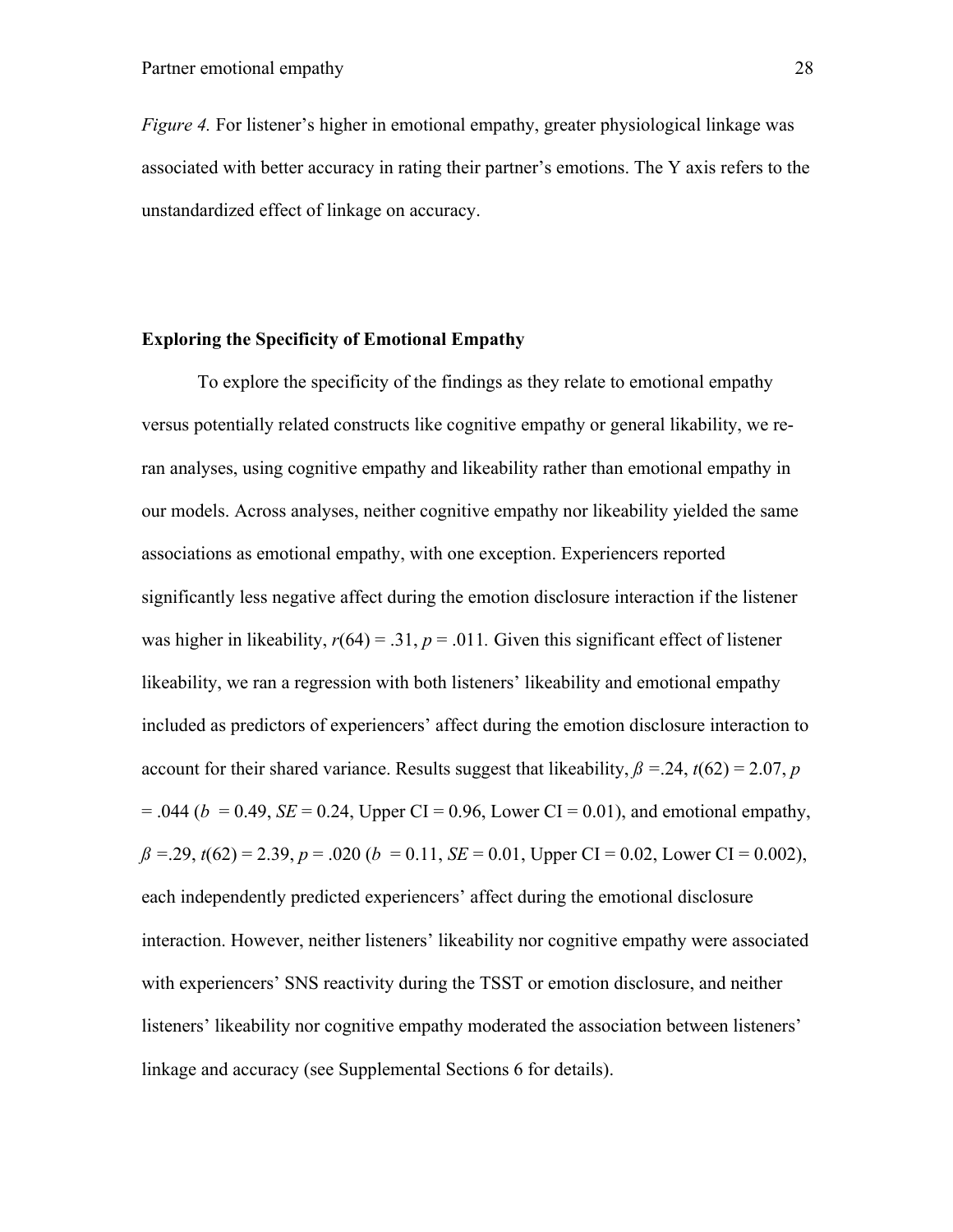*Figure 4.* For listener's higher in emotional empathy, greater physiological linkage was associated with better accuracy in rating their partner's emotions. The Y axis refers to the unstandardized effect of linkage on accuracy.

**Exploring the Specificity of Emotional Empathy**

To explore the specificity of the findings as they relate to emotional empathy versus potentially related constructs like cognitive empathy or general likability, we re-ran analyses, using cognitive empathy and likeability rather than emotional empathy in our models. Across analyses, neither cognitive empathy nor likeability yielded the same associations as emotional empathy, with one exception. Experiencers reported significantly less negative affect during the emotion disclosure interaction if the listener was higher in likeability, $r(64) = .31$, $p = .011$. Given this significant effect of listener likeability, we ran a regression with both listeners' likeability and emotional empathy included as predictors of experiencers' affect during the emotion disclosure interaction to account for their shared variance. Results suggest that likeability, $\beta = .24$, $t(62) = 2.07$, $p = .044$ ($b = 0.49$, $SE = 0.24$, Upper CI = 0.96, Lower CI = 0.01), and emotional empathy, $\beta = .29$, $t(62) = 2.39$, $p = .020$ ($b = 0.11$, $SE = 0.01$, Upper CI = 0.02, Lower CI = 0.002), each independently predicted experiencers' affect during the emotional disclosure interaction. However, neither listeners' likeability nor cognitive empathy were associated with experiencers' SNS reactivity during the TSST or emotion disclosure, and neither listeners' likeability nor cognitive empathy moderated the association between listeners' linkage and accuracy (see Supplemental Sections 6 for details).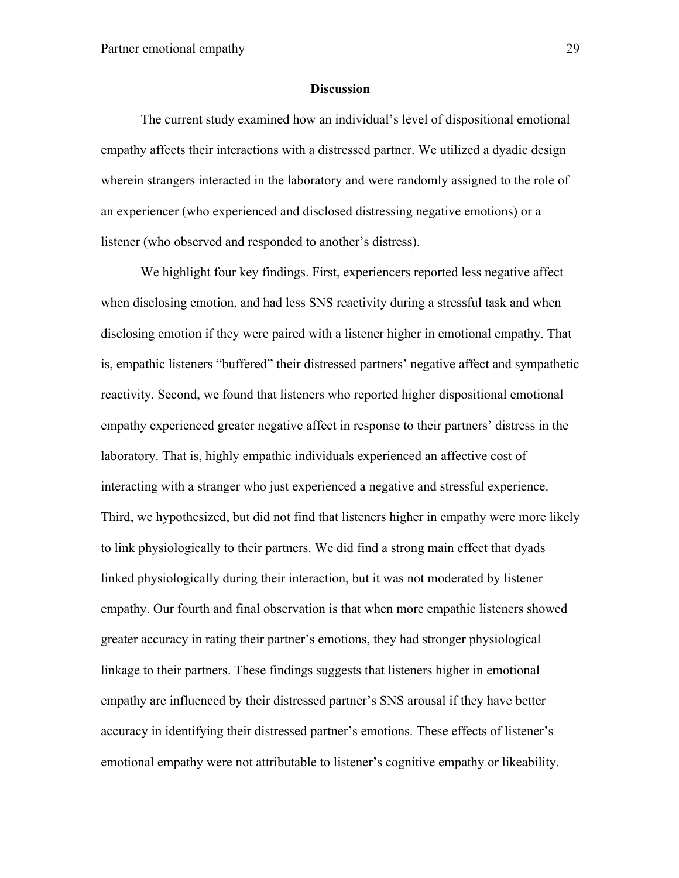## Discussion

The current study examined how an individual's level of dispositional emotional empathy affects their interactions with a distressed partner. We utilized a dyadic design wherein strangers interacted in the laboratory and were randomly assigned to the role of an experiencer (who experienced and disclosed distressing negative emotions) or a listener (who observed and responded to another's distress).

We highlight four key findings. First, experiencers reported less negative affect when disclosing emotion, and had less SNS reactivity during a stressful task and when disclosing emotion if they were paired with a listener higher in emotional empathy. That is, empathic listeners "buffered" their distressed partners' negative affect and sympathetic reactivity. Second, we found that listeners who reported higher dispositional emotional empathy experienced greater negative affect in response to their partners' distress in the laboratory. That is, highly empathic individuals experienced an affective cost of interacting with a stranger who just experienced a negative and stressful experience. Third, we hypothesized, but did not find that listeners higher in empathy were more likely to link physiologically to their partners. We did find a strong main effect that dyads linked physiologically during their interaction, but it was not moderated by listener empathy. Our fourth and final observation is that when more empathic listeners showed greater accuracy in rating their partner's emotions, they had stronger physiological linkage to their partners. These findings suggests that listeners higher in emotional empathy are influenced by their distressed partner's SNS arousal if they have better accuracy in identifying their distressed partner's emotions. These effects of listener's emotional empathy were not attributable to listener's cognitive empathy or likeability.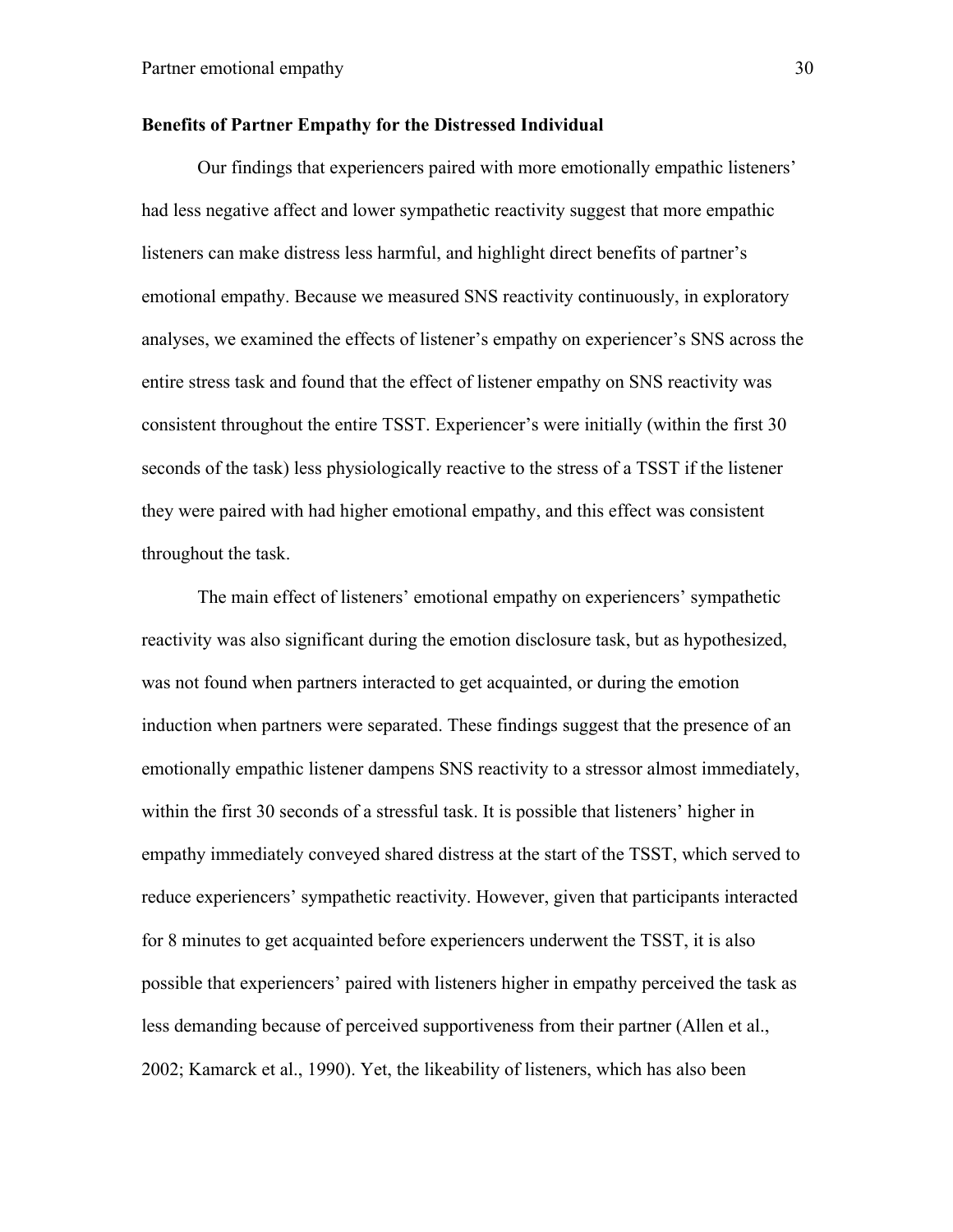**Benefits of Partner Empathy for the Distressed Individual**

Our findings that experiencers paired with more emotionally empathic listeners' had less negative affect and lower sympathetic reactivity suggest that more empathic listeners can make distress less harmful, and highlight direct benefits of partner's emotional empathy. Because we measured SNS reactivity continuously, in exploratory analyses, we examined the effects of listener's empathy on experiencer's SNS across the entire stress task and found that the effect of listener empathy on SNS reactivity was consistent throughout the entire TSST. Experiencer's were initially (within the first 30 seconds of the task) less physiologically reactive to the stress of a TSST if the listener they were paired with had higher emotional empathy, and this effect was consistent throughout the task.

The main effect of listeners' emotional empathy on experiencers' sympathetic reactivity was also significant during the emotion disclosure task, but as hypothesized, was not found when partners interacted to get acquainted, or during the emotion induction when partners were separated. These findings suggest that the presence of an emotionally empathic listener dampens SNS reactivity to a stressor almost immediately, within the first 30 seconds of a stressful task. It is possible that listeners' higher in empathy immediately conveyed shared distress at the start of the TSST, which served to reduce experiencers' sympathetic reactivity. However, given that participants interacted for 8 minutes to get acquainted before experiencers underwent the TSST, it is also possible that experiencers' paired with listeners higher in empathy perceived the task as less demanding because of perceived supportiveness from their partner (Allen et al., 2002; Kamarck et al., 1990). Yet, the likeability of listeners, which has also been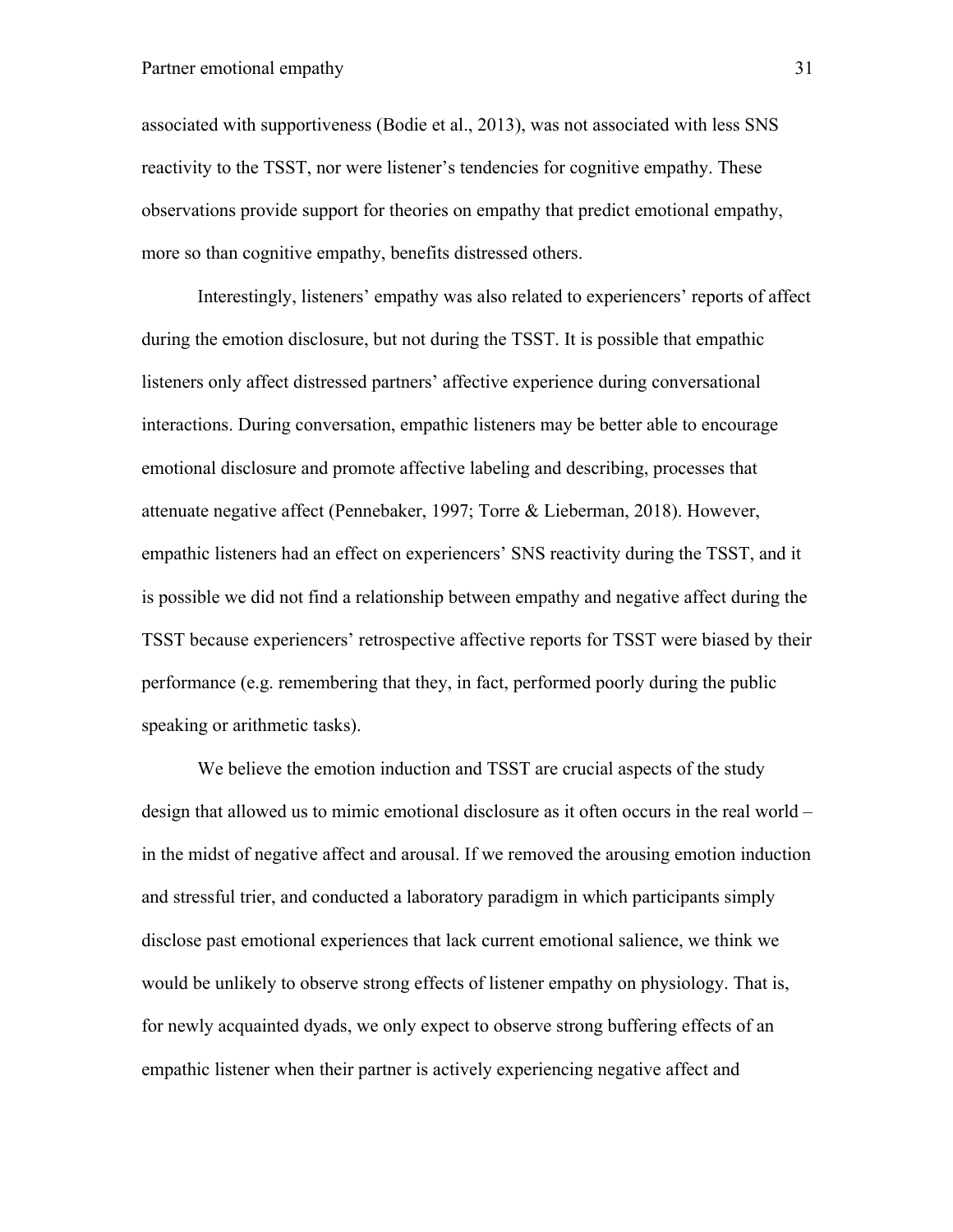associated with supportiveness (Bodie et al., 2013), was not associated with less SNS reactivity to the TSST, nor were listener's tendencies for cognitive empathy. These observations provide support for theories on empathy that predict emotional empathy, more so than cognitive empathy, benefits distressed others.

Interestingly, listeners' empathy was also related to experiencers' reports of affect during the emotion disclosure, but not during the TSST. It is possible that empathic listeners only affect distressed partners' affective experience during conversational interactions. During conversation, empathic listeners may be better able to encourage emotional disclosure and promote affective labeling and describing, processes that attenuate negative affect (Pennebaker, 1997; Torre & Lieberman, 2018). However, empathic listeners had an effect on experiencers' SNS reactivity during the TSST, and it is possible we did not find a relationship between empathy and negative affect during the TSST because experiencers' retrospective affective reports for TSST were biased by their performance (e.g. remembering that they, in fact, performed poorly during the public speaking or arithmetic tasks).

We believe the emotion induction and TSST are crucial aspects of the study design that allowed us to mimic emotional disclosure as it often occurs in the real world – in the midst of negative affect and arousal. If we removed the arousing emotion induction and stressful trier, and conducted a laboratory paradigm in which participants simply disclose past emotional experiences that lack current emotional salience, we think we would be unlikely to observe strong effects of listener empathy on physiology. That is, for newly acquainted dyads, we only expect to observe strong buffering effects of an empathic listener when their partner is actively experiencing negative affect and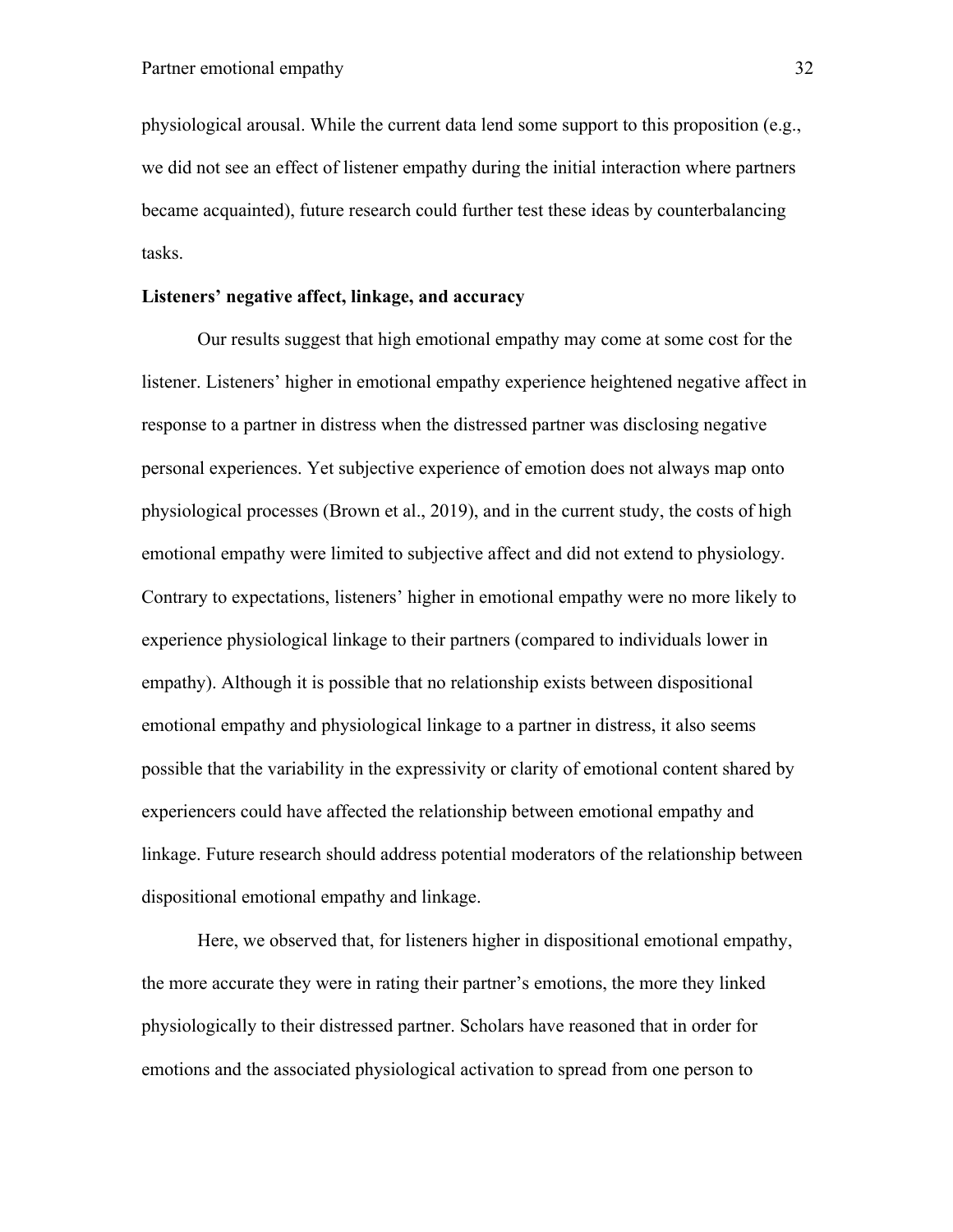physiological arousal. While the current data lend some support to this proposition (e.g., we did not see an effect of listener empathy during the initial interaction where partners became acquainted), future research could further test these ideas by counterbalancing tasks.

### Listeners' negative affect, linkage, and accuracy

Our results suggest that high emotional empathy may come at some cost for the listener. Listeners' higher in emotional empathy experience heightened negative affect in response to a partner in distress when the distressed partner was disclosing negative personal experiences. Yet subjective experience of emotion does not always map onto physiological processes (Brown et al., 2019), and in the current study, the costs of high emotional empathy were limited to subjective affect and did not extend to physiology. Contrary to expectations, listeners' higher in emotional empathy were no more likely to experience physiological linkage to their partners (compared to individuals lower in empathy). Although it is possible that no relationship exists between dispositional emotional empathy and physiological linkage to a partner in distress, it also seems possible that the variability in the expressivity or clarity of emotional content shared by experiencers could have affected the relationship between emotional empathy and linkage. Future research should address potential moderators of the relationship between dispositional emotional empathy and linkage.

Here, we observed that, for listeners higher in dispositional emotional empathy, the more accurate they were in rating their partner's emotions, the more they linked physiologically to their distressed partner. Scholars have reasoned that in order for emotions and the associated physiological activation to spread from one person to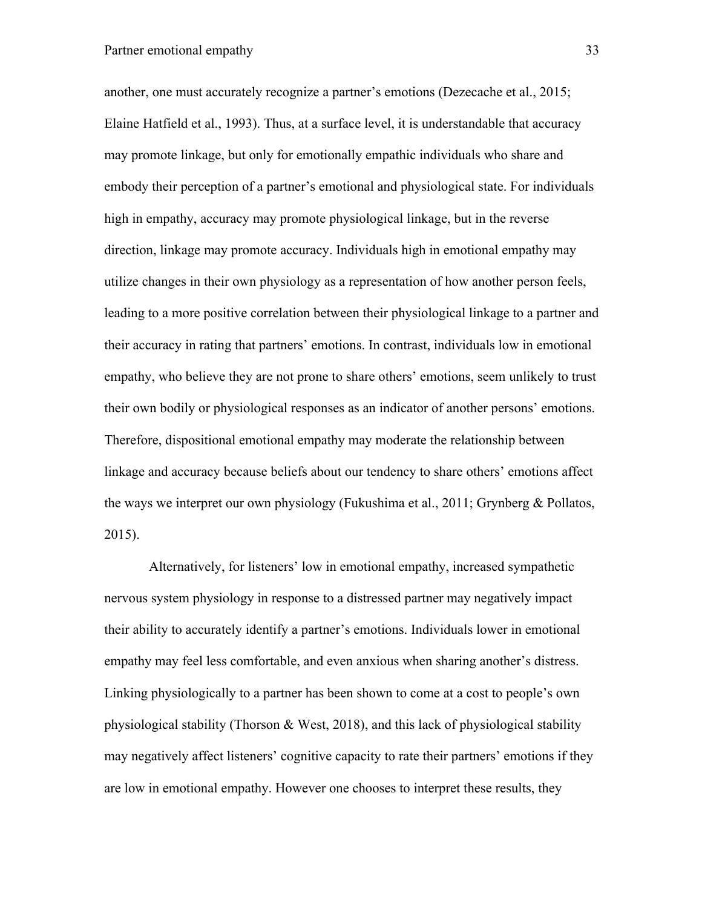another, one must accurately recognize a partner's emotions (Dezecache et al., 2015; Elaine Hatfield et al., 1993). Thus, at a surface level, it is understandable that accuracy may promote linkage, but only for emotionally empathic individuals who share and embody their perception of a partner's emotional and physiological state. For individuals high in empathy, accuracy may promote physiological linkage, but in the reverse direction, linkage may promote accuracy. Individuals high in emotional empathy may utilize changes in their own physiology as a representation of how another person feels, leading to a more positive correlation between their physiological linkage to a partner and their accuracy in rating that partners' emotions. In contrast, individuals low in emotional empathy, who believe they are not prone to share others' emotions, seem unlikely to trust their own bodily or physiological responses as an indicator of another persons' emotions. Therefore, dispositional emotional empathy may moderate the relationship between linkage and accuracy because beliefs about our tendency to share others' emotions affect the ways we interpret our own physiology (Fukushima et al., 2011; Grynberg & Pollatos, 2015).

Alternatively, for listeners' low in emotional empathy, increased sympathetic nervous system physiology in response to a distressed partner may negatively impact their ability to accurately identify a partner's emotions. Individuals lower in emotional empathy may feel less comfortable, and even anxious when sharing another's distress. Linking physiologically to a partner has been shown to come at a cost to people's own physiological stability (Thorson & West, 2018), and this lack of physiological stability may negatively affect listeners' cognitive capacity to rate their partners' emotions if they are low in emotional empathy. However one chooses to interpret these results, they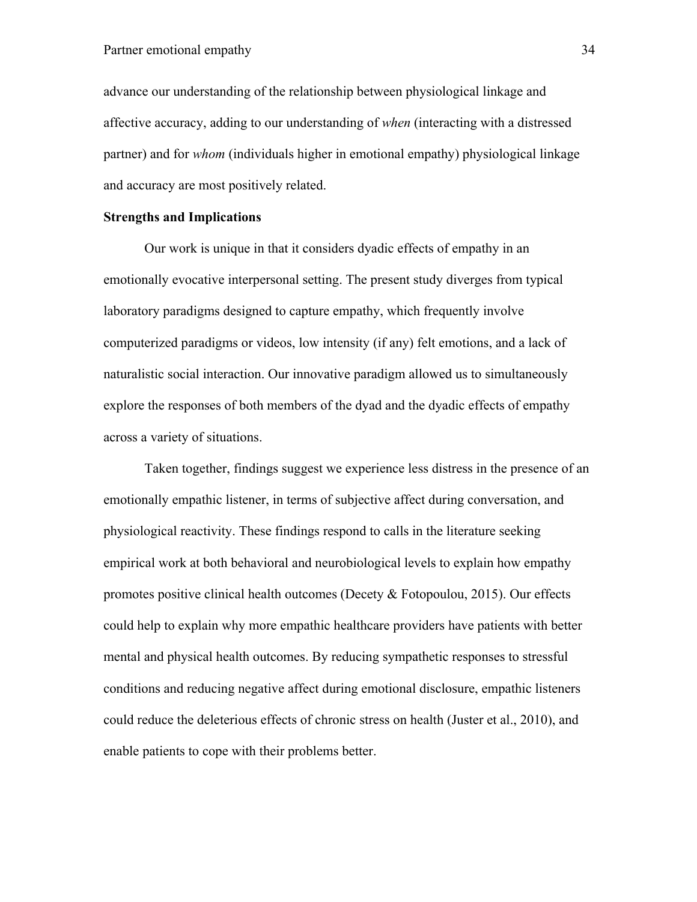advance our understanding of the relationship between physiological linkage and affective accuracy, adding to our understanding of *when* (interacting with a distressed partner) and for *whom* (individuals higher in emotional empathy) physiological linkage and accuracy are most positively related.

**Strengths and Implications**

Our work is unique in that it considers dyadic effects of empathy in an emotionally evocative interpersonal setting. The present study diverges from typical laboratory paradigms designed to capture empathy, which frequently involve computerized paradigms or videos, low intensity (if any) felt emotions, and a lack of naturalistic social interaction. Our innovative paradigm allowed us to simultaneously explore the responses of both members of the dyad and the dyadic effects of empathy across a variety of situations.

Taken together, findings suggest we experience less distress in the presence of an emotionally empathic listener, in terms of subjective affect during conversation, and physiological reactivity. These findings respond to calls in the literature seeking empirical work at both behavioral and neurobiological levels to explain how empathy promotes positive clinical health outcomes (Decety & Fotopoulou, 2015). Our effects could help to explain why more empathic healthcare providers have patients with better mental and physical health outcomes. By reducing sympathetic responses to stressful conditions and reducing negative affect during emotional disclosure, empathic listeners could reduce the deleterious effects of chronic stress on health (Juster et al., 2010), and enable patients to cope with their problems better.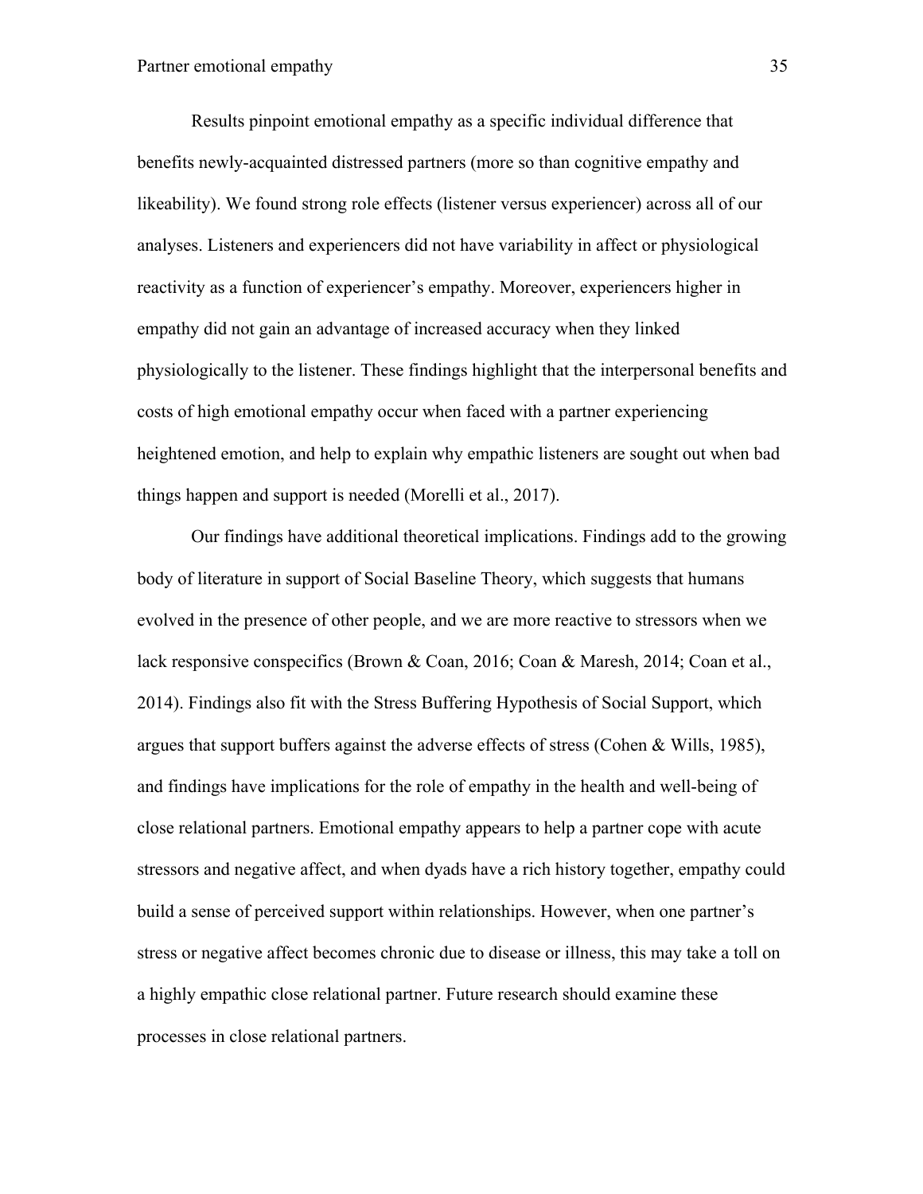Results pinpoint emotional empathy as a specific individual difference that benefits newly-acquainted distressed partners (more so than cognitive empathy and likeability). We found strong role effects (listener versus experiencer) across all of our analyses. Listeners and experiencers did not have variability in affect or physiological reactivity as a function of experiencer's empathy. Moreover, experiencers higher in empathy did not gain an advantage of increased accuracy when they linked physiologically to the listener. These findings highlight that the interpersonal benefits and costs of high emotional empathy occur when faced with a partner experiencing heightened emotion, and help to explain why empathic listeners are sought out when bad things happen and support is needed (Morelli et al., 2017).

Our findings have additional theoretical implications. Findings add to the growing body of literature in support of Social Baseline Theory, which suggests that humans evolved in the presence of other people, and we are more reactive to stressors when we lack responsive conspecifics (Brown & Coan, 2016; Coan & Maresh, 2014; Coan et al., 2014). Findings also fit with the Stress Buffering Hypothesis of Social Support, which argues that support buffers against the adverse effects of stress (Cohen & Wills, 1985), and findings have implications for the role of empathy in the health and well-being of close relational partners. Emotional empathy appears to help a partner cope with acute stressors and negative affect, and when dyads have a rich history together, empathy could build a sense of perceived support within relationships. However, when one partner's stress or negative affect becomes chronic due to disease or illness, this may take a toll on a highly empathic close relational partner. Future research should examine these processes in close relational partners.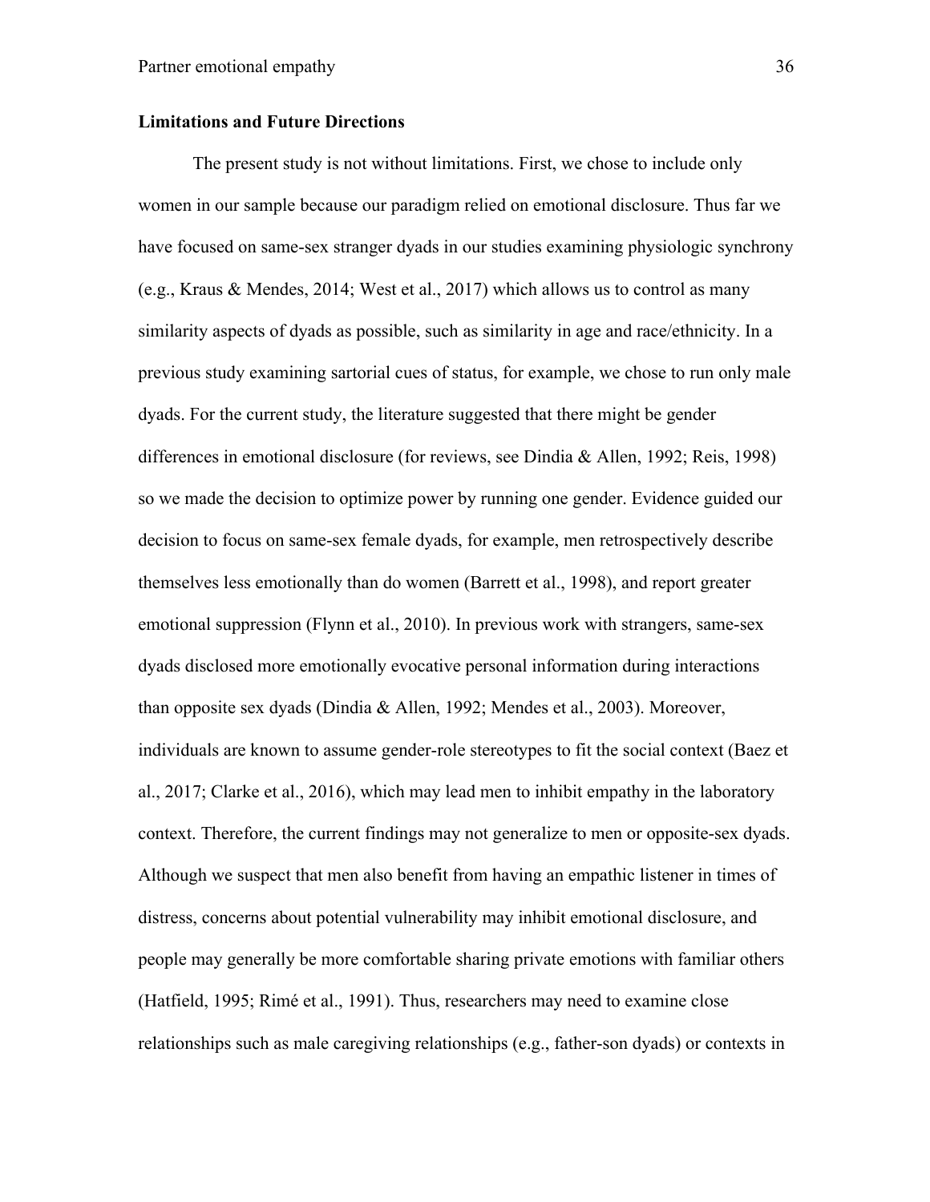## Limitations and Future Directions

The present study is not without limitations. First, we chose to include only women in our sample because our paradigm relied on emotional disclosure. Thus far we have focused on same-sex stranger dyads in our studies examining physiologic synchrony (e.g., Kraus & Mendes, 2014; West et al., 2017) which allows us to control as many similarity aspects of dyads as possible, such as similarity in age and race/ethnicity. In a previous study examining sartorial cues of status, for example, we chose to run only male dyads. For the current study, the literature suggested that there might be gender differences in emotional disclosure (for reviews, see Dindia & Allen, 1992; Reis, 1998) so we made the decision to optimize power by running one gender. Evidence guided our decision to focus on same-sex female dyads, for example, men retrospectively describe themselves less emotionally than do women (Barrett et al., 1998), and report greater emotional suppression (Flynn et al., 2010). In previous work with strangers, same-sex dyads disclosed more emotionally evocative personal information during interactions than opposite sex dyads (Dindia & Allen, 1992; Mendes et al., 2003). Moreover, individuals are known to assume gender-role stereotypes to fit the social context (Baez et al., 2017; Clarke et al., 2016), which may lead men to inhibit empathy in the laboratory context. Therefore, the current findings may not generalize to men or opposite-sex dyads. Although we suspect that men also benefit from having an empathic listener in times of distress, concerns about potential vulnerability may inhibit emotional disclosure, and people may generally be more comfortable sharing private emotions with familiar others (Hatfield, 1995; Rimé et al., 1991). Thus, researchers may need to examine close relationships such as male caregiving relationships (e.g., father-son dyads) or contexts in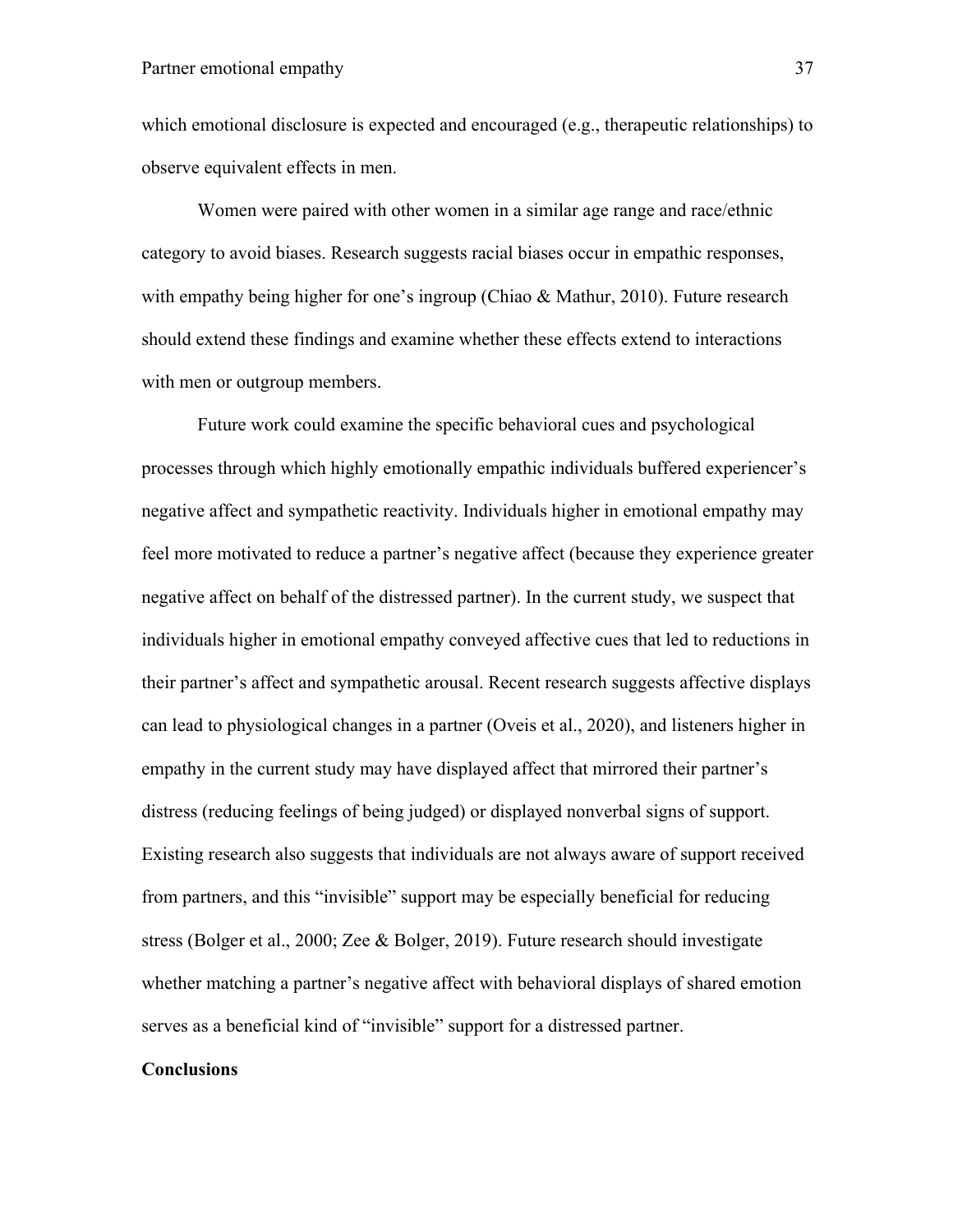which emotional disclosure is expected and encouraged (e.g., therapeutic relationships) to observe equivalent effects in men.

Women were paired with other women in a similar age range and race/ethnic category to avoid biases. Research suggests racial biases occur in empathic responses, with empathy being higher for one's ingroup (Chiao & Mathur, 2010). Future research should extend these findings and examine whether these effects extend to interactions with men or outgroup members.

Future work could examine the specific behavioral cues and psychological processes through which highly emotionally empathic individuals buffered experiencer's negative affect and sympathetic reactivity. Individuals higher in emotional empathy may feel more motivated to reduce a partner's negative affect (because they experience greater negative affect on behalf of the distressed partner). In the current study, we suspect that individuals higher in emotional empathy conveyed affective cues that led to reductions in their partner's affect and sympathetic arousal. Recent research suggests affective displays can lead to physiological changes in a partner (Oveis et al., 2020), and listeners higher in empathy in the current study may have displayed affect that mirrored their partner's distress (reducing feelings of being judged) or displayed nonverbal signs of support. Existing research also suggests that individuals are not always aware of support received from partners, and this "invisible" support may be especially beneficial for reducing stress (Bolger et al., 2000; Zee & Bolger, 2019). Future research should investigate whether matching a partner's negative affect with behavioral displays of shared emotion serves as a beneficial kind of "invisible" support for a distressed partner.

**Conclusions**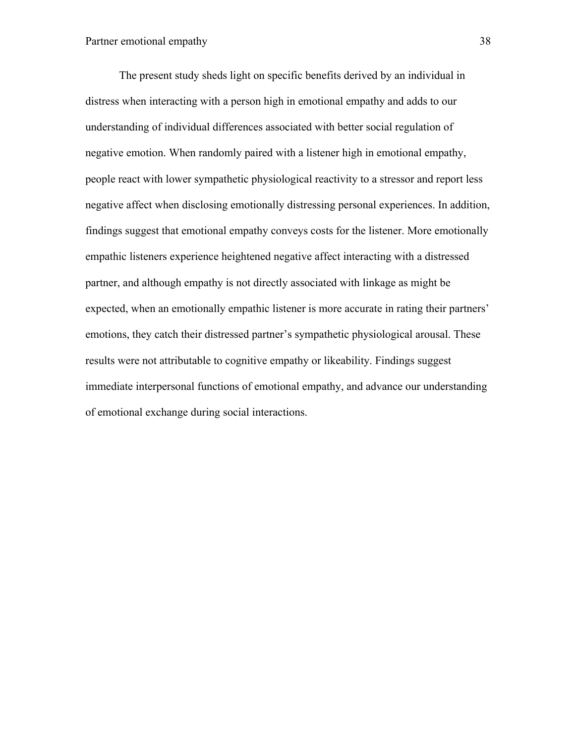The present study sheds light on specific benefits derived by an individual in distress when interacting with a person high in emotional empathy and adds to our understanding of individual differences associated with better social regulation of negative emotion. When randomly paired with a listener high in emotional empathy, people react with lower sympathetic physiological reactivity to a stressor and report less negative affect when disclosing emotionally distressing personal experiences. In addition, findings suggest that emotional empathy conveys costs for the listener. More emotionally empathic listeners experience heightened negative affect interacting with a distressed partner, and although empathy is not directly associated with linkage as might be expected, when an emotionally empathic listener is more accurate in rating their partners' emotions, they catch their distressed partner's sympathetic physiological arousal. These results were not attributable to cognitive empathy or likeability. Findings suggest immediate interpersonal functions of emotional empathy, and advance our understanding of emotional exchange during social interactions.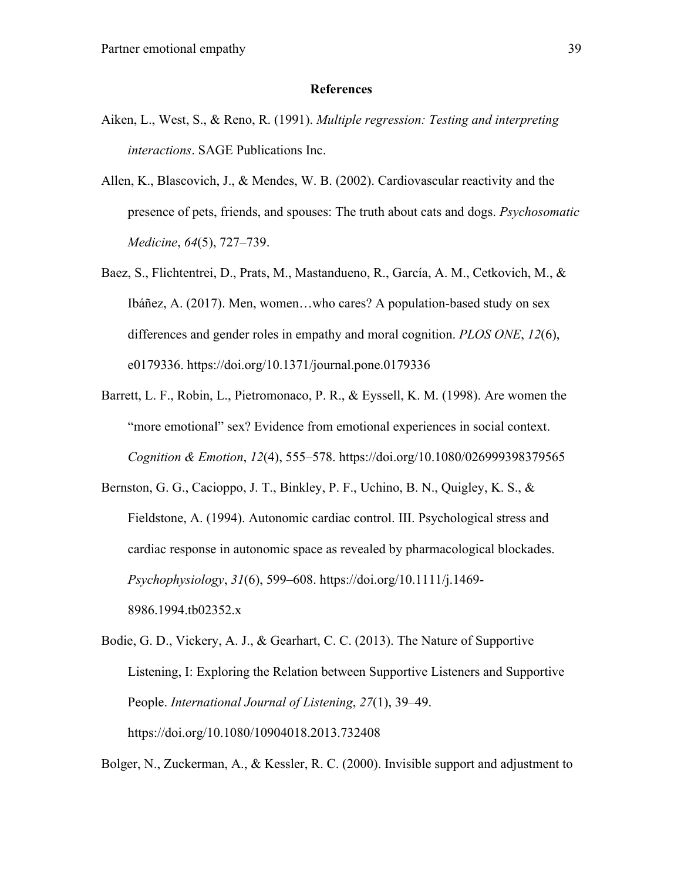## References

Aiken, L., West, S., & Reno, R. (1991). *Multiple regression: Testing and interpreting interactions*. SAGE Publications Inc.

Allen, K., Blascovich, J., & Mendes, W. B. (2002). Cardiovascular reactivity and the presence of pets, friends, and spouses: The truth about cats and dogs. *Psychosomatic Medicine*, *64*(5), 727–739.

Baez, S., Flichtentrei, D., Prats, M., Mastandueno, R., García, A. M., Cetkovich, M., & Ibáñez, A. (2017). Men, women…who cares? A population-based study on sex differences and gender roles in empathy and moral cognition. *PLOS ONE*, *12*(6), e0179336. https://doi.org/10.1371/journal.pone.0179336

Barrett, L. F., Robin, L., Pietromonaco, P. R., & Eyssell, K. M. (1998). Are women the "more emotional" sex? Evidence from emotional experiences in social context. *Cognition & Emotion*, *12*(4), 555–578. https://doi.org/10.1080/026999398379565

Bernston, G. G., Cacioppo, J. T., Binkley, P. F., Uchino, B. N., Quigley, K. S., & Fieldstone, A. (1994). Autonomic cardiac control. III. Psychological stress and cardiac response in autonomic space as revealed by pharmacological blockades. *Psychophysiology*, *31*(6), 599–608. https://doi.org/10.1111/j.1469-8986.1994.tb02352.x

Bodie, G. D., Vickery, A. J., & Gearhart, C. C. (2013). The Nature of Supportive Listening, I: Exploring the Relation between Supportive Listeners and Supportive People. *International Journal of Listening*, *27*(1), 39–49. https://doi.org/10.1080/10904018.2013.732408

Bolger, N., Zuckerman, A., & Kessler, R. C. (2000). Invisible support and adjustment to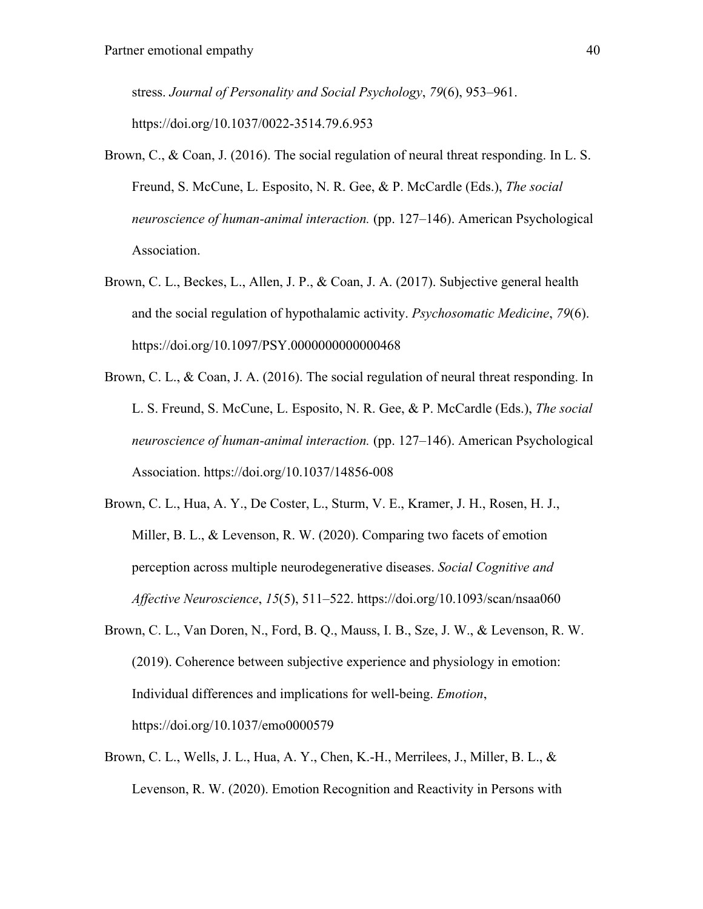stress. *Journal of Personality and Social Psychology*, *79*(6), 953–961. https://doi.org/10.1037/0022-3514.79.6.953

Brown, C., & Coan, J. (2016). The social regulation of neural threat responding. In L. S. Freund, S. McCune, L. Esposito, N. R. Gee, & P. McCardle (Eds.), *The social neuroscience of human-animal interaction.* (pp. 127–146). American Psychological Association.

Brown, C. L., Beckes, L., Allen, J. P., & Coan, J. A. (2017). Subjective general health and the social regulation of hypothalamic activity. *Psychosomatic Medicine*, *79*(6). https://doi.org/10.1097/PSY.0000000000000468

Brown, C. L., & Coan, J. A. (2016). The social regulation of neural threat responding. In L. S. Freund, S. McCune, L. Esposito, N. R. Gee, & P. McCardle (Eds.), *The social neuroscience of human-animal interaction.* (pp. 127–146). American Psychological Association. https://doi.org/10.1037/14856-008

Brown, C. L., Hua, A. Y., De Coster, L., Sturm, V. E., Kramer, J. H., Rosen, H. J., Miller, B. L., & Levenson, R. W. (2020). Comparing two facets of emotion perception across multiple neurodegenerative diseases. *Social Cognitive and Affective Neuroscience*, *15*(5), 511–522. https://doi.org/10.1093/scan/nsaa060

Brown, C. L., Van Doren, N., Ford, B. Q., Mauss, I. B., Sze, J. W., & Levenson, R. W. (2019). Coherence between subjective experience and physiology in emotion: Individual differences and implications for well-being. *Emotion*, https://doi.org/10.1037/emo0000579

Brown, C. L., Wells, J. L., Hua, A. Y., Chen, K.-H., Merrilees, J., Miller, B. L., & Levenson, R. W. (2020). Emotion Recognition and Reactivity in Persons with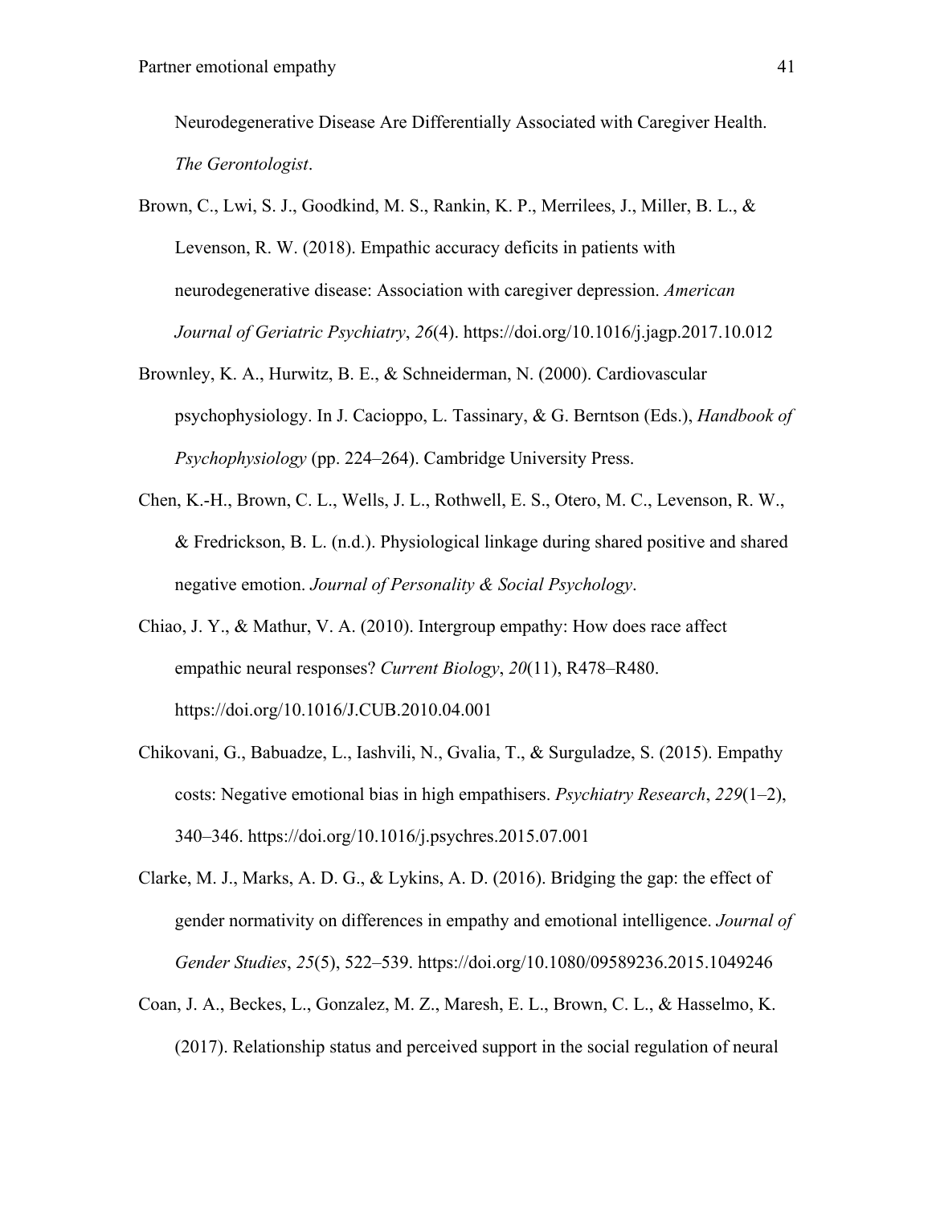Neurodegenerative Disease Are Differentially Associated with Caregiver Health. *The Gerontologist*.

Brown, C., Lwi, S. J., Goodkind, M. S., Rankin, K. P., Merrilees, J., Miller, B. L., & Levenson, R. W. (2018). Empathic accuracy deficits in patients with neurodegenerative disease: Association with caregiver depression. *American Journal of Geriatric Psychiatry*, *26*(4). https://doi.org/10.1016/j.jagp.2017.10.012

Brownley, K. A., Hurwitz, B. E., & Schneiderman, N. (2000). Cardiovascular psychophysiology. In J. Cacioppo, L. Tassinary, & G. Berntson (Eds.), *Handbook of Psychophysiology* (pp. 224–264). Cambridge University Press.

Chen, K.-H., Brown, C. L., Wells, J. L., Rothwell, E. S., Otero, M. C., Levenson, R. W., & Fredrickson, B. L. (n.d.). Physiological linkage during shared positive and shared negative emotion. *Journal of Personality & Social Psychology*.

Chiao, J. Y., & Mathur, V. A. (2010). Intergroup empathy: How does race affect empathic neural responses? *Current Biology*, *20*(11), R478–R480. https://doi.org/10.1016/J.CUB.2010.04.001

Chikovani, G., Babuadze, L., Iashvili, N., Gvalia, T., & Surguladze, S. (2015). Empathy costs: Negative emotional bias in high empathisers. *Psychiatry Research*, *229*(1–2), 340–346. https://doi.org/10.1016/j.psychres.2015.07.001

Clarke, M. J., Marks, A. D. G., & Lykins, A. D. (2016). Bridging the gap: the effect of gender normativity on differences in empathy and emotional intelligence. *Journal of Gender Studies*, *25*(5), 522–539. https://doi.org/10.1080/09589236.2015.1049246

Coan, J. A., Beckes, L., Gonzalez, M. Z., Maresh, E. L., Brown, C. L., & Hasselmo, K. (2017). Relationship status and perceived support in the social regulation of neural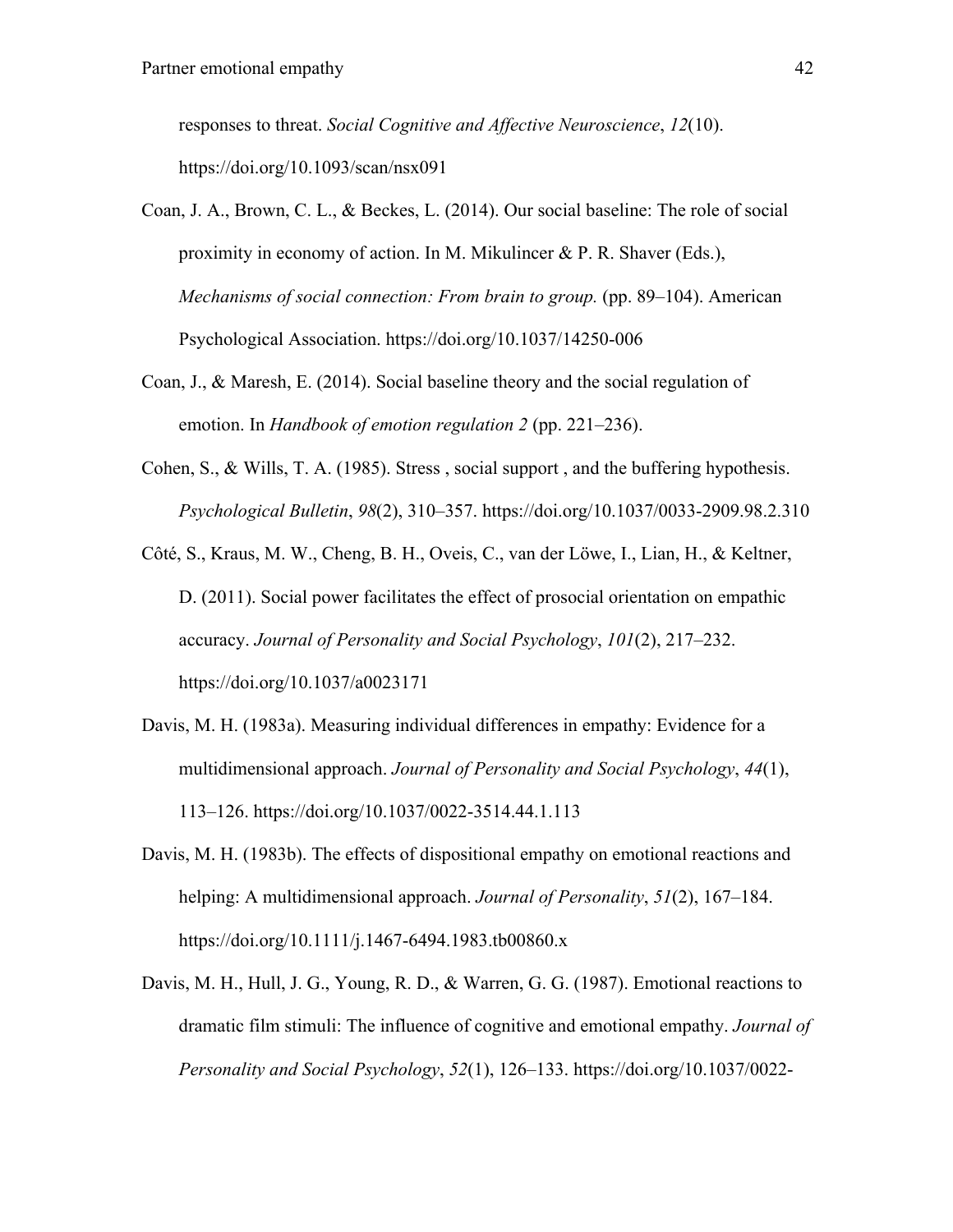responses to threat. *Social Cognitive and Affective Neuroscience*, *12*(10). https://doi.org/10.1093/scan/nsx091

Coan, J. A., Brown, C. L., & Beckes, L. (2014). Our social baseline: The role of social proximity in economy of action. In M. Mikulincer & P. R. Shaver (Eds.), *Mechanisms of social connection: From brain to group.* (pp. 89–104). American Psychological Association. https://doi.org/10.1037/14250-006

Coan, J., & Maresh, E. (2014). Social baseline theory and the social regulation of emotion. In *Handbook of emotion regulation 2* (pp. 221–236).

Cohen, S., & Wills, T. A. (1985). Stress , social support , and the buffering hypothesis. *Psychological Bulletin*, *98*(2), 310–357. https://doi.org/10.1037/0033-2909.98.2.310

Côté, S., Kraus, M. W., Cheng, B. H., Oveis, C., van der Löwe, I., Lian, H., & Keltner, D. (2011). Social power facilitates the effect of prosocial orientation on empathic accuracy. *Journal of Personality and Social Psychology*, *101*(2), 217–232. https://doi.org/10.1037/a0023171

Davis, M. H. (1983a). Measuring individual differences in empathy: Evidence for a multidimensional approach. *Journal of Personality and Social Psychology*, *44*(1), 113–126. https://doi.org/10.1037/0022-3514.44.1.113

Davis, M. H. (1983b). The effects of dispositional empathy on emotional reactions and helping: A multidimensional approach. *Journal of Personality*, *51*(2), 167–184. https://doi.org/10.1111/j.1467-6494.1983.tb00860.x

Davis, M. H., Hull, J. G., Young, R. D., & Warren, G. G. (1987). Emotional reactions to dramatic film stimuli: The influence of cognitive and emotional empathy. *Journal of Personality and Social Psychology*, *52*(1), 126–133. https://doi.org/10.1037/0022-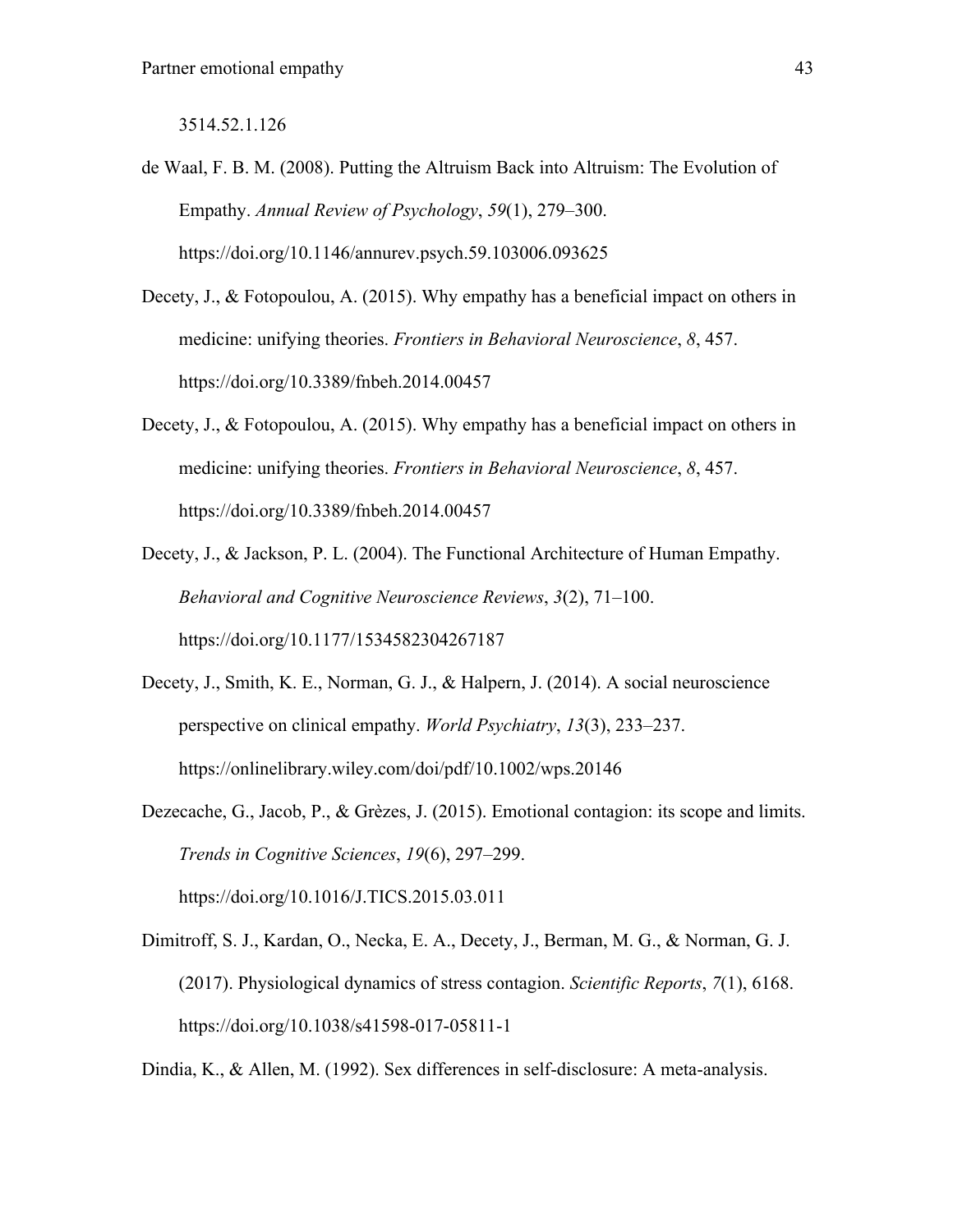3514.52.1.126

de Waal, F. B. M. (2008). Putting the Altruism Back into Altruism: The Evolution of Empathy. *Annual Review of Psychology*, *59*(1), 279–300. https://doi.org/10.1146/annurev.psych.59.103006.093625

Decety, J., & Fotopoulou, A. (2015). Why empathy has a beneficial impact on others in medicine: unifying theories. *Frontiers in Behavioral Neuroscience*, *8*, 457. https://doi.org/10.3389/fnbeh.2014.00457

Decety, J., & Fotopoulou, A. (2015). Why empathy has a beneficial impact on others in medicine: unifying theories. *Frontiers in Behavioral Neuroscience*, *8*, 457. https://doi.org/10.3389/fnbeh.2014.00457

Decety, J., & Jackson, P. L. (2004). The Functional Architecture of Human Empathy. *Behavioral and Cognitive Neuroscience Reviews*, *3*(2), 71–100. https://doi.org/10.1177/1534582304267187

Decety, J., Smith, K. E., Norman, G. J., & Halpern, J. (2014). A social neuroscience perspective on clinical empathy. *World Psychiatry*, *13*(3), 233–237. https://onlinelibrary.wiley.com/doi/pdf/10.1002/wps.20146

Dezecache, G., Jacob, P., & Grèzes, J. (2015). Emotional contagion: its scope and limits. *Trends in Cognitive Sciences*, *19*(6), 297–299. https://doi.org/10.1016/J.TICS.2015.03.011

Dimitroff, S. J., Kardan, O., Necka, E. A., Decety, J., Berman, M. G., & Norman, G. J. (2017). Physiological dynamics of stress contagion. *Scientific Reports*, *7*(1), 6168. https://doi.org/10.1038/s41598-017-05811-1

Dindia, K., & Allen, M. (1992). Sex differences in self-disclosure: A meta-analysis.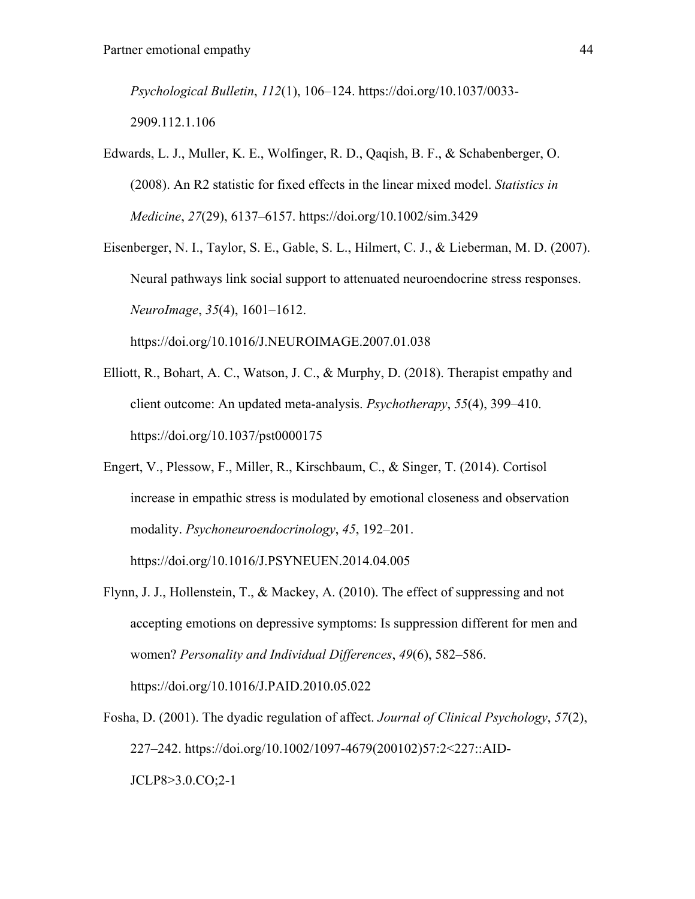*Psychological Bulletin*, *112*(1), 106–124. https://doi.org/10.1037/0033-2909.112.1.106

Edwards, L. J., Muller, K. E., Wolfinger, R. D., Qaqish, B. F., & Schabenberger, O. (2008). An R2 statistic for fixed effects in the linear mixed model. *Statistics in Medicine*, *27*(29), 6137–6157. https://doi.org/10.1002/sim.3429

Eisenberger, N. I., Taylor, S. E., Gable, S. L., Hilmert, C. J., & Lieberman, M. D. (2007). Neural pathways link social support to attenuated neuroendocrine stress responses. *NeuroImage*, *35*(4), 1601–1612. https://doi.org/10.1016/J.NEUROIMAGE.2007.01.038

Elliott, R., Bohart, A. C., Watson, J. C., & Murphy, D. (2018). Therapist empathy and client outcome: An updated meta-analysis. *Psychotherapy*, *55*(4), 399–410. https://doi.org/10.1037/pst0000175

Engert, V., Plessow, F., Miller, R., Kirschbaum, C., & Singer, T. (2014). Cortisol increase in empathic stress is modulated by emotional closeness and observation modality. *Psychoneuroendocrinology*, *45*, 192–201. https://doi.org/10.1016/J.PSYNEUEN.2014.04.005

Flynn, J. J., Hollenstein, T., & Mackey, A. (2010). The effect of suppressing and not accepting emotions on depressive symptoms: Is suppression different for men and women? *Personality and Individual Differences*, *49*(6), 582–586. https://doi.org/10.1016/J.PAID.2010.05.022

Fosha, D. (2001). The dyadic regulation of affect. *Journal of Clinical Psychology*, *57*(2), 227–242. https://doi.org/10.1002/1097-4679(200102)57:2<227::AID-JCLP8>3.0.CO;2-1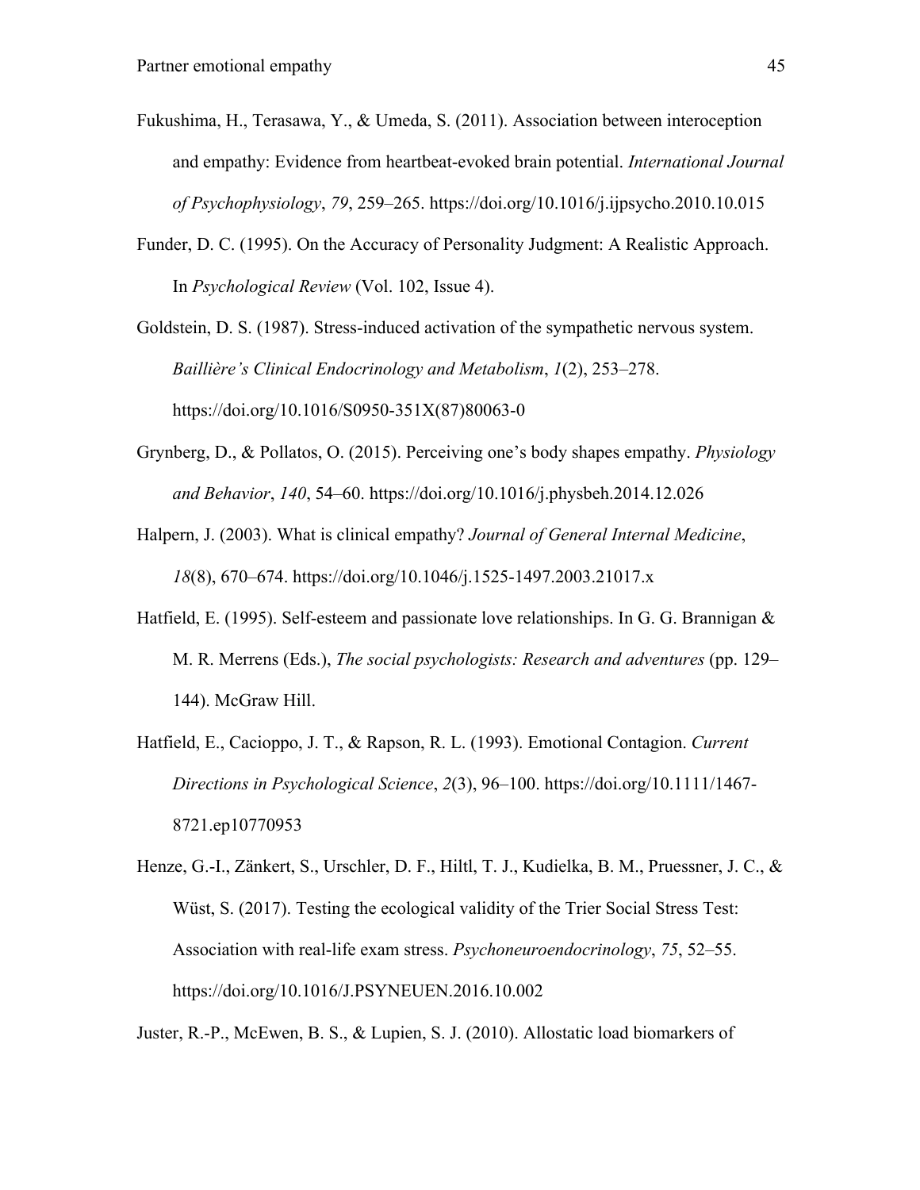Fukushima, H., Terasawa, Y., & Umeda, S. (2011). Association between interoception and empathy: Evidence from heartbeat-evoked brain potential. *International Journal of Psychophysiology*, *79*, 259–265. https://doi.org/10.1016/j.ijpsycho.2010.10.015

Funder, D. C. (1995). On the Accuracy of Personality Judgment: A Realistic Approach. In *Psychological Review* (Vol. 102, Issue 4).

Goldstein, D. S. (1987). Stress-induced activation of the sympathetic nervous system. *Baillière's Clinical Endocrinology and Metabolism*, *1*(2), 253–278. https://doi.org/10.1016/S0950-351X(87)80063-0

Grynberg, D., & Pollatos, O. (2015). Perceiving one's body shapes empathy. *Physiology and Behavior*, *140*, 54–60. https://doi.org/10.1016/j.physbeh.2014.12.026

Halpern, J. (2003). What is clinical empathy? *Journal of General Internal Medicine*, *18*(8), 670–674. https://doi.org/10.1046/j.1525-1497.2003.21017.x

Hatfield, E. (1995). Self-esteem and passionate love relationships. In G. G. Brannigan & M. R. Merrens (Eds.), *The social psychologists: Research and adventures* (pp. 129–144). McGraw Hill.

Hatfield, E., Cacioppo, J. T., & Rapson, R. L. (1993). Emotional Contagion. *Current Directions in Psychological Science*, *2*(3), 96–100. https://doi.org/10.1111/1467-8721.ep10770953

Henze, G.-I., Zänkert, S., Urschler, D. F., Hiltl, T. J., Kudielka, B. M., Pruessner, J. C., & Wüst, S. (2017). Testing the ecological validity of the Trier Social Stress Test: Association with real-life exam stress. *Psychoneuroendocrinology*, *75*, 52–55. https://doi.org/10.1016/J.PSYNEUEN.2016.10.002

Juster, R.-P., McEwen, B. S., & Lupien, S. J. (2010). Allostatic load biomarkers of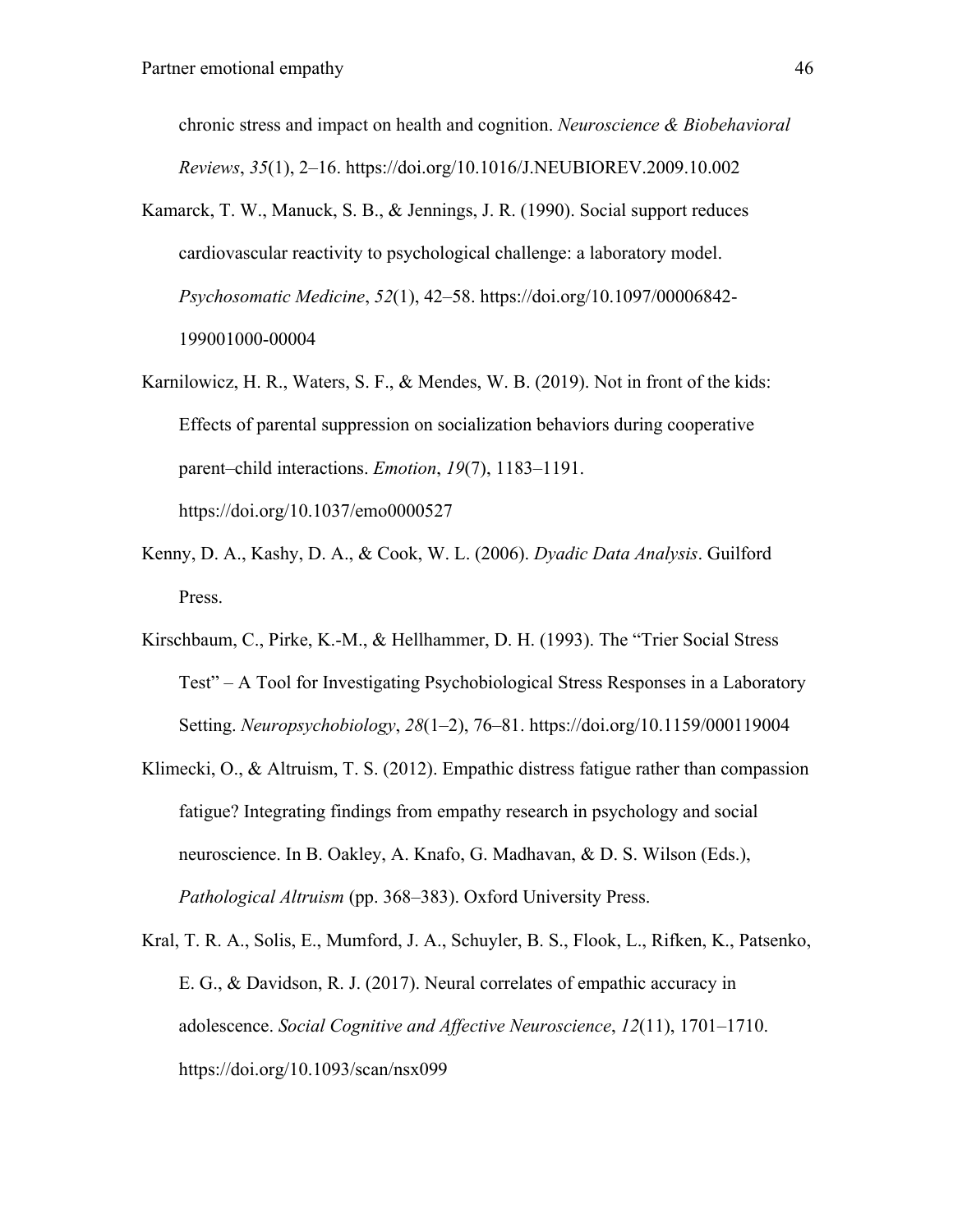chronic stress and impact on health and cognition. *Neuroscience & Biobehavioral Reviews*, *35*(1), 2–16. https://doi.org/10.1016/J.NEUBIOREV.2009.10.002

Kamarck, T. W., Manuck, S. B., & Jennings, J. R. (1990). Social support reduces cardiovascular reactivity to psychological challenge: a laboratory model. *Psychosomatic Medicine*, *52*(1), 42–58. https://doi.org/10.1097/00006842-199001000-00004

Karnilowicz, H. R., Waters, S. F., & Mendes, W. B. (2019). Not in front of the kids: Effects of parental suppression on socialization behaviors during cooperative parent–child interactions. *Emotion*, *19*(7), 1183–1191. https://doi.org/10.1037/emo0000527

Kenny, D. A., Kashy, D. A., & Cook, W. L. (2006). *Dyadic Data Analysis*. Guilford Press.

Kirschbaum, C., Pirke, K.-M., & Hellhammer, D. H. (1993). The "Trier Social Stress Test" – A Tool for Investigating Psychobiological Stress Responses in a Laboratory Setting. *Neuropsychobiology*, *28*(1–2), 76–81. https://doi.org/10.1159/000119004

Klimecki, O., & Altruism, T. S. (2012). Empathic distress fatigue rather than compassion fatigue? Integrating findings from empathy research in psychology and social neuroscience. In B. Oakley, A. Knafo, G. Madhavan, & D. S. Wilson (Eds.), *Pathological Altruism* (pp. 368–383). Oxford University Press.

Kral, T. R. A., Solis, E., Mumford, J. A., Schuyler, B. S., Flook, L., Rifken, K., Patsenko, E. G., & Davidson, R. J. (2017). Neural correlates of empathic accuracy in adolescence. *Social Cognitive and Affective Neuroscience*, *12*(11), 1701–1710. https://doi.org/10.1093/scan/nsx099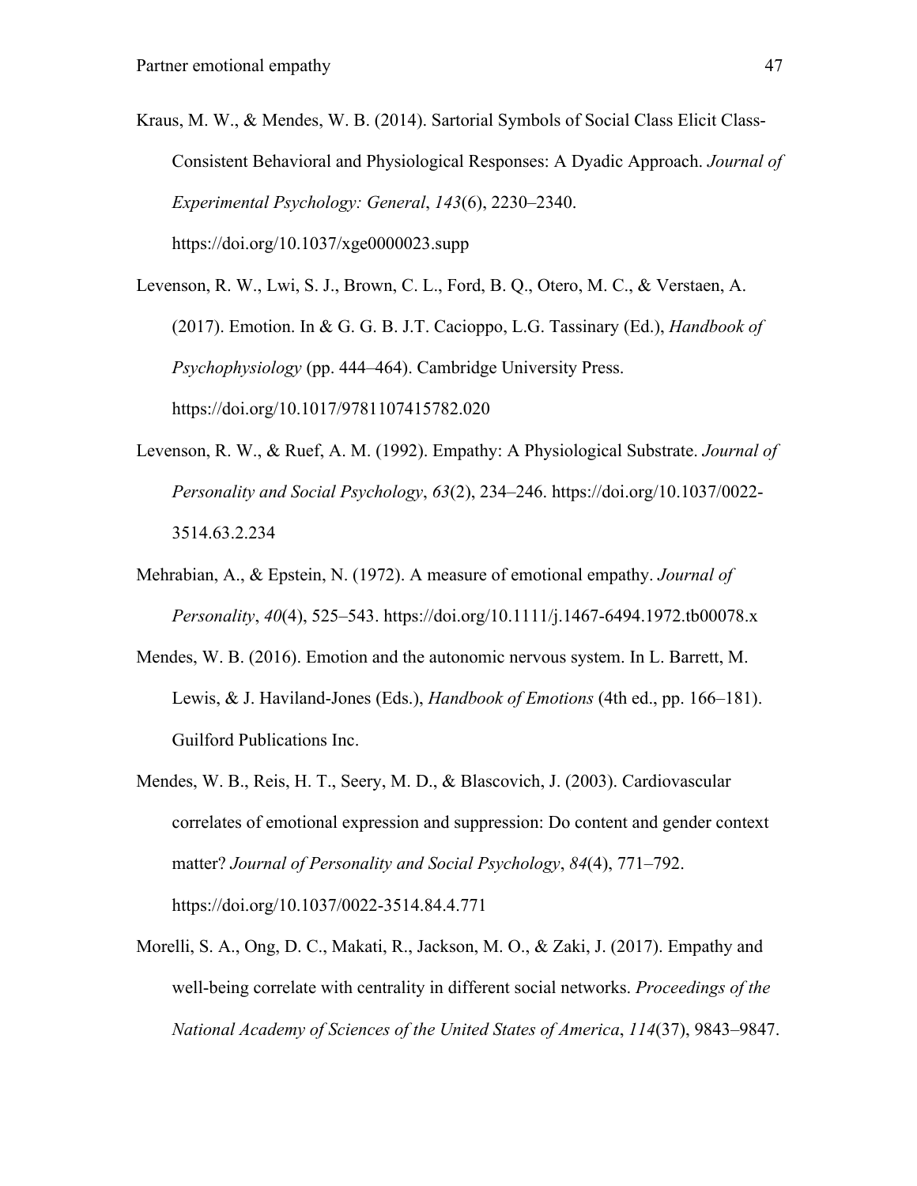Kraus, M. W., & Mendes, W. B. (2014). Sartorial Symbols of Social Class Elicit Class-Consistent Behavioral and Physiological Responses: A Dyadic Approach. *Journal of Experimental Psychology: General*, *143*(6), 2230–2340. https://doi.org/10.1037/xge0000023.supp

Levenson, R. W., Lwi, S. J., Brown, C. L., Ford, B. Q., Otero, M. C., & Verstaen, A. (2017). Emotion. In & G. G. B. J.T. Cacioppo, L.G. Tassinary (Ed.), *Handbook of Psychophysiology* (pp. 444–464). Cambridge University Press. https://doi.org/10.1017/9781107415782.020

Levenson, R. W., & Ruef, A. M. (1992). Empathy: A Physiological Substrate. *Journal of Personality and Social Psychology*, *63*(2), 234–246. https://doi.org/10.1037/0022-3514.63.2.234

Mehrabian, A., & Epstein, N. (1972). A measure of emotional empathy. *Journal of Personality*, *40*(4), 525–543. https://doi.org/10.1111/j.1467-6494.1972.tb00078.x

Mendes, W. B. (2016). Emotion and the autonomic nervous system. In L. Barrett, M. Lewis, & J. Haviland-Jones (Eds.), *Handbook of Emotions* (4th ed., pp. 166–181). Guilford Publications Inc.

Mendes, W. B., Reis, H. T., Seery, M. D., & Blascovich, J. (2003). Cardiovascular correlates of emotional expression and suppression: Do content and gender context matter? *Journal of Personality and Social Psychology*, *84*(4), 771–792. https://doi.org/10.1037/0022-3514.84.4.771

Morelli, S. A., Ong, D. C., Makati, R., Jackson, M. O., & Zaki, J. (2017). Empathy and well-being correlate with centrality in different social networks. *Proceedings of the National Academy of Sciences of the United States of America*, *114*(37), 9843–9847.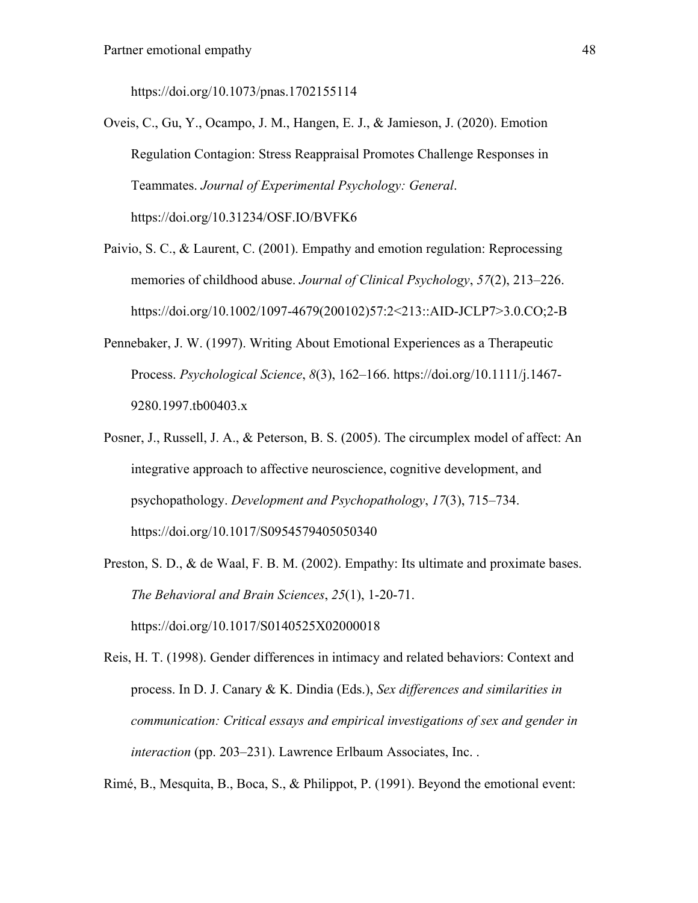https://doi.org/10.1073/pnas.1702155114

Oveis, C., Gu, Y., Ocampo, J. M., Hangen, E. J., & Jamieson, J. (2020). Emotion Regulation Contagion: Stress Reappraisal Promotes Challenge Responses in Teammates. *Journal of Experimental Psychology: General*. https://doi.org/10.31234/OSF.IO/BVFK6

Paivio, S. C., & Laurent, C. (2001). Empathy and emotion regulation: Reprocessing memories of childhood abuse. *Journal of Clinical Psychology*, *57*(2), 213–226. https://doi.org/10.1002/1097-4679(200102)57:2<213::AID-JCLP7>3.0.CO;2-B

Pennebaker, J. W. (1997). Writing About Emotional Experiences as a Therapeutic Process. *Psychological Science*, *8*(3), 162–166. https://doi.org/10.1111/j.1467-9280.1997.tb00403.x

Posner, J., Russell, J. A., & Peterson, B. S. (2005). The circumplex model of affect: An integrative approach to affective neuroscience, cognitive development, and psychopathology. *Development and Psychopathology*, *17*(3), 715–734. https://doi.org/10.1017/S0954579405050340

Preston, S. D., & de Waal, F. B. M. (2002). Empathy: Its ultimate and proximate bases. *The Behavioral and Brain Sciences*, *25*(1), 1-20-71. https://doi.org/10.1017/S0140525X02000018

Reis, H. T. (1998). Gender differences in intimacy and related behaviors: Context and process. In D. J. Canary & K. Dindia (Eds.), *Sex differences and similarities in communication: Critical essays and empirical investigations of sex and gender in interaction* (pp. 203–231). Lawrence Erlbaum Associates, Inc. .

Rimé, B., Mesquita, B., Boca, S., & Philippot, P. (1991). Beyond the emotional event: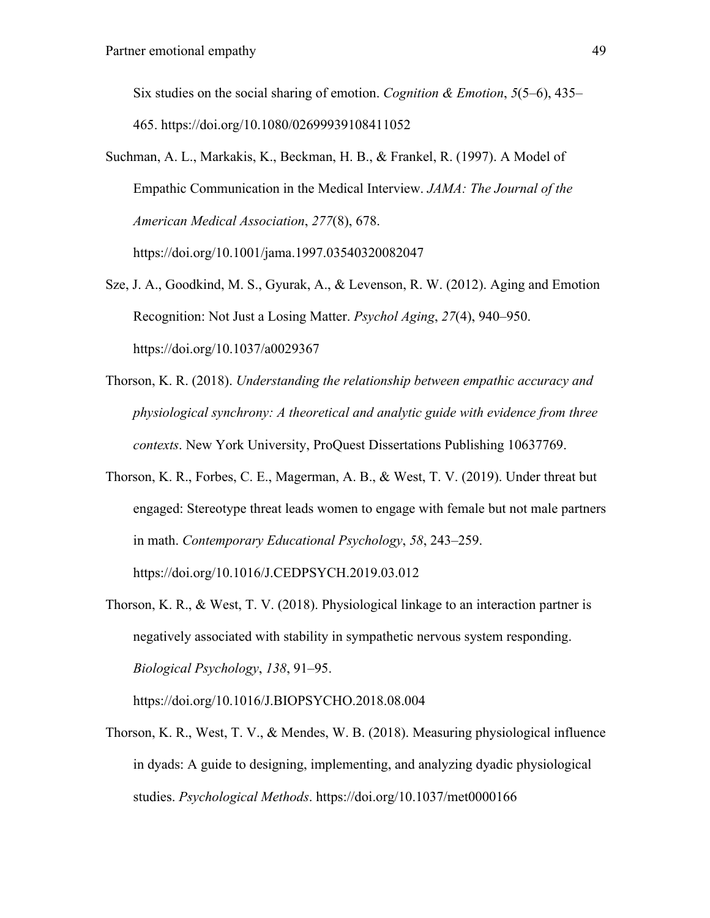Six studies on the social sharing of emotion. *Cognition & Emotion*, *5*(5–6), 435–465. https://doi.org/10.1080/02699939108411052

Suchman, A. L., Markakis, K., Beckman, H. B., & Frankel, R. (1997). A Model of Empathic Communication in the Medical Interview. *JAMA: The Journal of the American Medical Association*, *277*(8), 678. https://doi.org/10.1001/jama.1997.03540320082047

Sze, J. A., Goodkind, M. S., Gyurak, A., & Levenson, R. W. (2012). Aging and Emotion Recognition: Not Just a Losing Matter. *Psychol Aging*, *27*(4), 940–950. https://doi.org/10.1037/a0029367

Thorson, K. R. (2018). *Understanding the relationship between empathic accuracy and physiological synchrony: A theoretical and analytic guide with evidence from three contexts*. New York University, ProQuest Dissertations Publishing 10637769.

Thorson, K. R., Forbes, C. E., Magerman, A. B., & West, T. V. (2019). Under threat but engaged: Stereotype threat leads women to engage with female but not male partners in math. *Contemporary Educational Psychology*, *58*, 243–259. https://doi.org/10.1016/J.CEDPSYCH.2019.03.012

Thorson, K. R., & West, T. V. (2018). Physiological linkage to an interaction partner is negatively associated with stability in sympathetic nervous system responding. *Biological Psychology*, *138*, 91–95. https://doi.org/10.1016/J.BIOPSYCHO.2018.08.004

Thorson, K. R., West, T. V., & Mendes, W. B. (2018). Measuring physiological influence in dyads: A guide to designing, implementing, and analyzing dyadic physiological studies. *Psychological Methods*. https://doi.org/10.1037/met0000166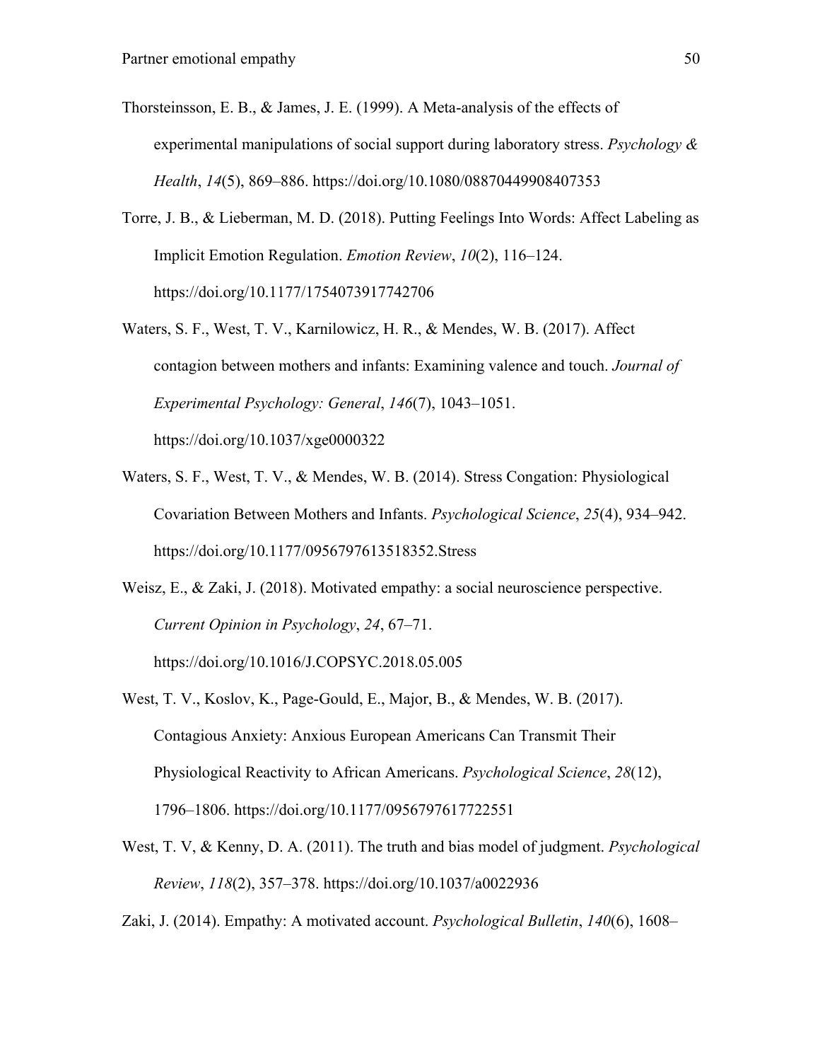Thorsteinsson, E. B., & James, J. E. (1999). A Meta-analysis of the effects of experimental manipulations of social support during laboratory stress. *Psychology & Health*, *14*(5), 869–886. https://doi.org/10.1080/08870449908407353

Torre, J. B., & Lieberman, M. D. (2018). Putting Feelings Into Words: Affect Labeling as Implicit Emotion Regulation. *Emotion Review*, *10*(2), 116–124. https://doi.org/10.1177/1754073917742706

Waters, S. F., West, T. V., Karnilowicz, H. R., & Mendes, W. B. (2017). Affect contagion between mothers and infants: Examining valence and touch. *Journal of Experimental Psychology: General*, *146*(7), 1043–1051. https://doi.org/10.1037/xge0000322

Waters, S. F., West, T. V., & Mendes, W. B. (2014). Stress Congation: Physiological Covariation Between Mothers and Infants. *Psychological Science*, *25*(4), 934–942. https://doi.org/10.1177/0956797613518352.Stress

Weisz, E., & Zaki, J. (2018). Motivated empathy: a social neuroscience perspective. *Current Opinion in Psychology*, *24*, 67–71. https://doi.org/10.1016/J.COPSYC.2018.05.005

West, T. V., Koslov, K., Page-Gould, E., Major, B., & Mendes, W. B. (2017). Contagious Anxiety: Anxious European Americans Can Transmit Their Physiological Reactivity to African Americans. *Psychological Science*, *28*(12), 1796–1806. https://doi.org/10.1177/0956797617722551

West, T. V, & Kenny, D. A. (2011). The truth and bias model of judgment. *Psychological Review*, *118*(2), 357–378. https://doi.org/10.1037/a0022936

Zaki, J. (2014). Empathy: A motivated account. *Psychological Bulletin*, *140*(6), 1608–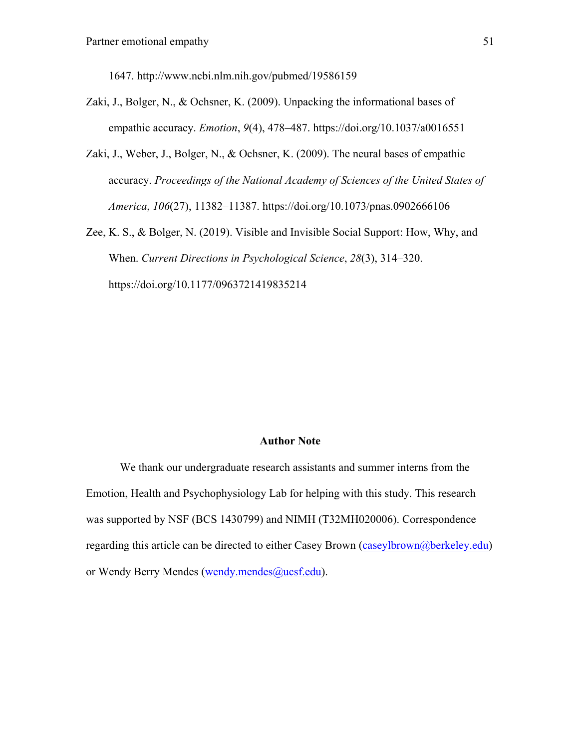1647. http://www.ncbi.nlm.nih.gov/pubmed/19586159

Zaki, J., Bolger, N., & Ochsner, K. (2009). Unpacking the informational bases of empathic accuracy. *Emotion*, *9*(4), 478–487. https://doi.org/10.1037/a0016551

Zaki, J., Weber, J., Bolger, N., & Ochsner, K. (2009). The neural bases of empathic accuracy. *Proceedings of the National Academy of Sciences of the United States of America*, *106*(27), 11382–11387. https://doi.org/10.1073/pnas.0902666106

Zee, K. S., & Bolger, N. (2019). Visible and Invisible Social Support: How, Why, and When. *Current Directions in Psychological Science*, *28*(3), 314–320. https://doi.org/10.1177/0963721419835214

## Author Note

We thank our undergraduate research assistants and summer interns from the Emotion, Health and Psychophysiology Lab for helping with this study. This research was supported by NSF (BCS 1430799) and NIMH (T32MH020006). Correspondence regarding this article can be directed to either Casey Brown (caseylbrown@berkeley.edu) or Wendy Berry Mendes (wendy.mendes@ucsf.edu).